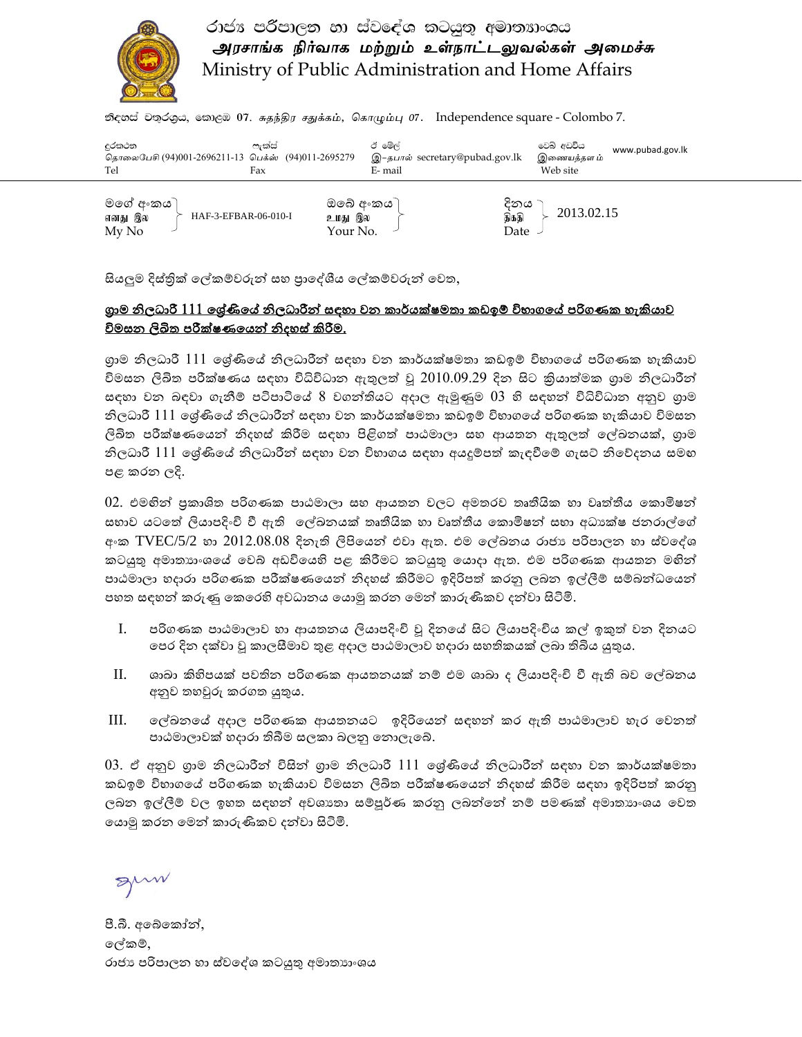# රාජ්‍ය පරිපාලන හා ස්වදේශ කටයුතු අමාත්‍යාංශය

## அரசாங்க நிர்வாக மற்றும் உள்நாட்டலுவல்கள் அமைச்சு

## Ministry of Public Administration and Home Affairs

නිදහස් චතුරශ්‍රය, කොළඹ 07. சுதந்திர சதுக்கம், கொழும்பு 07. Independence square - Colombo 7.

| දුරකථන / தொலைபேசி / Tel | ෆැක්ස් / பெக்ஸ் / Fax | ඊ මේල් / இ-தபால் / E- mail | වෙබ් අඩවිය / இணையத்தளம் / Web site |
|---|---|---|---|
| (94)001-2696211-13 | (94)011-2695279 | secretary@pubad.gov.lk | www.pubad.gov.lk |

| මගේ අංකය / எனது இல / My No | ඔබේ අංකය / உமது இல / Your No. | දිනය / திகதி / Date |
|---|---|---|
| HAF-3-EFBAR-06-010-I | | 2013.02.15 |

සියලුම දිස්ත්‍රික් ලේකම්වරුන් සහ ප්‍රාදේශීය ලේකම්වරුන් වෙත,

**ග්‍රාම නිලධාරී 111 ශ්‍රේණියේ නිලධාරීන් සඳහා වන කාර්යක්ෂමතා කඩඉම් විභාගයේ පරිගණක හැකියාව විමසන ලිඛිත පරීක්ෂණයෙන් නිදහස් කිරීම.**

ග්‍රාම නිලධාරී 111 ශ්‍රේණියේ නිලධාරීන් සඳහා වන කාර්යක්ෂමතා කඩඉම් විභාගයේ පරිගණක හැකියාව විමසන ලිඛිත පරීක්ෂණය සඳහා විධිවිධාන ඇතුලත් වූ 2010.09.29 දින සිට ක්‍රියාත්මක ග්‍රාම නිලධාරීන් සඳහා වන බඳවා ගැනීම් පටිපාටියේ 8 වගන්තියට අදාල ඇමුණුම 03 හි සඳහන් විධිවිධාන අනුව ග්‍රාම නිලධාරී 111 ශ්‍රේණියේ නිලධාරීන් සඳහා වන කාර්යක්ෂමතා කඩඉම් විභාගයේ පරිගණක හැකියාව විමසන ලිඛිත පරීක්ෂණයෙන් නිදහස් කිරීම සඳහා පිළිගත් පාඨමාලා සහ ආයතන ඇතුලත් ලේඛනයක්, ග්‍රාම නිලධාරී 111 ශ්‍රේණියේ නිලධාරීන් සඳහා වන විභාගය සඳහා අයදුම්පත් කැඳවීමේ ගැසට් නිවේදනය සමඟ පළ කරන ලදි.

02. එමඟින් ප්‍රකාශිත පරිගණක පාඨමාලා සහ ආයතන වලට අමතරව තෘතියික හා වෘත්තීය කොමිෂන් සභාව යටතේ ලියාපදිංචි වී ඇති ලේඛනයක් තෘතියික හා වෘත්තීය කොමිෂන් සභා අධ්‍යක්ෂ ජනරාල්ගේ අංක TVEC/5/2 හා 2012.08.08 දිනැති ලිපියෙන් එවා ඇත. එම ලේඛනය රාජ්‍ය පරිපාලන හා ස්වදේශ කටයුතු අමාත්‍යාංශයේ වෙබ් අඩවියෙහි පළ කිරීමට කටයුතු යොදා ඇත. එම පරිගණක ආයතන මඟින් පාඨමාලා හදාරා පරිගණක පරීක්ෂණයෙන් නිදහස් කිරීමට ඉදිරිපත් කරනු ලබන ඉල්ලීම් සම්බන්ධයෙන් පහත සඳහන් කරුණු කෙරෙහි අවධානය යොමු කරන මෙන් කාරුණිකව දන්වා සිටිමි.

I. පරිගණක පාඨමාලාව හා ආයතනය ලියාපදිංචි වූ දිනයේ සිට ලියාපදිංචිය කල් ඉකුත් වන දිනයට පෙර දින දක්වා වූ කාලසීමාව තුළ අදාල පාඨමාලාව හදාරා සහතිකයක් ලබා තිබිය යුතුය.

II. ශාඛා කිහිපයක් පවතින පරිගණක ආයතනයක් නම් එම ශාඛා ද ලියාපදිංචි වී ඇති බව ලේඛනය අනුව තහවුරු කරගත යුතුය.

III. ලේඛනයේ අදාල පරිගණක ආයතනයට ඉදිරියෙන් සඳහන් කර ඇති පාඨමාලාව හැර වෙනත් පාඨමාලාවක් හදාරා තිබීම සලකා බලනු නොලැබේ.

03. ඒ අනුව ග්‍රාම නිලධාරීන් විසින් ග්‍රාම නිලධාරී 111 ශ්‍රේණියේ නිලධාරීන් සඳහා වන කාර්යක්ෂමතා කඩඉම් විභාගයේ පරිගණක හැකියාව විමසන ලිඛිත පරීක්ෂණයෙන් නිදහස් කිරීම සඳහා ඉදිරිපත් කරනු ලබන ඉල්ලීම් වල ඉහත සඳහන් අවශ්‍යතා සම්පූර්ණ කරනු ලබන්නේ නම් පමණක් අමාත්‍යාංශය වෙත යොමු කරන මෙන් කාරුණිකව දන්වා සිටිමි.

පී.බී. අබේකෝන්,
ලේකම්,
රාජ්‍ය පරිපාලන හා ස්වදේශ කටයුතු අමාත්‍යාංශය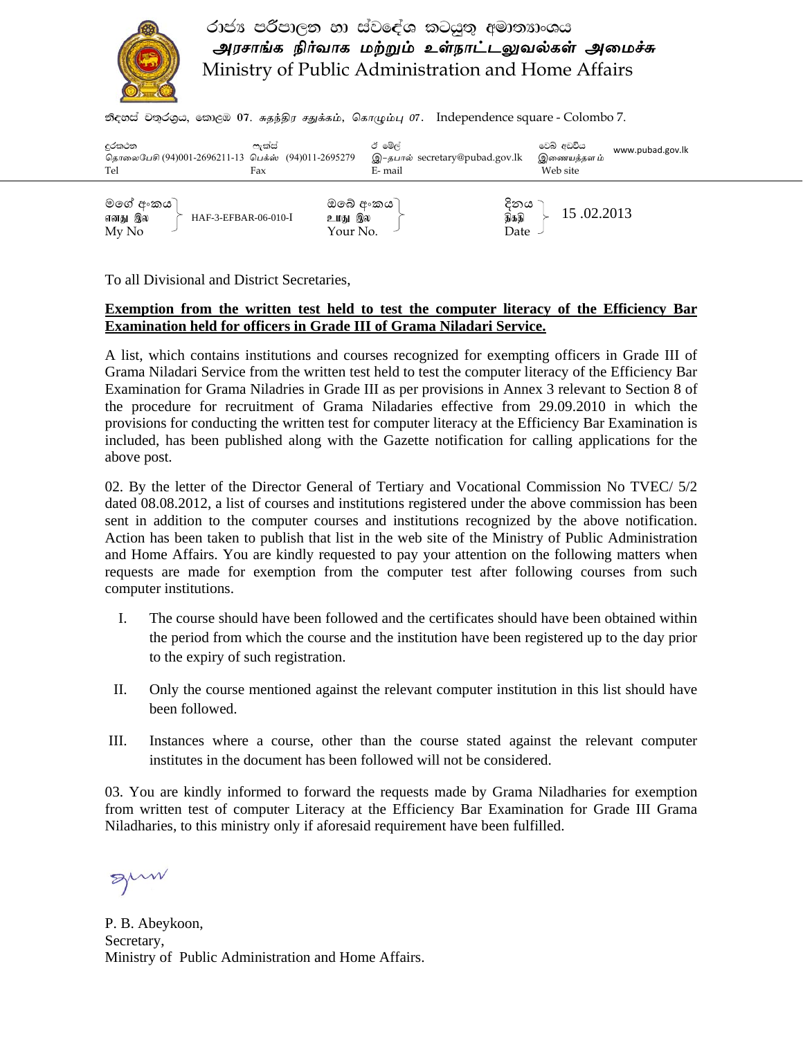රාජ්‍ය පරිපාලන හා ස්වදේශ කටයුතු අමාත්‍යාංශය
அரசாங்க நிர்வாக மற்றும் உள்நாட்டலுவல்கள் அமைச்சு
Ministry of Public Administration and Home Affairs

නිදහස් චතුරශ්‍රය, කොළඹ 07. சுதந்திர சதுக்கம், கொழும்பு 07. Independence square - Colombo 7.

| දුරකථන / தொலைபேசி / Tel | ෆැක්ස් / பெக்ஸ் / Fax | ඊ මේල් / இ-தபால் / E-mail | වෙබ් අඩවිය / இணையத்தளம் / Web site |
|---|---|---|---|
| (94)001-2696211-13 | (94)011-2695279 | secretary@pubad.gov.lk | www.pubad.gov.lk |

| මගේ අංකය / எனது இல / My No | ඔබේ අංකය / உமது இல / Your No. | දිනය / திகதி / Date |
|---|---|---|
| HAF-3-EFBAR-06-010-I | | 15 .02.2013 |

To all Divisional and District Secretaries,

**Exemption from the written test held to test the computer literacy of the Efficiency Bar Examination held for officers in Grade III of Grama Niladari Service.**

A list, which contains institutions and courses recognized for exempting officers in Grade III of Grama Niladari Service from the written test held to test the computer literacy of the Efficiency Bar Examination for Grama Niladries in Grade III as per provisions in Annex 3 relevant to Section 8 of the procedure for recruitment of Grama Niladaries effective from 29.09.2010 in which the provisions for conducting the written test for computer literacy at the Efficiency Bar Examination is included, has been published along with the Gazette notification for calling applications for the above post.

02. By the letter of the Director General of Tertiary and Vocational Commission No TVEC/ 5/2 dated 08.08.2012, a list of courses and institutions registered under the above commission has been sent in addition to the computer courses and institutions recognized by the above notification. Action has been taken to publish that list in the web site of the Ministry of Public Administration and Home Affairs. You are kindly requested to pay your attention on the following matters when requests are made for exemption from the computer test after following courses from such computer institutions.

I. The course should have been followed and the certificates should have been obtained within the period from which the course and the institution have been registered up to the day prior to the expiry of such registration.

II. Only the course mentioned against the relevant computer institution in this list should have been followed.

III. Instances where a course, other than the course stated against the relevant computer institutes in the document has been followed will not be considered.

03. You are kindly informed to forward the requests made by Grama Niladharies for exemption from written test of computer Literacy at the Efficiency Bar Examination for Grade III Grama Niladharies, to this ministry only if aforesaid requirement have been fulfilled.

P. B. Abeykoon,
Secretary,
Ministry of Public Administration and Home Affairs.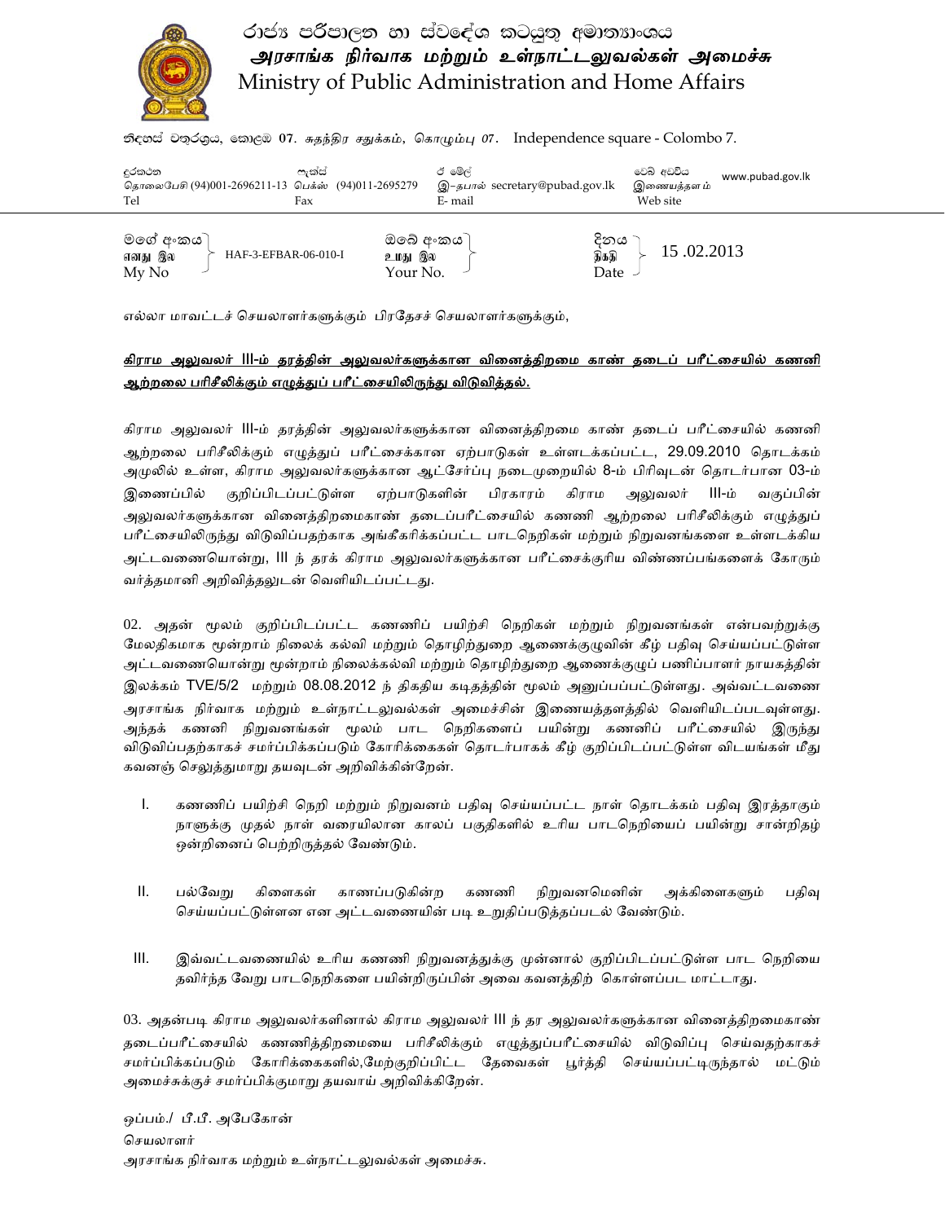රාජ්‍ය පරිපාලන හා ස්වදේශ කටයුතු අමාත්‍යාංශය

**அரசாங்க நிர்வாக மற்றும் உள்நாட்டலுவல்கள் அமைச்சு**

Ministry of Public Administration and Home Affairs

නිදහස් චතුරශ්‍රය, කොළඹ 07. சுதந்திர சதுக்கம், கொழும்பு 07. Independence square - Colombo 7.

| දුරකථන தொலைபேசி Tel | ෆැක්ස් பெக்ஸ் Fax | ඊ මේල් இ–தபால் E- mail | වෙබ් අඩවිය இணையத்தளம் Web site |
|---|---|---|---|
| (94)001-2696211-13 | (94)011-2695279 | secretary@pubad.gov.lk | www.pubad.gov.lk |

| මගේ අංකය எனது இல My No | ඔබේ අංකය உமது இல Your No. | දිනය திகதி Date |
|---|---|---|
| HAF-3-EFBAR-06-010-I | | 15 .02.2013 |

எல்லா மாவட்டச் செயலாளர்களுக்கும் பிரதேசச் செயலாளர்களுக்கும்,

**<u>கிராம அலுவலர் III-ம் தரத்தின் அலுவலர்களுக்கான வினைத்திறமை காண் தடைப் பரீட்சையில் கணனி ஆற்றலை பரிசீலிக்கும் எழுத்துப் பரீட்சையிலிருந்து விடுவித்தல்.</u>**

கிராம அலுவலர் III-ம் தரத்தின் அலுவலர்களுக்கான வினைத்திறமை காண் தடைப் பரீட்சையில் கணனி ஆற்றலை பரிசீலிக்கும் எழுத்துப் பரீட்சைக்கான ஏற்பாடுகள் உள்ளடக்கப்பட்ட, 29.09.2010 தொடக்கம் அமுலில் உள்ள, கிராம அலுவலர்களுக்கான ஆட்சேர்ப்பு நடைமுறையில் 8-ம் பிரிவுடன் தொடர்பான 03-ம் இணைப்பில் குறிப்பிடப்பட்டுள்ள ஏற்பாடுகளின் பிரகாரம் கிராம அலுவலர் III-ம் வகுப்பின் அலுவலர்களுக்கான வினைத்திறமைகாண் தடைப்பரீட்சையில் கணனி ஆற்றலை பரிசீலிக்கும் எழுத்துப் பரீட்சையிலிருந்து விடுவிப்பதற்காக அங்கீகரிக்கப்பட்ட பாடநெறிகள் மற்றும் நிறுவனங்களை உள்ளடக்கிய அட்டவணையொன்று, III ந் தரக் கிராம அலுவலர்களுக்கான பரீட்சைக்குரிய விண்ணப்பங்களைக் கோரும் வர்த்தமானி அறிவித்தலுடன் வெளியிடப்பட்டது.

02. அதன் மூலம் குறிப்பிடப்பட்ட கணணிப் பயிற்சி நெறிகள் மற்றும் நிறுவனங்கள் என்பவற்றுக்கு மேலதிகமாக மூன்றாம் நிலைக் கல்வி மற்றும் தொழிற்துறை ஆணைக்குழுவின் கீழ் பதிவு செய்யப்பட்டுள்ள அட்டவணையொன்று மூன்றாம் நிலைக்கல்வி மற்றும் தொழிற்துறை ஆணைக்குழுப் பணிப்பாளர் நாயகத்தின் இலக்கம் TVE/5/2 மற்றும் 08.08.2012 ந் திகதிய கடிதத்தின் மூலம் அனுப்பப்பட்டுள்ளது. அவ்வட்டவணை அரசாங்க நிர்வாக மற்றும் உள்நாட்டலுவல்கள் அமைச்சின் இணையத்தளத்தில் வெளியிடப்படவுள்ளது. அந்தக் கணனி நிறுவனங்கள் மூலம் பாட நெறிகளைப் பயின்று கணனிப் பரீட்சையில் இருந்து விடுவிப்பதற்காகச் சமர்ப்பிக்கப்படும் கோரிக்கைகள் தொடர்பாகக் கீழ் குறிப்பிடப்பட்டுள்ள விடயங்கள் மீது கவனஞ் செலுத்துமாறு தயவுடன் அறிவிக்கின்றேன்.

I. கணணிப் பயிற்சி நெறி மற்றும் நிறுவனம் பதிவு செய்யப்பட்ட நாள் தொடக்கம் பதிவு இரத்தாகும் நாளுக்கு முதல் நாள் வரையிலான காலப் பகுதிகளில் உரிய பாடநெறியைப் பயின்று சான்றிதழ் ஒன்றினைப் பெற்றிருத்தல் வேண்டும்.

II. பல்வேறு கிளைகள் காணப்படுகின்ற கணனி நிறுவனமெனின் அக்கிளைகளும் பதிவு செய்யப்பட்டுள்ளன என அட்டவணையின் படி உறுதிப்படுத்தப்படல் வேண்டும்.

III. இவ்வட்டவணையில் உரிய கணனி நிறுவனத்துக்கு முன்னால் குறிப்பிடப்பட்டுள்ள பாட நெறியை தவிர்ந்த வேறு பாடநெறிகளை பயின்றிருப்பின் அவை கவனத்திற் கொள்ளப்பட மாட்டாது.

03. அதன்படி கிராம அலுவலர்களினால் கிராம அலுவலர் III ந் தர அலுவலர்களுக்கான வினைத்திறமைகாண் தடைப்பரீட்சையில் கணணித்திறமையை பரிசீலிக்கும் எழுத்துப்பரீட்சையில் விடுவிப்பு செய்வதற்காகச் சமர்ப்பிக்கப்படும் கோரிக்கைகளில்,மேற்குறிப்பிட்ட தேவைகள் பூர்த்தி செய்யப்பட்டிருந்தால் மட்டும் அமைச்சுக்குச் சமர்ப்பிக்குமாறு தயவாய் அறிவிக்கிறேன்.

ஒப்பம்./ பீ.பீ. அபேகோன்

செயலாளர்

அரசாங்க நிர்வாக மற்றும் உள்நாட்டலுவல்கள் அமைச்சு.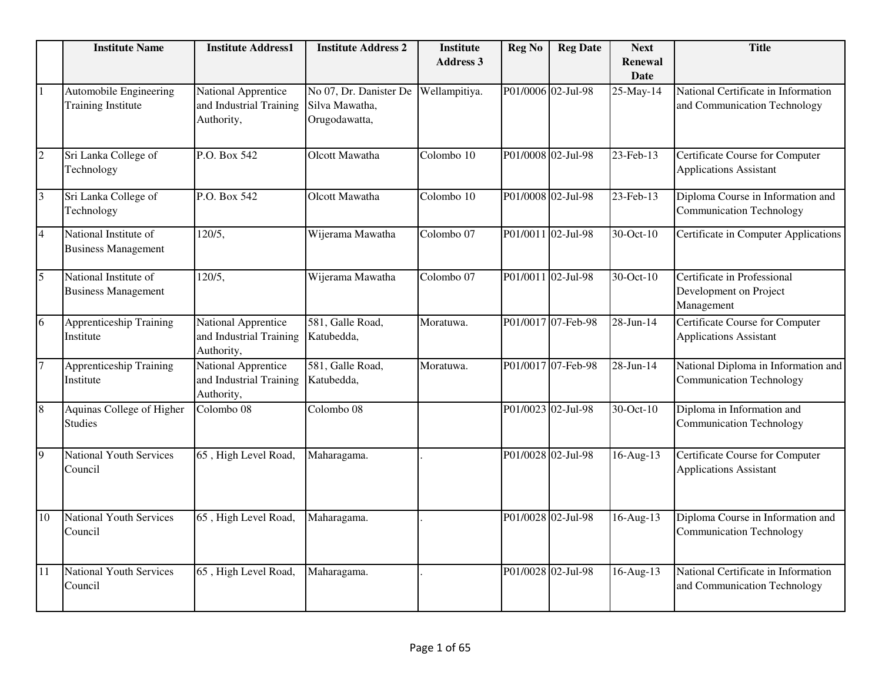| | Institute Name | Institute Address1 | Institute Address 2 | Institute Address 3 | Reg No | Reg Date | Next Renewal Date | Title |
|---|---|---|---|---|---|---|---|---|
| 1 | Automobile Engineering Training Institute | National Apprentice and Industrial Training Authority, | No 07, Dr. Danister De Silva Mawatha, Orugodawatta, | Wellampitiya. | P01/0006 | 02-Jul-98 | 25-May-14 | National Certificate in Information and Communication Technology |
| 2 | Sri Lanka College of Technology | P.O. Box 542 | Olcott Mawatha | Colombo 10 | P01/0008 | 02-Jul-98 | 23-Feb-13 | Certificate Course for Computer Applications Assistant |
| 3 | Sri Lanka College of Technology | P.O. Box 542 | Olcott Mawatha | Colombo 10 | P01/0008 | 02-Jul-98 | 23-Feb-13 | Diploma Course in Information and Communication Technology |
| 4 | National Institute of Business Management | 120/5, | Wijerama Mawatha | Colombo 07 | P01/0011 | 02-Jul-98 | 30-Oct-10 | Certificate in Computer Applications |
| 5 | National Institute of Business Management | 120/5, | Wijerama Mawatha | Colombo 07 | P01/0011 | 02-Jul-98 | 30-Oct-10 | Certificate in Professional Development on Project Management |
| 6 | Apprenticeship Training Institute | National Apprentice and Industrial Training Authority, | 581, Galle Road, Katubedda, | Moratuwa. | P01/0017 | 07-Feb-98 | 28-Jun-14 | Certificate Course for Computer Applications Assistant |
| 7 | Apprenticeship Training Institute | National Apprentice and Industrial Training Authority, | 581, Galle Road, Katubedda, | Moratuwa. | P01/0017 | 07-Feb-98 | 28-Jun-14 | National Diploma in Information and Communication Technology |
| 8 | Aquinas College of Higher Studies | Colombo 08 | Colombo 08 | | P01/0023 | 02-Jul-98 | 30-Oct-10 | Diploma in Information and Communication Technology |
| 9 | National Youth Services Council | 65 , High Level Road, | Maharagama. | . | P01/0028 | 02-Jul-98 | 16-Aug-13 | Certificate Course for Computer Applications Assistant |
| 10 | National Youth Services Council | 65 , High Level Road, | Maharagama. | . | P01/0028 | 02-Jul-98 | 16-Aug-13 | Diploma Course in Information and Communication Technology |
| 11 | National Youth Services Council | 65 , High Level Road, | Maharagama. | . | P01/0028 | 02-Jul-98 | 16-Aug-13 | National Certificate in Information and Communication Technology |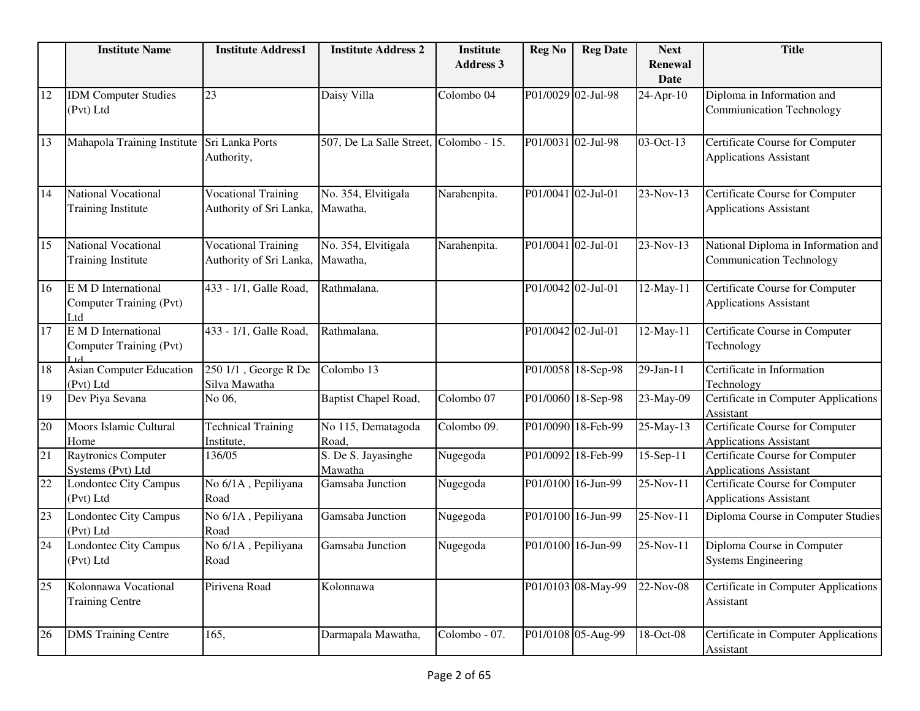| | Institute Name | Institute Address1 | Institute Address 2 | Institute Address 3 | Reg No | Reg Date | Next Renewal Date | Title |
|---|---|---|---|---|---|---|---|---|
| 12 | IDM Computer Studies (Pvt) Ltd | 23 | Daisy Villa | Colombo 04 | P01/0029 | 02-Jul-98 | 24-Apr-10 | Diploma in Information and Commiunication Technology |
| 13 | Mahapola Training Institute | Sri Lanka Ports Authority, | 507, De La Salle Street, | Colombo - 15. | P01/0031 | 02-Jul-98 | 03-Oct-13 | Certificate Course for Computer Applications Assistant |
| 14 | National Vocational Training Institute | Vocational Training Authority of Sri Lanka, | No. 354, Elvitigala Mawatha, | Narahenpita. | P01/0041 | 02-Jul-01 | 23-Nov-13 | Certificate Course for Computer Applications Assistant |
| 15 | National Vocational Training Institute | Vocational Training Authority of Sri Lanka, | No. 354, Elvitigala Mawatha, | Narahenpita. | P01/0041 | 02-Jul-01 | 23-Nov-13 | National Diploma in Information and Communication Technology |
| 16 | E M D International Computer Training (Pvt) Ltd | 433 - 1/1, Galle Road, | Rathmalana. | | P01/0042 | 02-Jul-01 | 12-May-11 | Certificate Course for Computer Applications Assistant |
| 17 | E M D International Computer Training (Pvt) Ltd | 433 - 1/1, Galle Road, | Rathmalana. | | P01/0042 | 02-Jul-01 | 12-May-11 | Certificate Course in Computer Technology |
| 18 | Asian Computer Education (Pvt) Ltd | 250 1/1 , George R De Silva Mawatha | Colombo 13 | | P01/0058 | 18-Sep-98 | 29-Jan-11 | Certificate in Information Technology |
| 19 | Dev Piya Sevana | No 06, | Baptist Chapel Road, | Colombo 07 | P01/0060 | 18-Sep-98 | 23-May-09 | Certificate in Computer Applications Assistant |
| 20 | Moors Islamic Cultural Home | Technical Training Institute, | No 115, Dematagoda Road, | Colombo 09. | P01/0090 | 18-Feb-99 | 25-May-13 | Certificate Course for Computer Applications Assistant |
| 21 | Raytronics Computer Systems (Pvt) Ltd | 136/05 | S. De S. Jayasinghe Mawatha | Nugegoda | P01/0092 | 18-Feb-99 | 15-Sep-11 | Certificate Course for Computer Applications Assistant |
| 22 | Londontec City Campus (Pvt) Ltd | No 6/1A , Pepiliyana Road | Gamsaba Junction | Nugegoda | P01/0100 | 16-Jun-99 | 25-Nov-11 | Certificate Course for Computer Applications Assistant |
| 23 | Londontec City Campus (Pvt) Ltd | No 6/1A , Pepiliyana Road | Gamsaba Junction | Nugegoda | P01/0100 | 16-Jun-99 | 25-Nov-11 | Diploma Course in Computer Studies |
| 24 | Londontec City Campus (Pvt) Ltd | No 6/1A , Pepiliyana Road | Gamsaba Junction | Nugegoda | P01/0100 | 16-Jun-99 | 25-Nov-11 | Diploma Course in Computer Systems Engineering |
| 25 | Kolonnawa Vocational Training Centre | Pirivena Road | Kolonnawa | | P01/0103 | 08-May-99 | 22-Nov-08 | Certificate in Computer Applications Assistant |
| 26 | DMS Training Centre | 165, | Darmapala Mawatha, | Colombo - 07. | P01/0108 | 05-Aug-99 | 18-Oct-08 | Certificate in Computer Applications Assistant |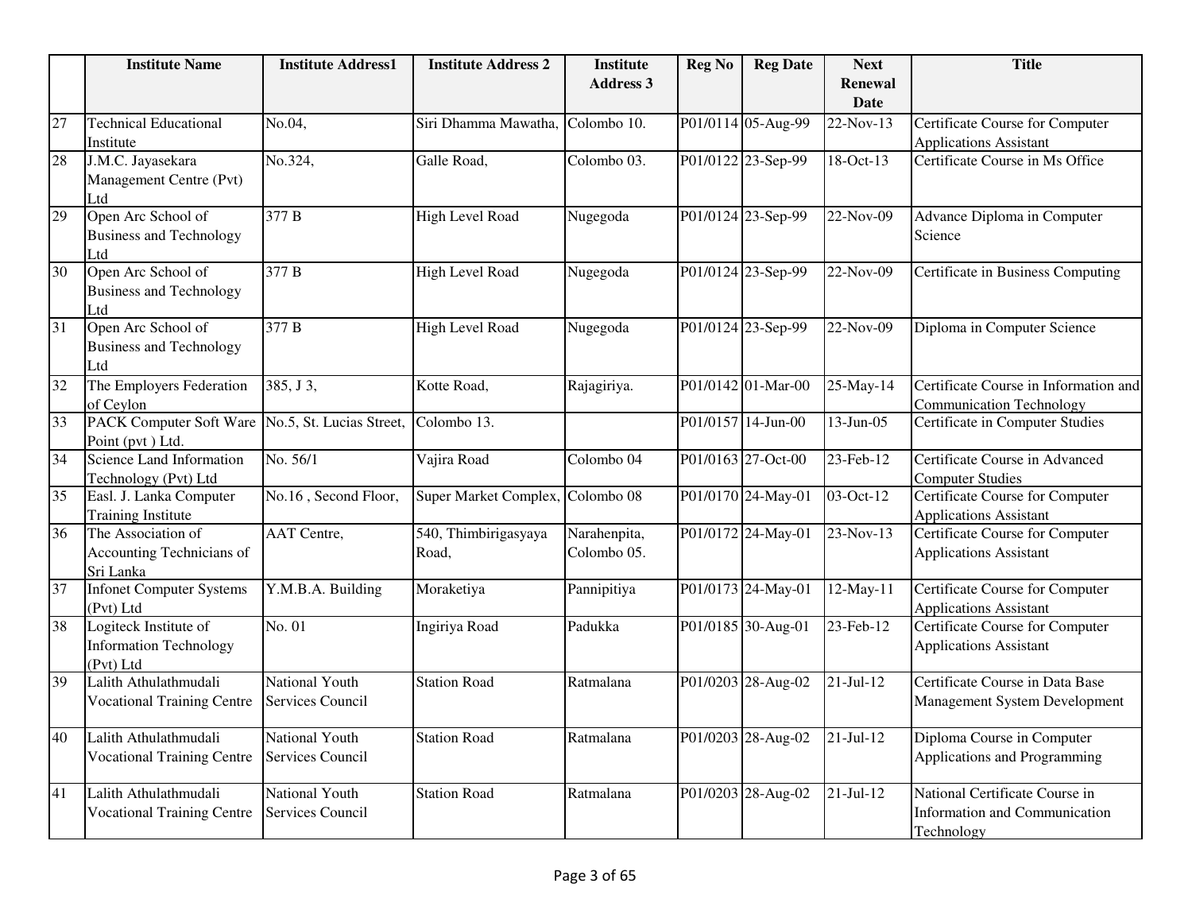|  | Institute Name | Institute Address1 | Institute Address 2 | Institute Address 3 | Reg No | Reg Date | Next Renewal Date | Title |
|---|---|---|---|---|---|---|---|---|
| 27 | Technical Educational Institute | No.04, | Siri Dhamma Mawatha, | Colombo 10. | P01/0114 | 05-Aug-99 | 22-Nov-13 | Certificate Course for Computer Applications Assistant |
| 28 | J.M.C. Jayasekara Management Centre (Pvt) Ltd | No.324, | Galle Road, | Colombo 03. | P01/0122 | 23-Sep-99 | 18-Oct-13 | Certificate Course in Ms Office |
| 29 | Open Arc School of Business and Technology Ltd | 377 B | High Level Road | Nugegoda | P01/0124 | 23-Sep-99 | 22-Nov-09 | Advance Diploma in Computer Science |
| 30 | Open Arc School of Business and Technology Ltd | 377 B | High Level Road | Nugegoda | P01/0124 | 23-Sep-99 | 22-Nov-09 | Certificate in Business Computing |
| 31 | Open Arc School of Business and Technology Ltd | 377 B | High Level Road | Nugegoda | P01/0124 | 23-Sep-99 | 22-Nov-09 | Diploma in Computer Science |
| 32 | The Employers Federation of Ceylon | 385, J 3, | Kotte Road, | Rajagiriya. | P01/0142 | 01-Mar-00 | 25-May-14 | Certificate Course in Information and Communication Technology |
| 33 | PACK Computer Soft Ware Point (pvt ) Ltd. | No.5, St. Lucias Street, | Colombo 13. |  | P01/0157 | 14-Jun-00 | 13-Jun-05 | Certificate in Computer Studies |
| 34 | Science Land Information Technology (Pvt) Ltd | No. 56/1 | Vajira Road | Colombo 04 | P01/0163 | 27-Oct-00 | 23-Feb-12 | Certificate Course in Advanced Computer Studies |
| 35 | Easl. J. Lanka Computer Training Institute | No.16 , Second Floor, | Super Market Complex, | Colombo 08 | P01/0170 | 24-May-01 | 03-Oct-12 | Certificate Course for Computer Applications Assistant |
| 36 | The Association of Accounting Technicians of Sri Lanka | AAT Centre, | 540, Thimbirigasyaya Road, | Narahenpita, Colombo 05. | P01/0172 | 24-May-01 | 23-Nov-13 | Certificate Course for Computer Applications Assistant |
| 37 | Infonet Computer Systems (Pvt) Ltd | Y.M.B.A. Building | Moraketiya | Pannipitiya | P01/0173 | 24-May-01 | 12-May-11 | Certificate Course for Computer Applications Assistant |
| 38 | Logiteck Institute of Information Technology (Pvt) Ltd | No. 01 | Ingiriya Road | Padukka | P01/0185 | 30-Aug-01 | 23-Feb-12 | Certificate Course for Computer Applications Assistant |
| 39 | Lalith Athulathmudali Vocational Training Centre | National Youth Services Council | Station Road | Ratmalana | P01/0203 | 28-Aug-02 | 21-Jul-12 | Certificate Course in Data Base Management System Development |
| 40 | Lalith Athulathmudali Vocational Training Centre | National Youth Services Council | Station Road | Ratmalana | P01/0203 | 28-Aug-02 | 21-Jul-12 | Diploma Course in Computer Applications and Programming |
| 41 | Lalith Athulathmudali Vocational Training Centre | National Youth Services Council | Station Road | Ratmalana | P01/0203 | 28-Aug-02 | 21-Jul-12 | National Certificate Course in Information and Communication Technology |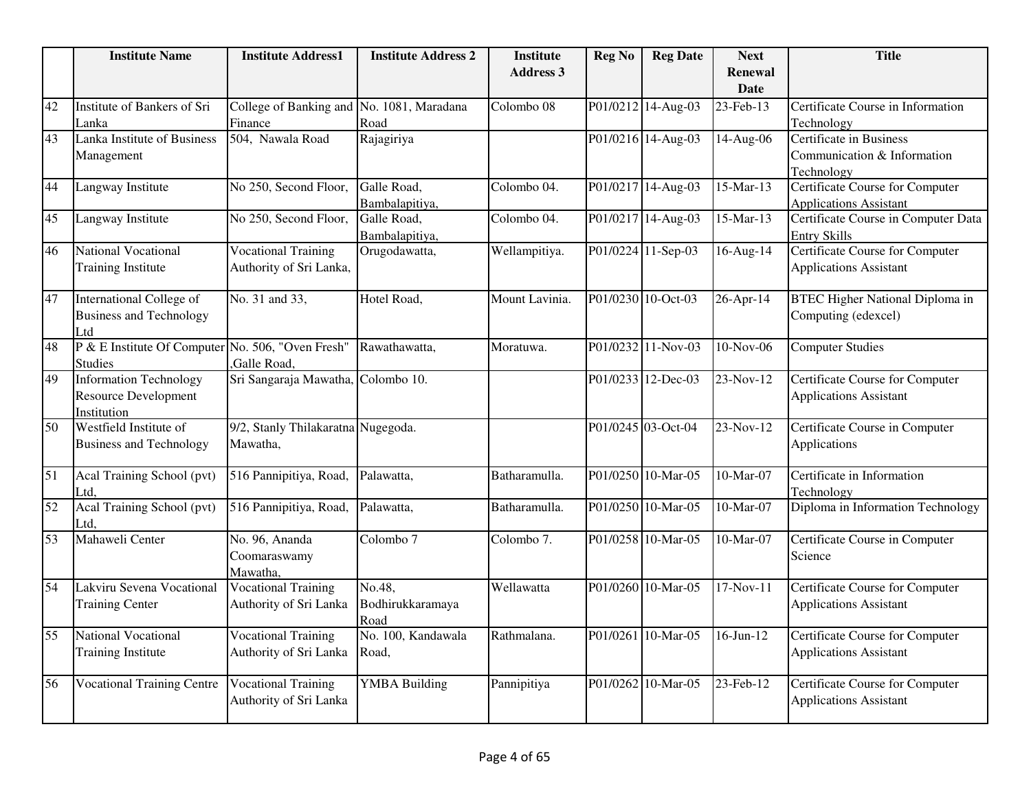|  | Institute Name | Institute Address1 | Institute Address 2 | Institute Address 3 | Reg No | Reg Date | Next Renewal Date | Title |
|---|---|---|---|---|---|---|---|---|
| 42 | Institute of Bankers of Sri Lanka | College of Banking and Finance | No. 1081, Maradana Road | Colombo 08 | P01/0212 | 14-Aug-03 | 23-Feb-13 | Certificate Course in Information Technology |
| 43 | Lanka Institute of Business Management | 504, Nawala Road | Rajagiriya |  | P01/0216 | 14-Aug-03 | 14-Aug-06 | Certificate in Business Communication & Information Technology |
| 44 | Langway Institute | No 250, Second Floor, | Galle Road, Bambalapitiya, | Colombo 04. | P01/0217 | 14-Aug-03 | 15-Mar-13 | Certificate Course for Computer Applications Assistant |
| 45 | Langway Institute | No 250, Second Floor, | Galle Road, Bambalapitiya, | Colombo 04. | P01/0217 | 14-Aug-03 | 15-Mar-13 | Certificate Course in Computer Data Entry Skills |
| 46 | National Vocational Training Institute | Vocational Training Authority of Sri Lanka, | Orugodawatta, | Wellampitiya. | P01/0224 | 11-Sep-03 | 16-Aug-14 | Certificate Course for Computer Applications Assistant |
| 47 | International College of Business and Technology Ltd | No. 31 and 33, | Hotel Road, | Mount Lavinia. | P01/0230 | 10-Oct-03 | 26-Apr-14 | BTEC Higher National Diploma in Computing (edexcel) |
| 48 | P & E Institute Of Computer Studies | No. 506, "Oven Fresh" ,Galle Road, | Rawathawatta, | Moratuwa. | P01/0232 | 11-Nov-03 | 10-Nov-06 | Computer Studies |
| 49 | Information Technology Resource Development Institution | Sri Sangaraja Mawatha, | Colombo 10. |  | P01/0233 | 12-Dec-03 | 23-Nov-12 | Certificate Course for Computer Applications Assistant |
| 50 | Westfield Institute of Business and Technology | 9/2, Stanly Thilakaratna Mawatha, | Nugegoda. |  | P01/0245 | 03-Oct-04 | 23-Nov-12 | Certificate Course in Computer Applications |
| 51 | Acal Training School (pvt) Ltd, | 516 Pannipitiya, Road, | Palawatta, | Batharamulla. | P01/0250 | 10-Mar-05 | 10-Mar-07 | Certificate in Information Technology |
| 52 | Acal Training School (pvt) Ltd, | 516 Pannipitiya, Road, | Palawatta, | Batharamulla. | P01/0250 | 10-Mar-05 | 10-Mar-07 | Diploma in Information Technology |
| 53 | Mahaweli Center | No. 96, Ananda Coomaraswamy Mawatha, | Colombo 7 | Colombo 7. | P01/0258 | 10-Mar-05 | 10-Mar-07 | Certificate Course in Computer Science |
| 54 | Lakviru Sevena Vocational Training Center | Vocational Training Authority of Sri Lanka | No.48, Bodhirukkaramaya Road | Wellawatta | P01/0260 | 10-Mar-05 | 17-Nov-11 | Certificate Course for Computer Applications Assistant |
| 55 | National Vocational Training Institute | Vocational Training Authority of Sri Lanka | No. 100, Kandawala Road, | Rathmalana. | P01/0261 | 10-Mar-05 | 16-Jun-12 | Certificate Course for Computer Applications Assistant |
| 56 | Vocational Training Centre | Vocational Training Authority of Sri Lanka | YMBA Building | Pannipitiya | P01/0262 | 10-Mar-05 | 23-Feb-12 | Certificate Course for Computer Applications Assistant |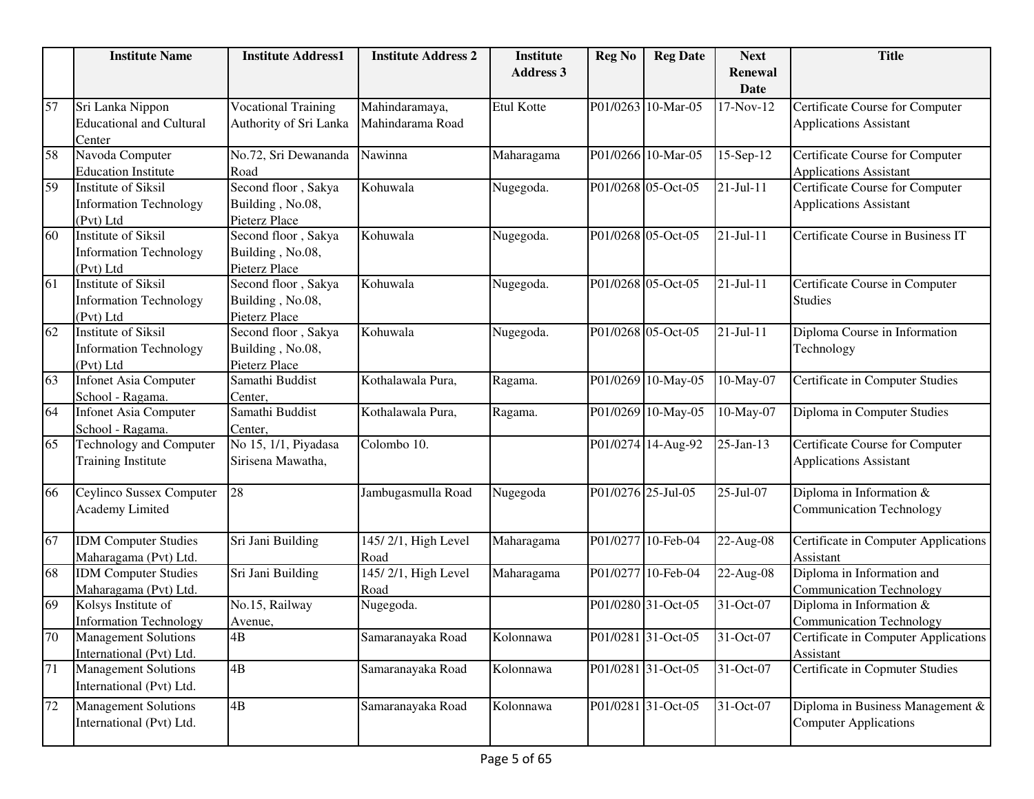|  | Institute Name | Institute Address1 | Institute Address 2 | Institute Address 3 | Reg No | Reg Date | Next Renewal Date | Title |
|---|---|---|---|---|---|---|---|---|
| 57 | Sri Lanka Nippon Educational and Cultural Center | Vocational Training Authority of Sri Lanka | Mahindaramaya, Mahindarama Road | Etul Kotte | P01/0263 | 10-Mar-05 | 17-Nov-12 | Certificate Course for Computer Applications Assistant |
| 58 | Navoda Computer Education Institute | No.72, Sri Dewananda Road | Nawinna | Maharagama | P01/0266 | 10-Mar-05 | 15-Sep-12 | Certificate Course for Computer Applications Assistant |
| 59 | Institute of Siksil Information Technology (Pvt) Ltd | Second floor , Sakya Building , No.08, Pieterz Place | Kohuwala | Nugegoda. | P01/0268 | 05-Oct-05 | 21-Jul-11 | Certificate Course for Computer Applications Assistant |
| 60 | Institute of Siksil Information Technology (Pvt) Ltd | Second floor , Sakya Building , No.08, Pieterz Place | Kohuwala | Nugegoda. | P01/0268 | 05-Oct-05 | 21-Jul-11 | Certificate Course in Business IT |
| 61 | Institute of Siksil Information Technology (Pvt) Ltd | Second floor , Sakya Building , No.08, Pieterz Place | Kohuwala | Nugegoda. | P01/0268 | 05-Oct-05 | 21-Jul-11 | Certificate Course in Computer Studies |
| 62 | Institute of Siksil Information Technology (Pvt) Ltd | Second floor , Sakya Building , No.08, Pieterz Place | Kohuwala | Nugegoda. | P01/0268 | 05-Oct-05 | 21-Jul-11 | Diploma Course in Information Technology |
| 63 | Infonet Asia Computer School - Ragama. | Samathi Buddist Center, | Kothalawala Pura, | Ragama. | P01/0269 | 10-May-05 | 10-May-07 | Certificate in Computer Studies |
| 64 | Infonet Asia Computer School - Ragama. | Samathi Buddist Center, | Kothalawala Pura, | Ragama. | P01/0269 | 10-May-05 | 10-May-07 | Diploma in Computer Studies |
| 65 | Technology and Computer Training Institute | No 15, 1/1, Piyadasa Sirisena Mawatha, | Colombo 10. |  | P01/0274 | 14-Aug-92 | 25-Jan-13 | Certificate Course for Computer Applications Assistant |
| 66 | Ceylinco Sussex Computer Academy Limited | 28 | Jambugasmulla Road | Nugegoda | P01/0276 | 25-Jul-05 | 25-Jul-07 | Diploma in Information & Communication Technology |
| 67 | IDM Computer Studies Maharagama (Pvt) Ltd. | Sri Jani Building | 145/ 2/1, High Level Road | Maharagama | P01/0277 | 10-Feb-04 | 22-Aug-08 | Certificate in Computer Applications Assistant |
| 68 | IDM Computer Studies Maharagama (Pvt) Ltd. | Sri Jani Building | 145/ 2/1, High Level Road | Maharagama | P01/0277 | 10-Feb-04 | 22-Aug-08 | Diploma in Information and Communication Technology |
| 69 | Kolsys Institute of Information Technology | No.15, Railway Avenue, | Nugegoda. |  | P01/0280 | 31-Oct-05 | 31-Oct-07 | Diploma in Information & Communication Technology |
| 70 | Management Solutions International (Pvt) Ltd. | 4B | Samaranayaka Road | Kolonnawa | P01/0281 | 31-Oct-05 | 31-Oct-07 | Certificate in Computer Applications Assistant |
| 71 | Management Solutions International (Pvt) Ltd. | 4B | Samaranayaka Road | Kolonnawa | P01/0281 | 31-Oct-05 | 31-Oct-07 | Certificate in Copmuter Studies |
| 72 | Management Solutions International (Pvt) Ltd. | 4B | Samaranayaka Road | Kolonnawa | P01/0281 | 31-Oct-05 | 31-Oct-07 | Diploma in Business Management & Computer Applications |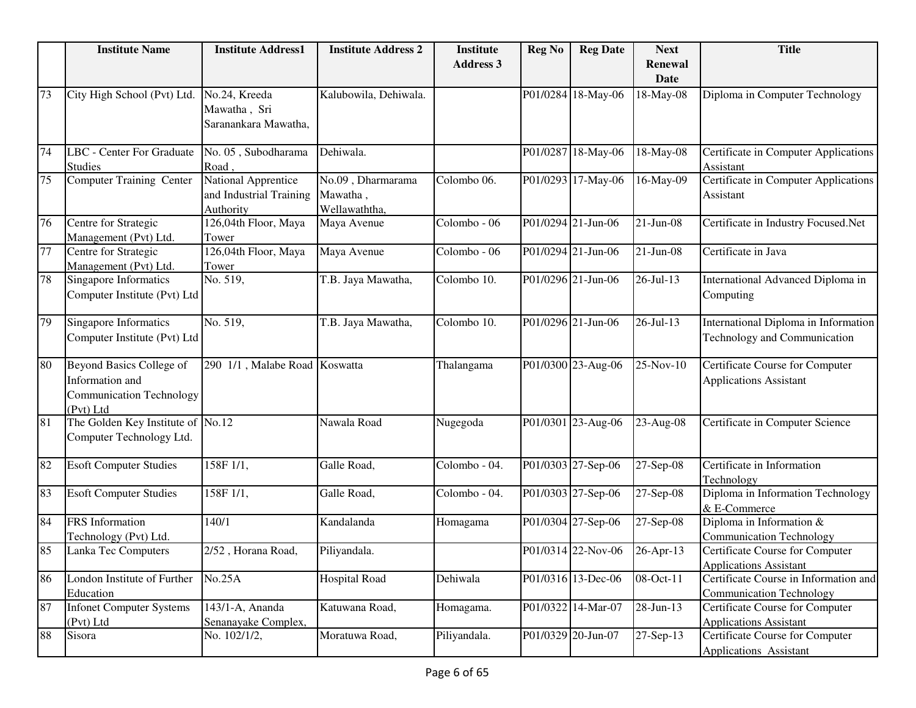|  | Institute Name | Institute Address1 | Institute Address 2 | Institute Address 3 | Reg No | Reg Date | Next Renewal Date | Title |
|---|---|---|---|---|---|---|---|---|
| 73 | City High School (Pvt) Ltd. | No.24, Kreeda Mawatha , Sri Saranankara Mawatha, | Kalubowila, Dehiwala. |  | P01/0284 | 18-May-06 | 18-May-08 | Diploma in Computer Technology |
| 74 | LBC - Center For Graduate Studies | No. 05 , Subodharama Road , | Dehiwala. |  | P01/0287 | 18-May-06 | 18-May-08 | Certificate in Computer Applications Assistant |
| 75 | Computer Training Center | National Apprentice and Industrial Training Authority | No.09 , Dharmarama Mawatha , Wellawaththa, | Colombo 06. | P01/0293 | 17-May-06 | 16-May-09 | Certificate in Computer Applications Assistant |
| 76 | Centre for Strategic Management (Pvt) Ltd. | 126,04th Floor, Maya Tower | Maya Avenue | Colombo - 06 | P01/0294 | 21-Jun-06 | 21-Jun-08 | Certificate in Industry Focused.Net |
| 77 | Centre for Strategic Management (Pvt) Ltd. | 126,04th Floor, Maya Tower | Maya Avenue | Colombo - 06 | P01/0294 | 21-Jun-06 | 21-Jun-08 | Certificate in Java |
| 78 | Singapore Informatics Computer Institute (Pvt) Ltd | No. 519, | T.B. Jaya Mawatha, | Colombo 10. | P01/0296 | 21-Jun-06 | 26-Jul-13 | International Advanced Diploma in Computing |
| 79 | Singapore Informatics Computer Institute (Pvt) Ltd | No. 519, | T.B. Jaya Mawatha, | Colombo 10. | P01/0296 | 21-Jun-06 | 26-Jul-13 | International Diploma in Information Technology and Communication |
| 80 | Beyond Basics College of Information and Communication Technology (Pvt) Ltd | 290 1/1 , Malabe Road | Koswatta | Thalangama | P01/0300 | 23-Aug-06 | 25-Nov-10 | Certificate Course for Computer Applications Assistant |
| 81 | The Golden Key Institute of Computer Technology Ltd. | No.12 | Nawala Road | Nugegoda | P01/0301 | 23-Aug-06 | 23-Aug-08 | Certificate in Computer Science |
| 82 | Esoft Computer Studies | 158F 1/1, | Galle Road, | Colombo - 04. | P01/0303 | 27-Sep-06 | 27-Sep-08 | Certificate in Information Technology |
| 83 | Esoft Computer Studies | 158F 1/1, | Galle Road, | Colombo - 04. | P01/0303 | 27-Sep-06 | 27-Sep-08 | Diploma in Information Technology & E-Commerce |
| 84 | FRS Information Technology (Pvt) Ltd. | 140/1 | Kandalanda | Homagama | P01/0304 | 27-Sep-06 | 27-Sep-08 | Diploma in Information & Communication Technology |
| 85 | Lanka Tec Computers | 2/52 , Horana Road, | Piliyandala. |  | P01/0314 | 22-Nov-06 | 26-Apr-13 | Certificate Course for Computer Applications Assistant |
| 86 | London Institute of Further Education | No.25A | Hospital Road | Dehiwala | P01/0316 | 13-Dec-06 | 08-Oct-11 | Certificate Course in Information and Communication Technology |
| 87 | Infonet Computer Systems (Pvt) Ltd | 143/1-A, Ananda Senanayake Complex, | Katuwana Road, | Homagama. | P01/0322 | 14-Mar-07 | 28-Jun-13 | Certificate Course for Computer Applications Assistant |
| 88 | Sisora | No. 102/1/2, | Moratuwa Road, | Piliyandala. | P01/0329 | 20-Jun-07 | 27-Sep-13 | Certificate Course for Computer Applications Assistant |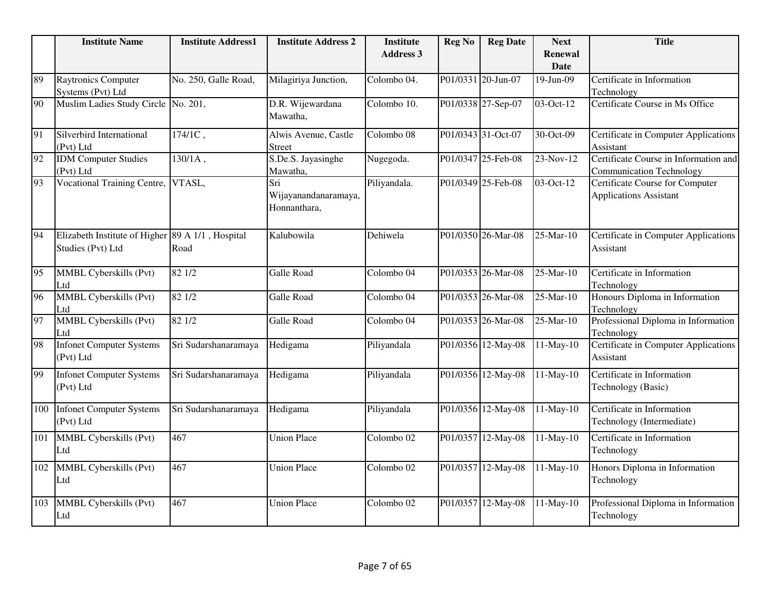| | Institute Name | Institute Address1 | Institute Address 2 | Institute Address 3 | Reg No | Reg Date | Next Renewal Date | Title |
|---|---|---|---|---|---|---|---|---|
| 89 | Raytronics Computer Systems (Pvt) Ltd | No. 250, Galle Road, | Milagiriya Junction, | Colombo 04. | P01/0331 | 20-Jun-07 | 19-Jun-09 | Certificate in Information Technology |
| 90 | Muslim Ladies Study Circle | No. 201, | D.R. Wijewardana Mawatha, | Colombo 10. | P01/0338 | 27-Sep-07 | 03-Oct-12 | Certificate Course in Ms Office |
| 91 | Silverbird International (Pvt) Ltd | 174/1C , | Alwis Avenue, Castle Street | Colombo 08 | P01/0343 | 31-Oct-07 | 30-Oct-09 | Certificate in Computer Applications Assistant |
| 92 | IDM Computer Studies (Pvt) Ltd | 130/1A , | S.De.S. Jayasinghe Mawatha, | Nugegoda. | P01/0347 | 25-Feb-08 | 23-Nov-12 | Certificate Course in Information and Communication Technology |
| 93 | Vocational Training Centre, | VTASL, | Sri Wijayanandanaramaya, Honnanthara, | Piliyandala. | P01/0349 | 25-Feb-08 | 03-Oct-12 | Certificate Course for Computer Applications Assistant |
| 94 | Elizabeth Institute of Higher Studies (Pvt) Ltd | 89 A 1/1 , Hospital Road | Kalubowila | Dehiwela | P01/0350 | 26-Mar-08 | 25-Mar-10 | Certificate in Computer Applications Assistant |
| 95 | MMBL Cyberskills (Pvt) Ltd | 82 1/2 | Galle Road | Colombo 04 | P01/0353 | 26-Mar-08 | 25-Mar-10 | Certificate in Information Technology |
| 96 | MMBL Cyberskills (Pvt) Ltd | 82 1/2 | Galle Road | Colombo 04 | P01/0353 | 26-Mar-08 | 25-Mar-10 | Honours Diploma in Information Technology |
| 97 | MMBL Cyberskills (Pvt) Ltd | 82 1/2 | Galle Road | Colombo 04 | P01/0353 | 26-Mar-08 | 25-Mar-10 | Professional Diploma in Information Technology |
| 98 | Infonet Computer Systems (Pvt) Ltd | Sri Sudarshanaramaya | Hedigama | Piliyandala | P01/0356 | 12-May-08 | 11-May-10 | Certificate in Computer Applications Assistant |
| 99 | Infonet Computer Systems (Pvt) Ltd | Sri Sudarshanaramaya | Hedigama | Piliyandala | P01/0356 | 12-May-08 | 11-May-10 | Certificate in Information Technology (Basic) |
| 100 | Infonet Computer Systems (Pvt) Ltd | Sri Sudarshanaramaya | Hedigama | Piliyandala | P01/0356 | 12-May-08 | 11-May-10 | Certificate in Information Technology (Intermediate) |
| 101 | MMBL Cyberskills (Pvt) Ltd | 467 | Union Place | Colombo 02 | P01/0357 | 12-May-08 | 11-May-10 | Certificate in Information Technology |
| 102 | MMBL Cyberskills (Pvt) Ltd | 467 | Union Place | Colombo 02 | P01/0357 | 12-May-08 | 11-May-10 | Honors Diploma in Information Technology |
| 103 | MMBL Cyberskills (Pvt) Ltd | 467 | Union Place | Colombo 02 | P01/0357 | 12-May-08 | 11-May-10 | Professional Diploma in Information Technology |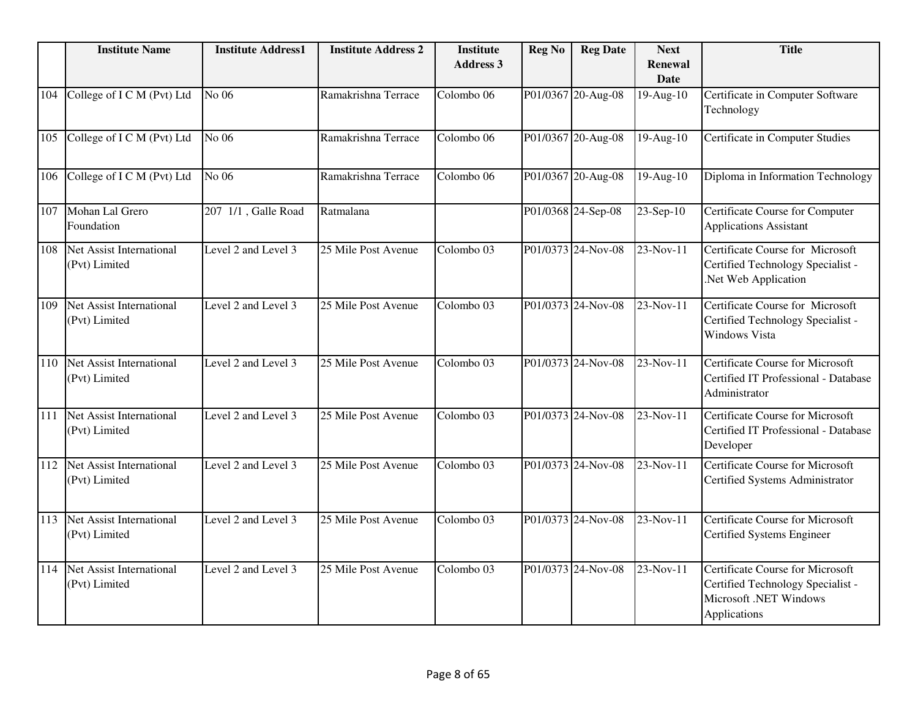| | Institute Name | Institute Address1 | Institute Address 2 | Institute Address 3 | Reg No | Reg Date | Next Renewal Date | Title |
|---|---|---|---|---|---|---|---|---|
| 104 | College of I C M (Pvt) Ltd | No 06 | Ramakrishna Terrace | Colombo 06 | P01/0367 | 20-Aug-08 | 19-Aug-10 | Certificate in Computer Software Technology |
| 105 | College of I C M (Pvt) Ltd | No 06 | Ramakrishna Terrace | Colombo 06 | P01/0367 | 20-Aug-08 | 19-Aug-10 | Certificate in Computer Studies |
| 106 | College of I C M (Pvt) Ltd | No 06 | Ramakrishna Terrace | Colombo 06 | P01/0367 | 20-Aug-08 | 19-Aug-10 | Diploma in Information Technology |
| 107 | Mohan Lal Grero Foundation | 207 1/1 , Galle Road | Ratmalana | | P01/0368 | 24-Sep-08 | 23-Sep-10 | Certificate Course for Computer Applications Assistant |
| 108 | Net Assist International (Pvt) Limited | Level 2 and Level 3 | 25 Mile Post Avenue | Colombo 03 | P01/0373 | 24-Nov-08 | 23-Nov-11 | Certificate Course for Microsoft Certified Technology Specialist - .Net Web Application |
| 109 | Net Assist International (Pvt) Limited | Level 2 and Level 3 | 25 Mile Post Avenue | Colombo 03 | P01/0373 | 24-Nov-08 | 23-Nov-11 | Certificate Course for Microsoft Certified Technology Specialist - Windows Vista |
| 110 | Net Assist International (Pvt) Limited | Level 2 and Level 3 | 25 Mile Post Avenue | Colombo 03 | P01/0373 | 24-Nov-08 | 23-Nov-11 | Certificate Course for Microsoft Certified IT Professional - Database Administrator |
| 111 | Net Assist International (Pvt) Limited | Level 2 and Level 3 | 25 Mile Post Avenue | Colombo 03 | P01/0373 | 24-Nov-08 | 23-Nov-11 | Certificate Course for Microsoft Certified IT Professional - Database Developer |
| 112 | Net Assist International (Pvt) Limited | Level 2 and Level 3 | 25 Mile Post Avenue | Colombo 03 | P01/0373 | 24-Nov-08 | 23-Nov-11 | Certificate Course for Microsoft Certified Systems Administrator |
| 113 | Net Assist International (Pvt) Limited | Level 2 and Level 3 | 25 Mile Post Avenue | Colombo 03 | P01/0373 | 24-Nov-08 | 23-Nov-11 | Certificate Course for Microsoft Certified Systems Engineer |
| 114 | Net Assist International (Pvt) Limited | Level 2 and Level 3 | 25 Mile Post Avenue | Colombo 03 | P01/0373 | 24-Nov-08 | 23-Nov-11 | Certificate Course for Microsoft Certified Technology Specialist - Microsoft .NET Windows Applications |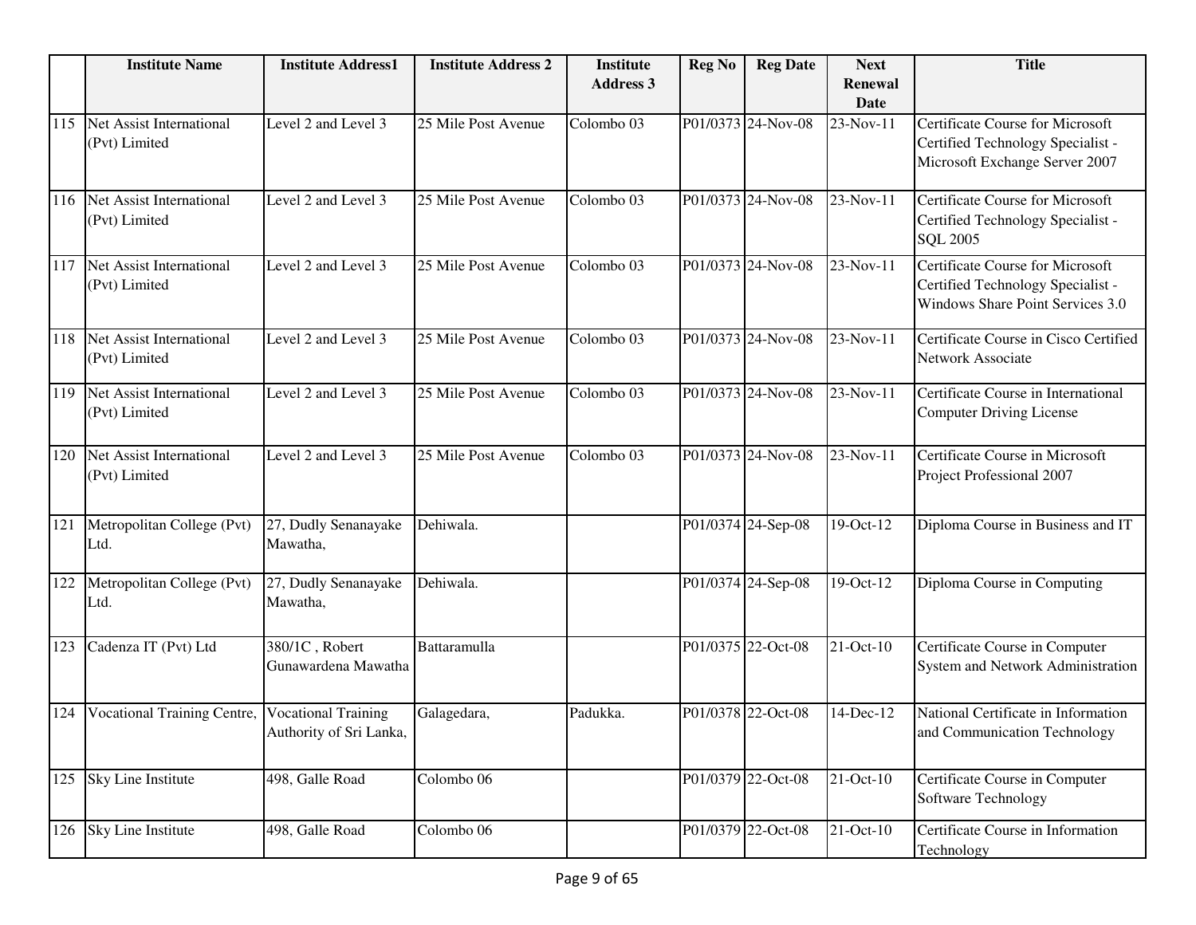| | Institute Name | Institute Address1 | Institute Address 2 | Institute Address 3 | Reg No | Reg Date | Next Renewal Date | Title |
|---|---|---|---|---|---|---|---|---|
| 115 | Net Assist International (Pvt) Limited | Level 2 and Level 3 | 25 Mile Post Avenue | Colombo 03 | P01/0373 | 24-Nov-08 | 23-Nov-11 | Certificate Course for Microsoft Certified Technology Specialist - Microsoft Exchange Server 2007 |
| 116 | Net Assist International (Pvt) Limited | Level 2 and Level 3 | 25 Mile Post Avenue | Colombo 03 | P01/0373 | 24-Nov-08 | 23-Nov-11 | Certificate Course for Microsoft Certified Technology Specialist - SQL 2005 |
| 117 | Net Assist International (Pvt) Limited | Level 2 and Level 3 | 25 Mile Post Avenue | Colombo 03 | P01/0373 | 24-Nov-08 | 23-Nov-11 | Certificate Course for Microsoft Certified Technology Specialist - Windows Share Point Services 3.0 |
| 118 | Net Assist International (Pvt) Limited | Level 2 and Level 3 | 25 Mile Post Avenue | Colombo 03 | P01/0373 | 24-Nov-08 | 23-Nov-11 | Certificate Course in Cisco Certified Network Associate |
| 119 | Net Assist International (Pvt) Limited | Level 2 and Level 3 | 25 Mile Post Avenue | Colombo 03 | P01/0373 | 24-Nov-08 | 23-Nov-11 | Certificate Course in International Computer Driving License |
| 120 | Net Assist International (Pvt) Limited | Level 2 and Level 3 | 25 Mile Post Avenue | Colombo 03 | P01/0373 | 24-Nov-08 | 23-Nov-11 | Certificate Course in Microsoft Project Professional 2007 |
| 121 | Metropolitan College (Pvt) Ltd. | 27, Dudly Senanayake Mawatha, | Dehiwala. | | P01/0374 | 24-Sep-08 | 19-Oct-12 | Diploma Course in Business and IT |
| 122 | Metropolitan College (Pvt) Ltd. | 27, Dudly Senanayake Mawatha, | Dehiwala. | | P01/0374 | 24-Sep-08 | 19-Oct-12 | Diploma Course in Computing |
| 123 | Cadenza IT (Pvt) Ltd | 380/1C , Robert Gunawardena Mawatha | Battaramulla | | P01/0375 | 22-Oct-08 | 21-Oct-10 | Certificate Course in Computer System and Network Administration |
| 124 | Vocational Training Centre, | Vocational Training Authority of Sri Lanka, | Galagedara, | Padukka. | P01/0378 | 22-Oct-08 | 14-Dec-12 | National Certificate in Information and Communication Technology |
| 125 | Sky Line Institute | 498, Galle Road | Colombo 06 | | P01/0379 | 22-Oct-08 | 21-Oct-10 | Certificate Course in Computer Software Technology |
| 126 | Sky Line Institute | 498, Galle Road | Colombo 06 | | P01/0379 | 22-Oct-08 | 21-Oct-10 | Certificate Course in Information Technology |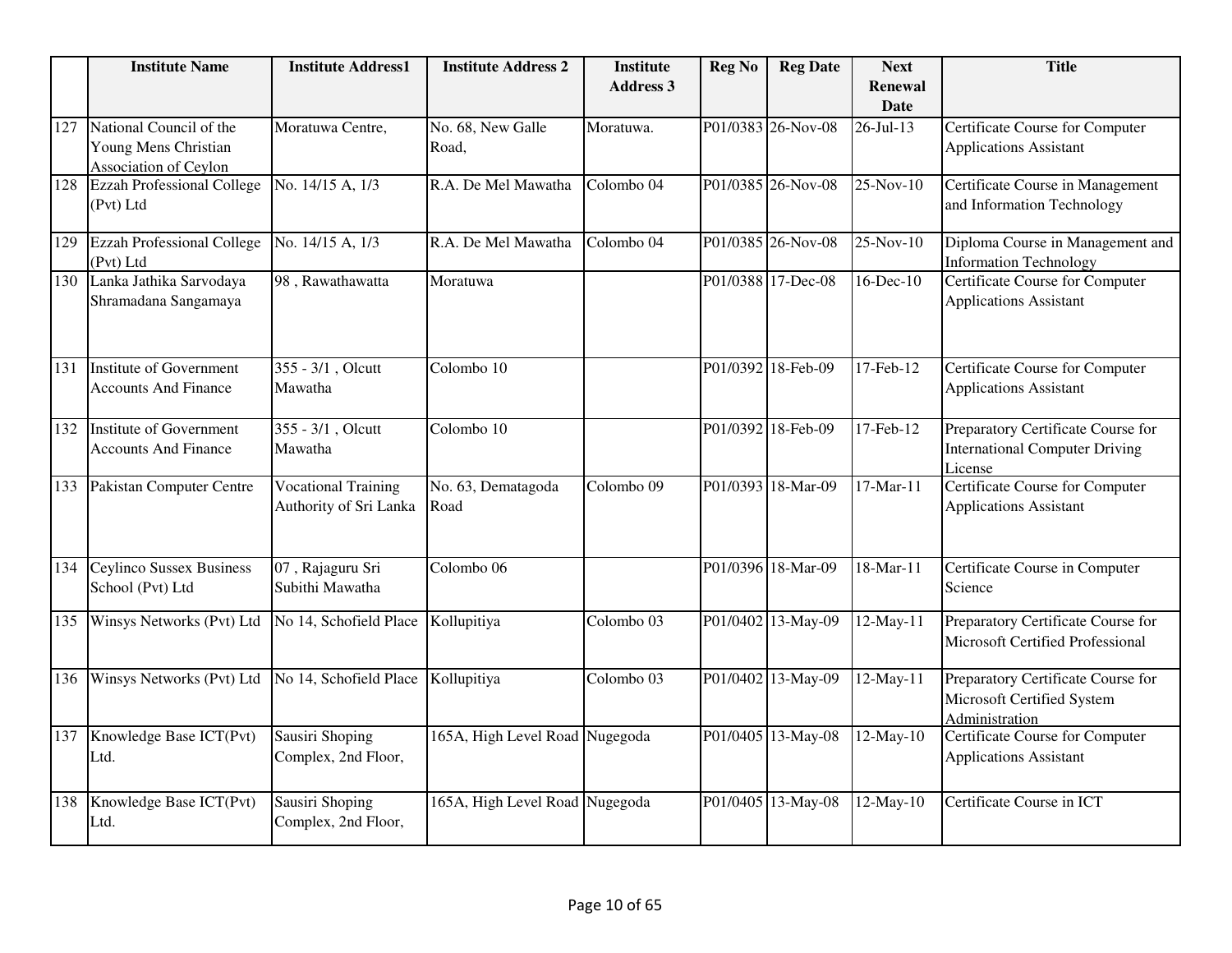|  | Institute Name | Institute Address1 | Institute Address 2 | Institute Address 3 | Reg No | Reg Date | Next Renewal Date | Title |
|---|---|---|---|---|---|---|---|---|
| 127 | National Council of the Young Mens Christian Association of Ceylon | Moratuwa Centre, | No. 68, New Galle Road, | Moratuwa. | P01/0383 | 26-Nov-08 | 26-Jul-13 | Certificate Course for Computer Applications Assistant |
| 128 | Ezzah Professional College (Pvt) Ltd | No. 14/15 A, 1/3 | R.A. De Mel Mawatha | Colombo 04 | P01/0385 | 26-Nov-08 | 25-Nov-10 | Certificate Course in Management and Information Technology |
| 129 | Ezzah Professional College (Pvt) Ltd | No. 14/15 A, 1/3 | R.A. De Mel Mawatha | Colombo 04 | P01/0385 | 26-Nov-08 | 25-Nov-10 | Diploma Course in Management and Information Technology |
| 130 | Lanka Jathika Sarvodaya Shramadana Sangamaya | 98 , Rawathawatta | Moratuwa |  | P01/0388 | 17-Dec-08 | 16-Dec-10 | Certificate Course for Computer Applications Assistant |
| 131 | Institute of Government Accounts And Finance | 355 - 3/1 , Olcutt Mawatha | Colombo 10 |  | P01/0392 | 18-Feb-09 | 17-Feb-12 | Certificate Course for Computer Applications Assistant |
| 132 | Institute of Government Accounts And Finance | 355 - 3/1 , Olcutt Mawatha | Colombo 10 |  | P01/0392 | 18-Feb-09 | 17-Feb-12 | Preparatory Certificate Course for International Computer Driving License |
| 133 | Pakistan Computer Centre | Vocational Training Authority of Sri Lanka | No. 63, Dematagoda Road | Colombo 09 | P01/0393 | 18-Mar-09 | 17-Mar-11 | Certificate Course for Computer Applications Assistant |
| 134 | Ceylinco Sussex Business School (Pvt) Ltd | 07 , Rajaguru Sri Subithi Mawatha | Colombo 06 |  | P01/0396 | 18-Mar-09 | 18-Mar-11 | Certificate Course in Computer Science |
| 135 | Winsys Networks (Pvt) Ltd | No 14, Schofield Place | Kollupitiya | Colombo 03 | P01/0402 | 13-May-09 | 12-May-11 | Preparatory Certificate Course for Microsoft Certified Professional |
| 136 | Winsys Networks (Pvt) Ltd | No 14, Schofield Place | Kollupitiya | Colombo 03 | P01/0402 | 13-May-09 | 12-May-11 | Preparatory Certificate Course for Microsoft Certified System Administration |
| 137 | Knowledge Base ICT(Pvt) Ltd. | Sausiri Shoping Complex, 2nd Floor, | 165A, High Level Road | Nugegoda | P01/0405 | 13-May-08 | 12-May-10 | Certificate Course for Computer Applications Assistant |
| 138 | Knowledge Base ICT(Pvt) Ltd. | Sausiri Shoping Complex, 2nd Floor, | 165A, High Level Road | Nugegoda | P01/0405 | 13-May-08 | 12-May-10 | Certificate Course in ICT |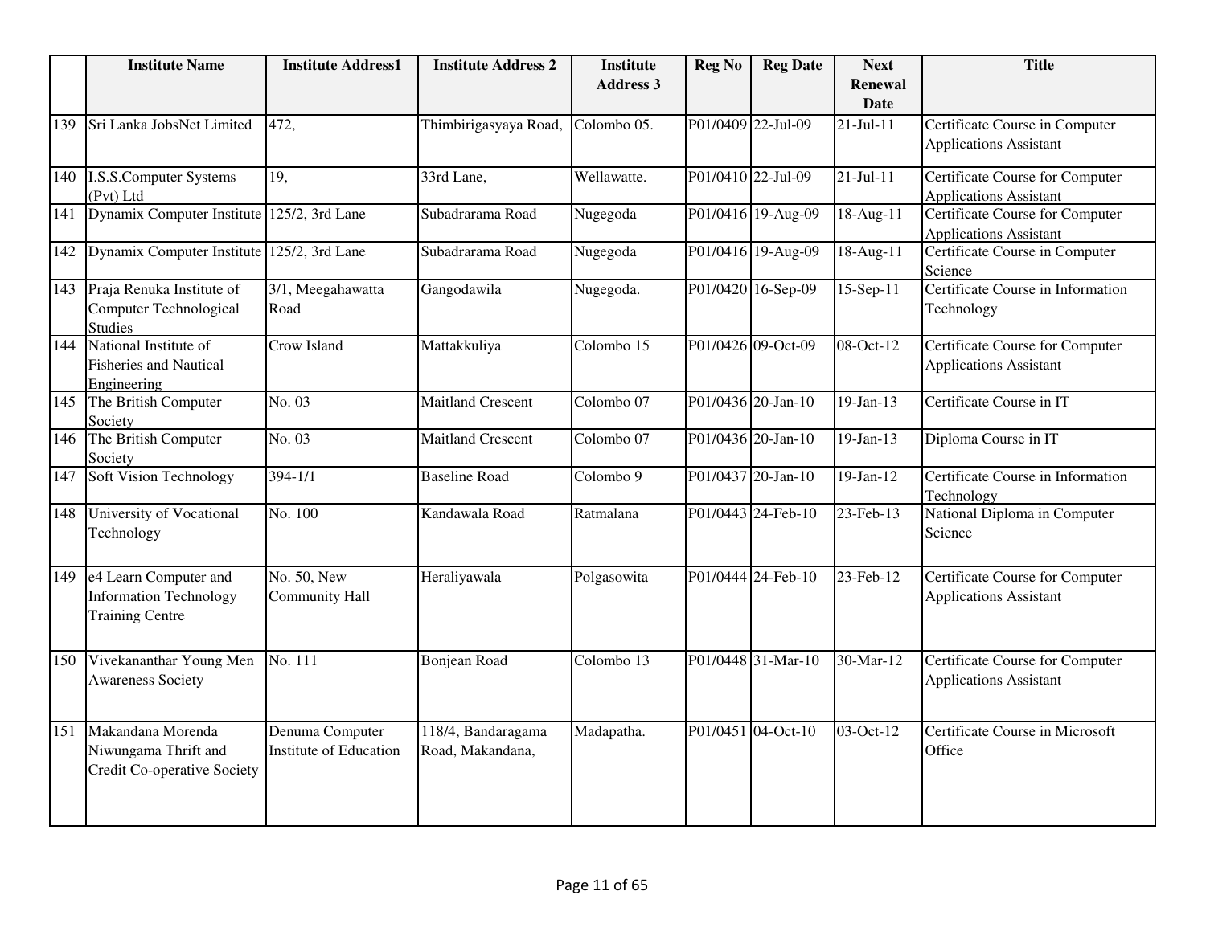| | Institute Name | Institute Address1 | Institute Address 2 | Institute Address 3 | Reg No | Reg Date | Next Renewal Date | Title |
|---|---|---|---|---|---|---|---|---|
| 139 | Sri Lanka JobsNet Limited | 472, | Thimbirigasyaya Road, | Colombo 05. | P01/0409 | 22-Jul-09 | 21-Jul-11 | Certificate Course in Computer Applications Assistant |
| 140 | I.S.S.Computer Systems (Pvt) Ltd | 19, | 33rd Lane, | Wellawatte. | P01/0410 | 22-Jul-09 | 21-Jul-11 | Certificate Course for Computer Applications Assistant |
| 141 | Dynamix Computer Institute | 125/2, 3rd Lane | Subadrarama Road | Nugegoda | P01/0416 | 19-Aug-09 | 18-Aug-11 | Certificate Course for Computer Applications Assistant |
| 142 | Dynamix Computer Institute | 125/2, 3rd Lane | Subadrarama Road | Nugegoda | P01/0416 | 19-Aug-09 | 18-Aug-11 | Certificate Course in Computer Science |
| 143 | Praja Renuka Institute of Computer Technological Studies | 3/1, Meegahawatta Road | Gangodawila | Nugegoda. | P01/0420 | 16-Sep-09 | 15-Sep-11 | Certificate Course in Information Technology |
| 144 | National Institute of Fisheries and Nautical Engineering | Crow Island | Mattakkuliya | Colombo 15 | P01/0426 | 09-Oct-09 | 08-Oct-12 | Certificate Course for Computer Applications Assistant |
| 145 | The British Computer Society | No. 03 | Maitland Crescent | Colombo 07 | P01/0436 | 20-Jan-10 | 19-Jan-13 | Certificate Course in IT |
| 146 | The British Computer Society | No. 03 | Maitland Crescent | Colombo 07 | P01/0436 | 20-Jan-10 | 19-Jan-13 | Diploma Course in IT |
| 147 | Soft Vision Technology | 394-1/1 | Baseline Road | Colombo 9 | P01/0437 | 20-Jan-10 | 19-Jan-12 | Certificate Course in Information Technology |
| 148 | University of Vocational Technology | No. 100 | Kandawala Road | Ratmalana | P01/0443 | 24-Feb-10 | 23-Feb-13 | National Diploma in Computer Science |
| 149 | e4 Learn Computer and Information Technology Training Centre | No. 50, New Community Hall | Heraliyawala | Polgasowita | P01/0444 | 24-Feb-10 | 23-Feb-12 | Certificate Course for Computer Applications Assistant |
| 150 | Vivekananthar Young Men Awareness Society | No. 111 | Bonjean Road | Colombo 13 | P01/0448 | 31-Mar-10 | 30-Mar-12 | Certificate Course for Computer Applications Assistant |
| 151 | Makandana Morenda Niwungama Thrift and Credit Co-operative Society | Denuma Computer Institute of Education | 118/4, Bandaragama Road, Makandana, | Madapatha. | P01/0451 | 04-Oct-10 | 03-Oct-12 | Certificate Course in Microsoft Office |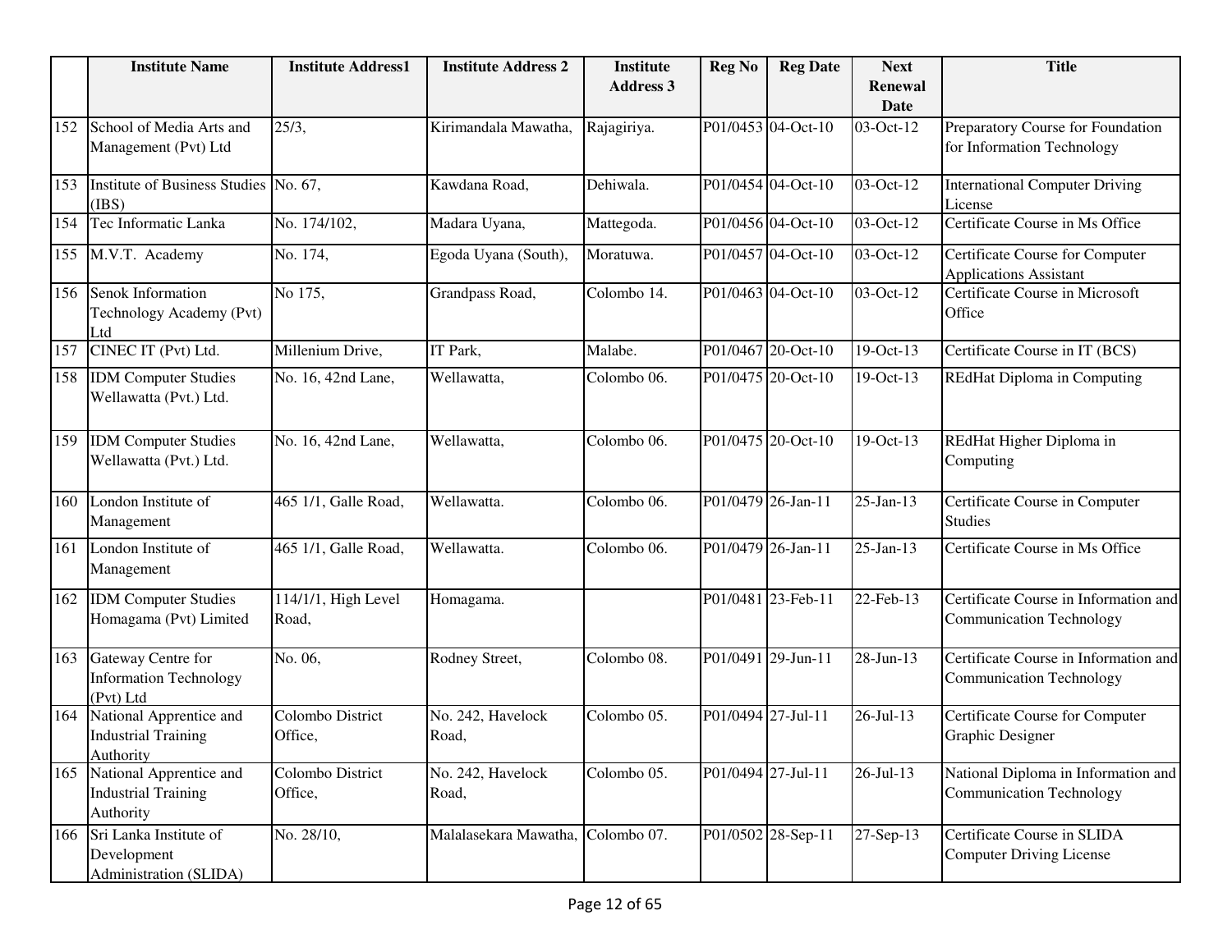| | Institute Name | Institute Address1 | Institute Address 2 | Institute Address 3 | Reg No | Reg Date | Next Renewal Date | Title |
|---|---|---|---|---|---|---|---|---|
| 152 | School of Media Arts and Management (Pvt) Ltd | 25/3, | Kirimandala Mawatha, | Rajagiriya. | P01/0453 | 04-Oct-10 | 03-Oct-12 | Preparatory Course for Foundation for Information Technology |
| 153 | Institute of Business Studies (IBS) | No. 67, | Kawdana Road, | Dehiwala. | P01/0454 | 04-Oct-10 | 03-Oct-12 | International Computer Driving License |
| 154 | Tec Informatic Lanka | No. 174/102, | Madara Uyana, | Mattegoda. | P01/0456 | 04-Oct-10 | 03-Oct-12 | Certificate Course in Ms Office |
| 155 | M.V.T. Academy | No. 174, | Egoda Uyana (South), | Moratuwa. | P01/0457 | 04-Oct-10 | 03-Oct-12 | Certificate Course for Computer Applications Assistant |
| 156 | Senok Information Technology Academy (Pvt) Ltd | No 175, | Grandpass Road, | Colombo 14. | P01/0463 | 04-Oct-10 | 03-Oct-12 | Certificate Course in Microsoft Office |
| 157 | CINEC IT (Pvt) Ltd. | Millenium Drive, | IT Park, | Malabe. | P01/0467 | 20-Oct-10 | 19-Oct-13 | Certificate Course in IT (BCS) |
| 158 | IDM Computer Studies Wellawatta (Pvt.) Ltd. | No. 16, 42nd Lane, | Wellawatta, | Colombo 06. | P01/0475 | 20-Oct-10 | 19-Oct-13 | REdHat Diploma in Computing |
| 159 | IDM Computer Studies Wellawatta (Pvt.) Ltd. | No. 16, 42nd Lane, | Wellawatta, | Colombo 06. | P01/0475 | 20-Oct-10 | 19-Oct-13 | REdHat Higher Diploma in Computing |
| 160 | London Institute of Management | 465 1/1, Galle Road, | Wellawatta. | Colombo 06. | P01/0479 | 26-Jan-11 | 25-Jan-13 | Certificate Course in Computer Studies |
| 161 | London Institute of Management | 465 1/1, Galle Road, | Wellawatta. | Colombo 06. | P01/0479 | 26-Jan-11 | 25-Jan-13 | Certificate Course in Ms Office |
| 162 | IDM Computer Studies Homagama (Pvt) Limited | 114/1/1, High Level Road, | Homagama. | | P01/0481 | 23-Feb-11 | 22-Feb-13 | Certificate Course in Information and Communication Technology |
| 163 | Gateway Centre for Information Technology (Pvt) Ltd | No. 06, | Rodney Street, | Colombo 08. | P01/0491 | 29-Jun-11 | 28-Jun-13 | Certificate Course in Information and Communication Technology |
| 164 | National Apprentice and Industrial Training Authority | Colombo District Office, | No. 242, Havelock Road, | Colombo 05. | P01/0494 | 27-Jul-11 | 26-Jul-13 | Certificate Course for Computer Graphic Designer |
| 165 | National Apprentice and Industrial Training Authority | Colombo District Office, | No. 242, Havelock Road, | Colombo 05. | P01/0494 | 27-Jul-11 | 26-Jul-13 | National Diploma in Information and Communication Technology |
| 166 | Sri Lanka Institute of Development Administration (SLIDA) | No. 28/10, | Malalasekara Mawatha, | Colombo 07. | P01/0502 | 28-Sep-11 | 27-Sep-13 | Certificate Course in SLIDA Computer Driving License |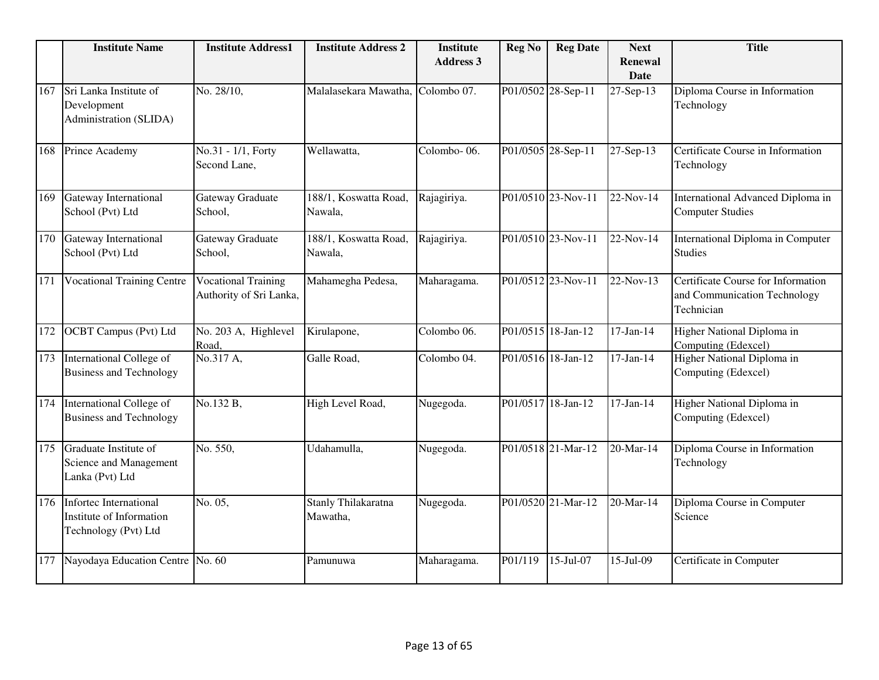|  | Institute Name | Institute Address1 | Institute Address 2 | Institute Address 3 | Reg No | Reg Date | Next Renewal Date | Title |
|---|---|---|---|---|---|---|---|---|
| 167 | Sri Lanka Institute of Development Administration (SLIDA) | No. 28/10, | Malalasekara Mawatha, | Colombo 07. | P01/0502 | 28-Sep-11 | 27-Sep-13 | Diploma Course in Information Technology |
| 168 | Prince Academy | No.31 - 1/1, Forty Second Lane, | Wellawatta, | Colombo- 06. | P01/0505 | 28-Sep-11 | 27-Sep-13 | Certificate Course in Information Technology |
| 169 | Gateway International School (Pvt) Ltd | Gateway Graduate School, | 188/1, Koswatta Road, Nawala, | Rajagiriya. | P01/0510 | 23-Nov-11 | 22-Nov-14 | International Advanced Diploma in Computer Studies |
| 170 | Gateway International School (Pvt) Ltd | Gateway Graduate School, | 188/1, Koswatta Road, Nawala, | Rajagiriya. | P01/0510 | 23-Nov-11 | 22-Nov-14 | International Diploma in Computer Studies |
| 171 | Vocational Training Centre | Vocational Training Authority of Sri Lanka, | Mahamegha Pedesa, | Maharagama. | P01/0512 | 23-Nov-11 | 22-Nov-13 | Certificate Course for Information and Communication Technology Technician |
| 172 | OCBT Campus (Pvt) Ltd | No. 203 A, Highlevel Road, | Kirulapone, | Colombo 06. | P01/0515 | 18-Jan-12 | 17-Jan-14 | Higher National Diploma in Computing (Edexcel) |
| 173 | International College of Business and Technology | No.317 A, | Galle Road, | Colombo 04. | P01/0516 | 18-Jan-12 | 17-Jan-14 | Higher National Diploma in Computing (Edexcel) |
| 174 | International College of Business and Technology | No.132 B, | High Level Road, | Nugegoda. | P01/0517 | 18-Jan-12 | 17-Jan-14 | Higher National Diploma in Computing (Edexcel) |
| 175 | Graduate Institute of Science and Management Lanka (Pvt) Ltd | No. 550, | Udahamulla, | Nugegoda. | P01/0518 | 21-Mar-12 | 20-Mar-14 | Diploma Course in Information Technology |
| 176 | Infortec International Institute of Information Technology (Pvt) Ltd | No. 05, | Stanly Thilakaratna Mawatha, | Nugegoda. | P01/0520 | 21-Mar-12 | 20-Mar-14 | Diploma Course in Computer Science |
| 177 | Nayodaya Education Centre | No. 60 | Pamunuwa | Maharagama. | P01/119 | 15-Jul-07 | 15-Jul-09 | Certificate in Computer |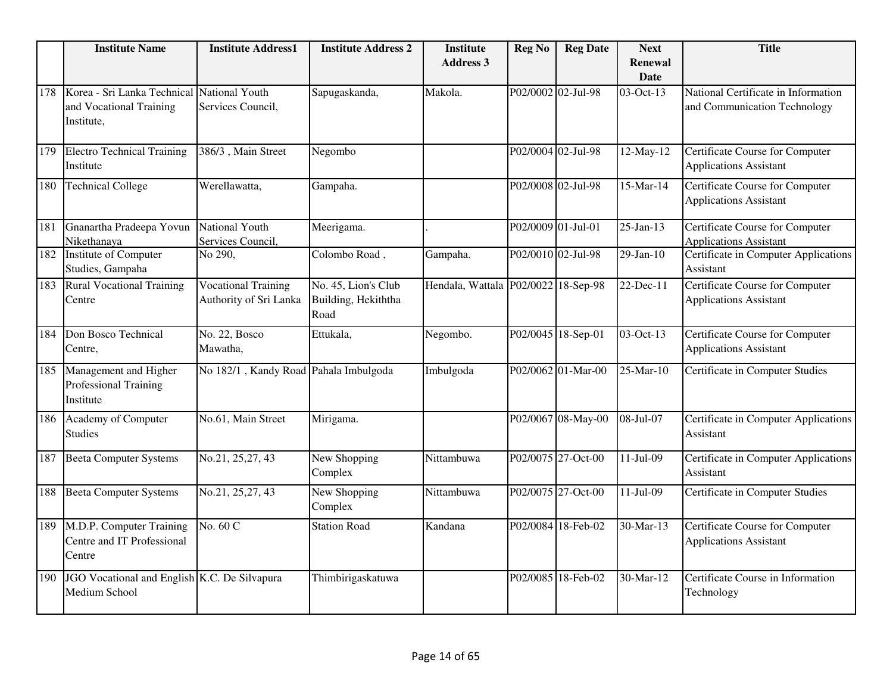|  | Institute Name | Institute Address1 | Institute Address 2 | Institute Address 3 | Reg No | Reg Date | Next Renewal Date | Title |
|---|---|---|---|---|---|---|---|---|
| 178 | Korea - Sri Lanka Technical and Vocational Training Institute, | National Youth Services Council, | Sapugaskanda, | Makola. | P02/0002 | 02-Jul-98 | 03-Oct-13 | National Certificate in Information and Communication Technology |
| 179 | Electro Technical Training Institute | 386/3 , Main Street | Negombo |  | P02/0004 | 02-Jul-98 | 12-May-12 | Certificate Course for Computer Applications Assistant |
| 180 | Technical College | Werellawatta, | Gampaha. |  | P02/0008 | 02-Jul-98 | 15-Mar-14 | Certificate Course for Computer Applications Assistant |
| 181 | Gnanartha Pradeepa Yovun Nikethanaya | National Youth Services Council, | Meerigama. | . | P02/0009 | 01-Jul-01 | 25-Jan-13 | Certificate Course for Computer Applications Assistant |
| 182 | Institute of Computer Studies, Gampaha | No 290, | Colombo Road , | Gampaha. | P02/0010 | 02-Jul-98 | 29-Jan-10 | Certificate in Computer Applications Assistant |
| 183 | Rural Vocational Training Centre | Vocational Training Authority of Sri Lanka | No. 45, Lion's Club Building, Hekiththa Road | Hendala, Wattala | P02/0022 | 18-Sep-98 | 22-Dec-11 | Certificate Course for Computer Applications Assistant |
| 184 | Don Bosco Technical Centre, | No. 22, Bosco Mawatha, | Ettukala, | Negombo. | P02/0045 | 18-Sep-01 | 03-Oct-13 | Certificate Course for Computer Applications Assistant |
| 185 | Management and Higher Professional Training Institute | No 182/1 , Kandy Road | Pahala Imbulgoda | Imbulgoda | P02/0062 | 01-Mar-00 | 25-Mar-10 | Certificate in Computer Studies |
| 186 | Academy of Computer Studies | No.61, Main Street | Mirigama. |  | P02/0067 | 08-May-00 | 08-Jul-07 | Certificate in Computer Applications Assistant |
| 187 | Beeta Computer Systems | No.21, 25,27, 43 | New Shopping Complex | Nittambuwa | P02/0075 | 27-Oct-00 | 11-Jul-09 | Certificate in Computer Applications Assistant |
| 188 | Beeta Computer Systems | No.21, 25,27, 43 | New Shopping Complex | Nittambuwa | P02/0075 | 27-Oct-00 | 11-Jul-09 | Certificate in Computer Studies |
| 189 | M.D.P. Computer Training Centre and IT Professional Centre | No. 60 C | Station Road | Kandana | P02/0084 | 18-Feb-02 | 30-Mar-13 | Certificate Course for Computer Applications Assistant |
| 190 | JGO Vocational and English Medium School | K.C. De Silvapura | Thimbirigaskatuwa |  | P02/0085 | 18-Feb-02 | 30-Mar-12 | Certificate Course in Information Technology |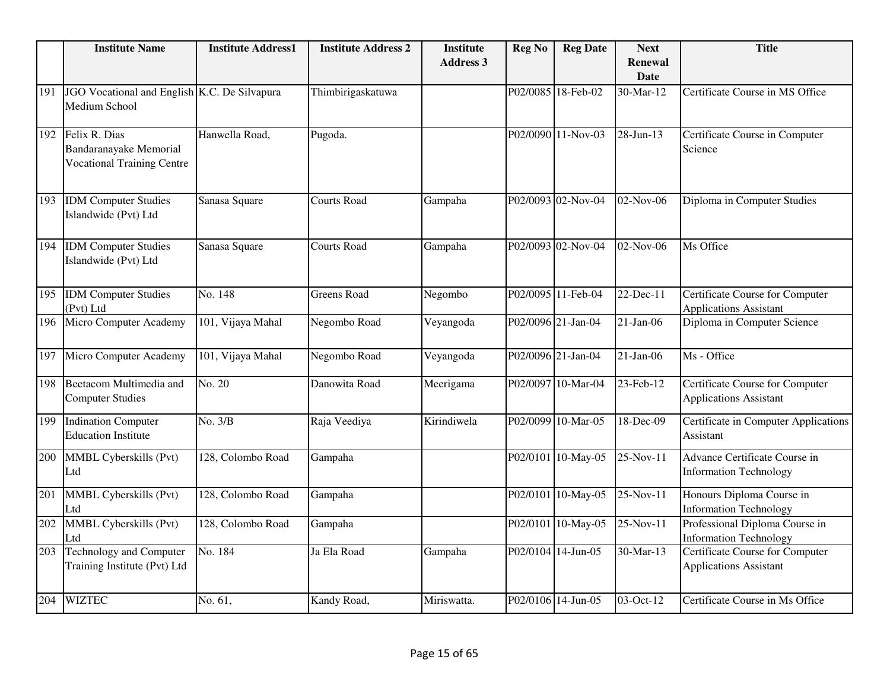|  | Institute Name | Institute Address1 | Institute Address 2 | Institute Address 3 | Reg No | Reg Date | Next Renewal Date | Title |
|---|---|---|---|---|---|---|---|---|
| 191 | JGO Vocational and English Medium School | K.C. De Silvapura | Thimbirigaskatuwa |  | P02/0085 | 18-Feb-02 | 30-Mar-12 | Certificate Course in MS Office |
| 192 | Felix R. Dias Bandaranayake Memorial Vocational Training Centre | Hanwella Road, | Pugoda. |  | P02/0090 | 11-Nov-03 | 28-Jun-13 | Certificate Course in Computer Science |
| 193 | IDM Computer Studies Islandwide (Pvt) Ltd | Sanasa Square | Courts Road | Gampaha | P02/0093 | 02-Nov-04 | 02-Nov-06 | Diploma in Computer Studies |
| 194 | IDM Computer Studies Islandwide (Pvt) Ltd | Sanasa Square | Courts Road | Gampaha | P02/0093 | 02-Nov-04 | 02-Nov-06 | Ms Office |
| 195 | IDM Computer Studies (Pvt) Ltd | No. 148 | Greens Road | Negombo | P02/0095 | 11-Feb-04 | 22-Dec-11 | Certificate Course for Computer Applications Assistant |
| 196 | Micro Computer Academy | 101, Vijaya Mahal | Negombo Road | Veyangoda | P02/0096 | 21-Jan-04 | 21-Jan-06 | Diploma in Computer Science |
| 197 | Micro Computer Academy | 101, Vijaya Mahal | Negombo Road | Veyangoda | P02/0096 | 21-Jan-04 | 21-Jan-06 | Ms - Office |
| 198 | Beetacom Multimedia and Computer Studies | No. 20 | Danowita Road | Meerigama | P02/0097 | 10-Mar-04 | 23-Feb-12 | Certificate Course for Computer Applications Assistant |
| 199 | Indination Computer Education Institute | No. 3/B | Raja Veediya | Kirindiwela | P02/0099 | 10-Mar-05 | 18-Dec-09 | Certificate in Computer Applications Assistant |
| 200 | MMBL Cyberskills (Pvt) Ltd | 128, Colombo Road | Gampaha |  | P02/0101 | 10-May-05 | 25-Nov-11 | Advance Certificate Course in Information Technology |
| 201 | MMBL Cyberskills (Pvt) Ltd | 128, Colombo Road | Gampaha |  | P02/0101 | 10-May-05 | 25-Nov-11 | Honours Diploma Course in Information Technology |
| 202 | MMBL Cyberskills (Pvt) Ltd | 128, Colombo Road | Gampaha |  | P02/0101 | 10-May-05 | 25-Nov-11 | Professional Diploma Course in Information Technology |
| 203 | Technology and Computer Training Institute (Pvt) Ltd | No. 184 | Ja Ela Road | Gampaha | P02/0104 | 14-Jun-05 | 30-Mar-13 | Certificate Course for Computer Applications Assistant |
| 204 | WIZTEC | No. 61, | Kandy Road, | Miriswatta. | P02/0106 | 14-Jun-05 | 03-Oct-12 | Certificate Course in Ms Office |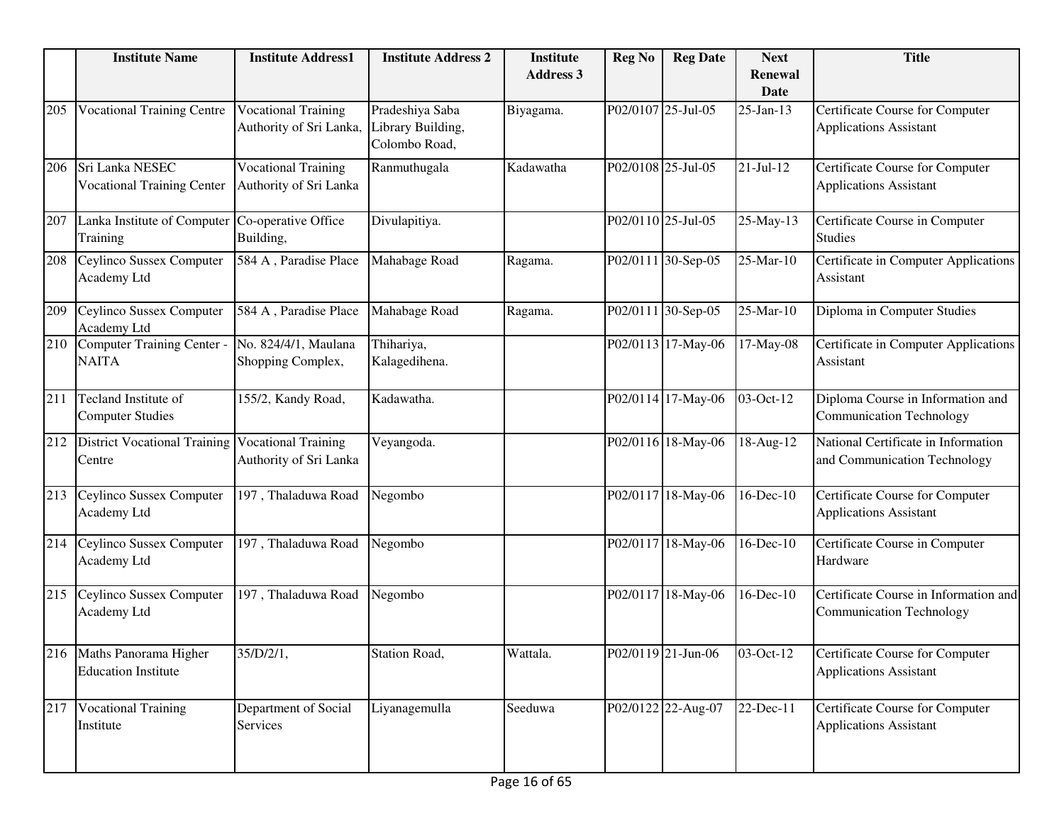| | Institute Name | Institute Address1 | Institute Address 2 | Institute Address 3 | Reg No | Reg Date | Next Renewal Date | Title |
|---|---|---|---|---|---|---|---|---|
| 205 | Vocational Training Centre | Vocational Training Authority of Sri Lanka, | Pradeshiya Saba Library Building, Colombo Road, | Biyagama. | P02/0107 | 25-Jul-05 | 25-Jan-13 | Certificate Course for Computer Applications Assistant |
| 206 | Sri Lanka NESEC Vocational Training Center | Vocational Training Authority of Sri Lanka | Ranmuthugala | Kadawatha | P02/0108 | 25-Jul-05 | 21-Jul-12 | Certificate Course for Computer Applications Assistant |
| 207 | Lanka Institute of Computer Training | Co-operative Office Building, | Divulapitiya. | | P02/0110 | 25-Jul-05 | 25-May-13 | Certificate Course in Computer Studies |
| 208 | Ceylinco Sussex Computer Academy Ltd | 584 A , Paradise Place | Mahabage Road | Ragama. | P02/0111 | 30-Sep-05 | 25-Mar-10 | Certificate in Computer Applications Assistant |
| 209 | Ceylinco Sussex Computer Academy Ltd | 584 A , Paradise Place | Mahabage Road | Ragama. | P02/0111 | 30-Sep-05 | 25-Mar-10 | Diploma in Computer Studies |
| 210 | Computer Training Center - NAITA | No. 824/4/1, Maulana Shopping Complex, | Thihariya, Kalagedihena. | | P02/0113 | 17-May-06 | 17-May-08 | Certificate in Computer Applications Assistant |
| 211 | Tecland Institute of Computer Studies | 155/2, Kandy Road, | Kadawatha. | | P02/0114 | 17-May-06 | 03-Oct-12 | Diploma Course in Information and Communication Technology |
| 212 | District Vocational Training Centre | Vocational Training Authority of Sri Lanka | Veyangoda. | | P02/0116 | 18-May-06 | 18-Aug-12 | National Certificate in Information and Communication Technology |
| 213 | Ceylinco Sussex Computer Academy Ltd | 197 , Thaladuwa Road | Negombo | | P02/0117 | 18-May-06 | 16-Dec-10 | Certificate Course for Computer Applications Assistant |
| 214 | Ceylinco Sussex Computer Academy Ltd | 197 , Thaladuwa Road | Negombo | | P02/0117 | 18-May-06 | 16-Dec-10 | Certificate Course in Computer Hardware |
| 215 | Ceylinco Sussex Computer Academy Ltd | 197 , Thaladuwa Road | Negombo | | P02/0117 | 18-May-06 | 16-Dec-10 | Certificate Course in Information and Communication Technology |
| 216 | Maths Panorama Higher Education Institute | 35/D/2/1, | Station Road, | Wattala. | P02/0119 | 21-Jun-06 | 03-Oct-12 | Certificate Course for Computer Applications Assistant |
| 217 | Vocational Training Institute | Department of Social Services | Liyanagemulla | Seeduwa | P02/0122 | 22-Aug-07 | 22-Dec-11 | Certificate Course for Computer Applications Assistant |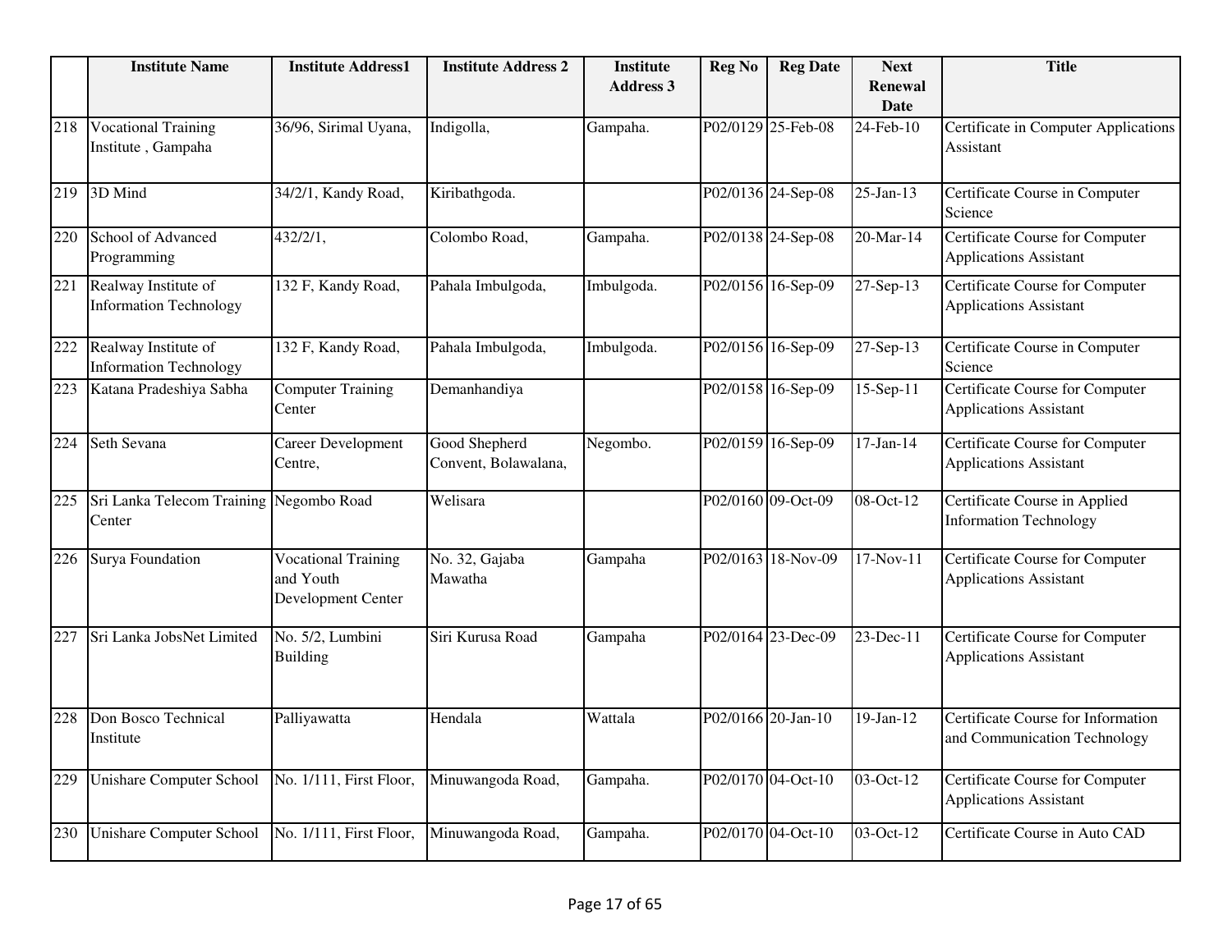| | Institute Name | Institute Address1 | Institute Address 2 | Institute Address 3 | Reg No | Reg Date | Next Renewal Date | Title |
|---|---|---|---|---|---|---|---|---|
| 218 | Vocational Training Institute , Gampaha | 36/96, Sirimal Uyana, | Indigolla, | Gampaha. | P02/0129 | 25-Feb-08 | 24-Feb-10 | Certificate in Computer Applications Assistant |
| 219 | 3D Mind | 34/2/1, Kandy Road, | Kiribathgoda. | | P02/0136 | 24-Sep-08 | 25-Jan-13 | Certificate Course in Computer Science |
| 220 | School of Advanced Programming | 432/2/1, | Colombo Road, | Gampaha. | P02/0138 | 24-Sep-08 | 20-Mar-14 | Certificate Course for Computer Applications Assistant |
| 221 | Realway Institute of Information Technology | 132 F, Kandy Road, | Pahala Imbulgoda, | Imbulgoda. | P02/0156 | 16-Sep-09 | 27-Sep-13 | Certificate Course for Computer Applications Assistant |
| 222 | Realway Institute of Information Technology | 132 F, Kandy Road, | Pahala Imbulgoda, | Imbulgoda. | P02/0156 | 16-Sep-09 | 27-Sep-13 | Certificate Course in Computer Science |
| 223 | Katana Pradeshiya Sabha | Computer Training Center | Demanhandiya | | P02/0158 | 16-Sep-09 | 15-Sep-11 | Certificate Course for Computer Applications Assistant |
| 224 | Seth Sevana | Career Development Centre, | Good Shepherd Convent, Bolawalana, | Negombo. | P02/0159 | 16-Sep-09 | 17-Jan-14 | Certificate Course for Computer Applications Assistant |
| 225 | Sri Lanka Telecom Training Center | Negombo Road | Welisara | | P02/0160 | 09-Oct-09 | 08-Oct-12 | Certificate Course in Applied Information Technology |
| 226 | Surya Foundation | Vocational Training and Youth Development Center | No. 32, Gajaba Mawatha | Gampaha | P02/0163 | 18-Nov-09 | 17-Nov-11 | Certificate Course for Computer Applications Assistant |
| 227 | Sri Lanka JobsNet Limited | No. 5/2, Lumbini Building | Siri Kurusa Road | Gampaha | P02/0164 | 23-Dec-09 | 23-Dec-11 | Certificate Course for Computer Applications Assistant |
| 228 | Don Bosco Technical Institute | Palliyawatta | Hendala | Wattala | P02/0166 | 20-Jan-10 | 19-Jan-12 | Certificate Course for Information and Communication Technology |
| 229 | Unishare Computer School | No. 1/111, First Floor, | Minuwangoda Road, | Gampaha. | P02/0170 | 04-Oct-10 | 03-Oct-12 | Certificate Course for Computer Applications Assistant |
| 230 | Unishare Computer School | No. 1/111, First Floor, | Minuwangoda Road, | Gampaha. | P02/0170 | 04-Oct-10 | 03-Oct-12 | Certificate Course in Auto CAD |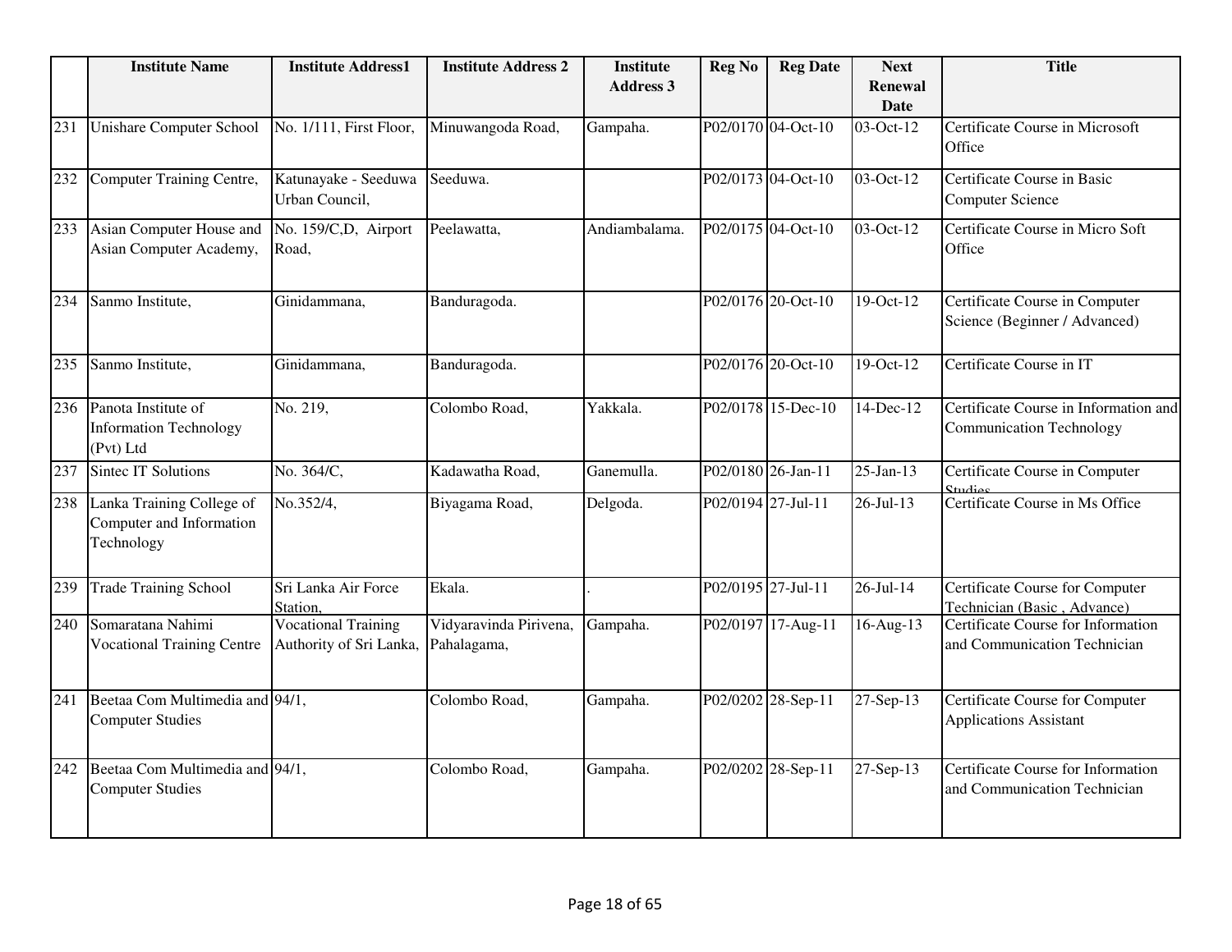| | Institute Name | Institute Address1 | Institute Address 2 | Institute Address 3 | Reg No | Reg Date | Next Renewal Date | Title |
|---|---|---|---|---|---|---|---|---|
| 231 | Unishare Computer School | No. 1/111, First Floor, | Minuwangoda Road, | Gampaha. | P02/0170 | 04-Oct-10 | 03-Oct-12 | Certificate Course in Microsoft Office |
| 232 | Computer Training Centre, | Katunayake - Seeduwa Urban Council, | Seeduwa. | | P02/0173 | 04-Oct-10 | 03-Oct-12 | Certificate Course in Basic Computer Science |
| 233 | Asian Computer House and Asian Computer Academy, | No. 159/C,D, Airport Road, | Peelawatta, | Andiambalama. | P02/0175 | 04-Oct-10 | 03-Oct-12 | Certificate Course in Micro Soft Office |
| 234 | Sanmo Institute, | Ginidammana, | Banduragoda. | | P02/0176 | 20-Oct-10 | 19-Oct-12 | Certificate Course in Computer Science (Beginner / Advanced) |
| 235 | Sanmo Institute, | Ginidammana, | Banduragoda. | | P02/0176 | 20-Oct-10 | 19-Oct-12 | Certificate Course in IT |
| 236 | Panota Institute of Information Technology (Pvt) Ltd | No. 219, | Colombo Road, | Yakkala. | P02/0178 | 15-Dec-10 | 14-Dec-12 | Certificate Course in Information and Communication Technology |
| 237 | Sintec IT Solutions | No. 364/C, | Kadawatha Road, | Ganemulla. | P02/0180 | 26-Jan-11 | 25-Jan-13 | Certificate Course in Computer Studies |
| 238 | Lanka Training College of Computer and Information Technology | No.352/4, | Biyagama Road, | Delgoda. | P02/0194 | 27-Jul-11 | 26-Jul-13 | Certificate Course in Ms Office |
| 239 | Trade Training School | Sri Lanka Air Force Station, | Ekala. | . | P02/0195 | 27-Jul-11 | 26-Jul-14 | Certificate Course for Computer Technician (Basic , Advance) |
| 240 | Somaratana Nahimi Vocational Training Centre | Vocational Training Authority of Sri Lanka, | Vidyaravinda Pirivena, Pahalagama, | Gampaha. | P02/0197 | 17-Aug-11 | 16-Aug-13 | Certificate Course for Information and Communication Technician |
| 241 | Beetaa Com Multimedia and Computer Studies | 94/1, | Colombo Road, | Gampaha. | P02/0202 | 28-Sep-11 | 27-Sep-13 | Certificate Course for Computer Applications Assistant |
| 242 | Beetaa Com Multimedia and Computer Studies | 94/1, | Colombo Road, | Gampaha. | P02/0202 | 28-Sep-11 | 27-Sep-13 | Certificate Course for Information and Communication Technician |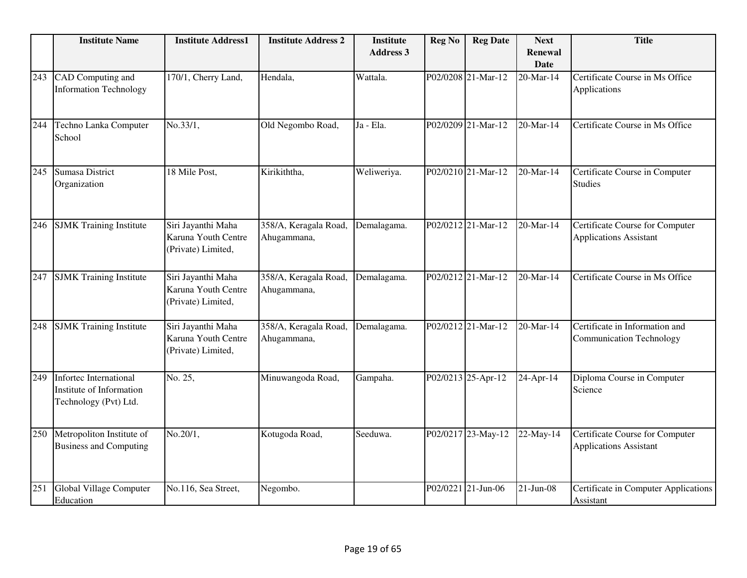| | Institute Name | Institute Address1 | Institute Address 2 | Institute Address 3 | Reg No | Reg Date | Next Renewal Date | Title |
|---|---|---|---|---|---|---|---|---|
| 243 | CAD Computing and Information Technology | 170/1, Cherry Land, | Hendala, | Wattala. | P02/0208 | 21-Mar-12 | 20-Mar-14 | Certificate Course in Ms Office Applications |
| 244 | Techno Lanka Computer School | No.33/1, | Old Negombo Road, | Ja - Ela. | P02/0209 | 21-Mar-12 | 20-Mar-14 | Certificate Course in Ms Office |
| 245 | Sumasa District Organization | 18 Mile Post, | Kirikiththa, | Weliweriya. | P02/0210 | 21-Mar-12 | 20-Mar-14 | Certificate Course in Computer Studies |
| 246 | SJMK Training Institute | Siri Jayanthi Maha Karuna Youth Centre (Private) Limited, | 358/A, Keragala Road, Ahugammana, | Demalagama. | P02/0212 | 21-Mar-12 | 20-Mar-14 | Certificate Course for Computer Applications Assistant |
| 247 | SJMK Training Institute | Siri Jayanthi Maha Karuna Youth Centre (Private) Limited, | 358/A, Keragala Road, Ahugammana, | Demalagama. | P02/0212 | 21-Mar-12 | 20-Mar-14 | Certificate Course in Ms Office |
| 248 | SJMK Training Institute | Siri Jayanthi Maha Karuna Youth Centre (Private) Limited, | 358/A, Keragala Road, Ahugammana, | Demalagama. | P02/0212 | 21-Mar-12 | 20-Mar-14 | Certificate in Information and Communication Technology |
| 249 | Infortec International Institute of Information Technology (Pvt) Ltd. | No. 25, | Minuwangoda Road, | Gampaha. | P02/0213 | 25-Apr-12 | 24-Apr-14 | Diploma Course in Computer Science |
| 250 | Metropoliton Institute of Business and Computing | No.20/1, | Kotugoda Road, | Seeduwa. | P02/0217 | 23-May-12 | 22-May-14 | Certificate Course for Computer Applications Assistant |
| 251 | Global Village Computer Education | No.116, Sea Street, | Negombo. | | P02/0221 | 21-Jun-06 | 21-Jun-08 | Certificate in Computer Applications Assistant |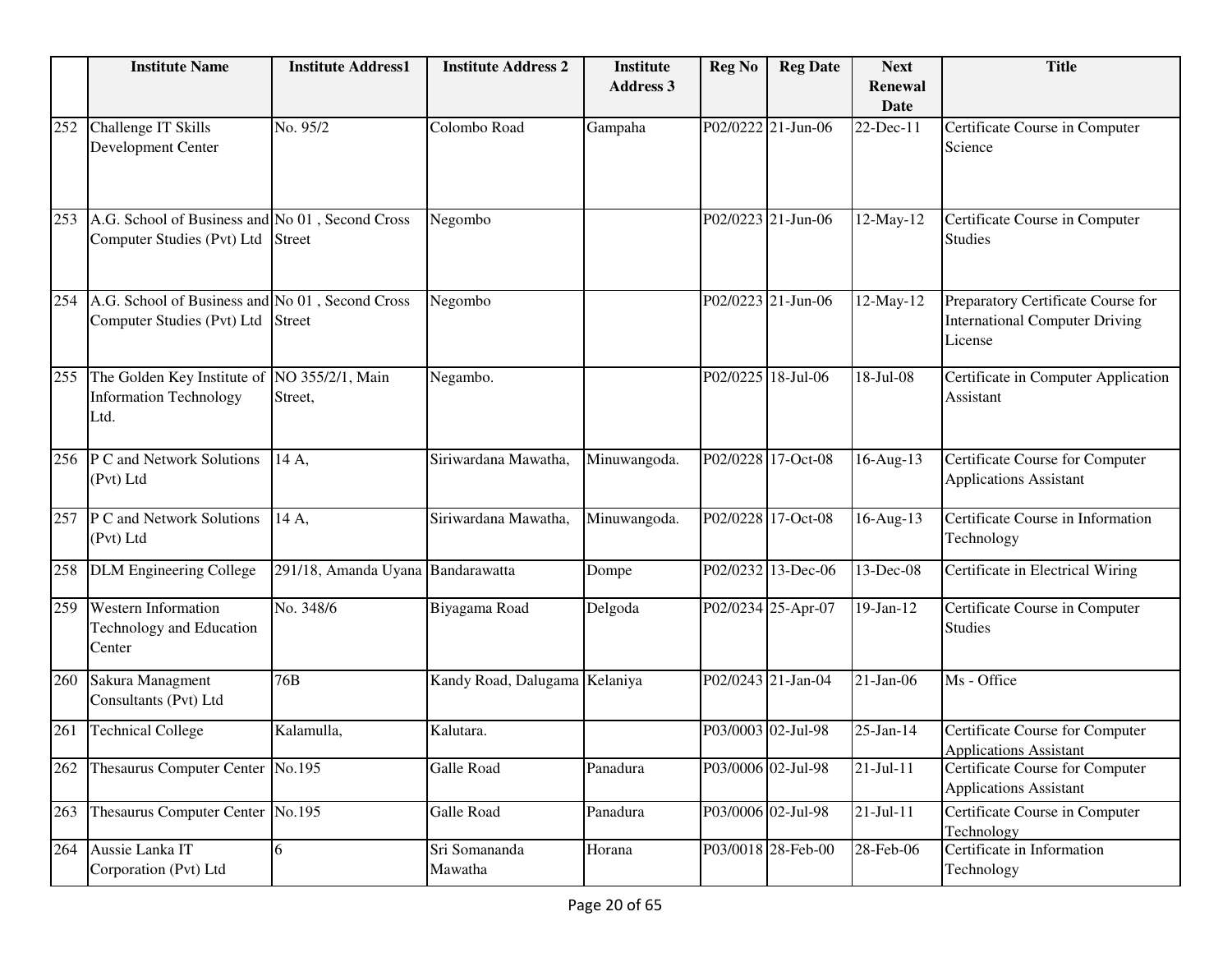| | Institute Name | Institute Address1 | Institute Address 2 | Institute Address 3 | Reg No | Reg Date | Next Renewal Date | Title |
|---|---|---|---|---|---|---|---|---|
| 252 | Challenge IT Skills Development Center | No. 95/2 | Colombo Road | Gampaha | P02/0222 | 21-Jun-06 | 22-Dec-11 | Certificate Course in Computer Science |
| 253 | A.G. School of Business and Computer Studies (Pvt) Ltd | No 01 , Second Cross Street | Negombo | | P02/0223 | 21-Jun-06 | 12-May-12 | Certificate Course in Computer Studies |
| 254 | A.G. School of Business and Computer Studies (Pvt) Ltd | No 01 , Second Cross Street | Negombo | | P02/0223 | 21-Jun-06 | 12-May-12 | Preparatory Certificate Course for International Computer Driving License |
| 255 | The Golden Key Institute of Information Technology Ltd. | NO 355/2/1, Main Street, | Negambo. | | P02/0225 | 18-Jul-06 | 18-Jul-08 | Certificate in Computer Application Assistant |
| 256 | P C and Network Solutions (Pvt) Ltd | 14 A, | Siriwardana Mawatha, | Minuwangoda. | P02/0228 | 17-Oct-08 | 16-Aug-13 | Certificate Course for Computer Applications Assistant |
| 257 | P C and Network Solutions (Pvt) Ltd | 14 A, | Siriwardana Mawatha, | Minuwangoda. | P02/0228 | 17-Oct-08 | 16-Aug-13 | Certificate Course in Information Technology |
| 258 | DLM Engineering College | 291/18, Amanda Uyana | Bandarawatta | Dompe | P02/0232 | 13-Dec-06 | 13-Dec-08 | Certificate in Electrical Wiring |
| 259 | Western Information Technology and Education Center | No. 348/6 | Biyagama Road | Delgoda | P02/0234 | 25-Apr-07 | 19-Jan-12 | Certificate Course in Computer Studies |
| 260 | Sakura Managment Consultants (Pvt) Ltd | 76B | Kandy Road, Dalugama | Kelaniya | P02/0243 | 21-Jan-04 | 21-Jan-06 | Ms - Office |
| 261 | Technical College | Kalamulla, | Kalutara. | | P03/0003 | 02-Jul-98 | 25-Jan-14 | Certificate Course for Computer Applications Assistant |
| 262 | Thesaurus Computer Center | No.195 | Galle Road | Panadura | P03/0006 | 02-Jul-98 | 21-Jul-11 | Certificate Course for Computer Applications Assistant |
| 263 | Thesaurus Computer Center | No.195 | Galle Road | Panadura | P03/0006 | 02-Jul-98 | 21-Jul-11 | Certificate Course in Computer Technology |
| 264 | Aussie Lanka IT Corporation (Pvt) Ltd | 6 | Sri Somananda Mawatha | Horana | P03/0018 | 28-Feb-00 | 28-Feb-06 | Certificate in Information Technology |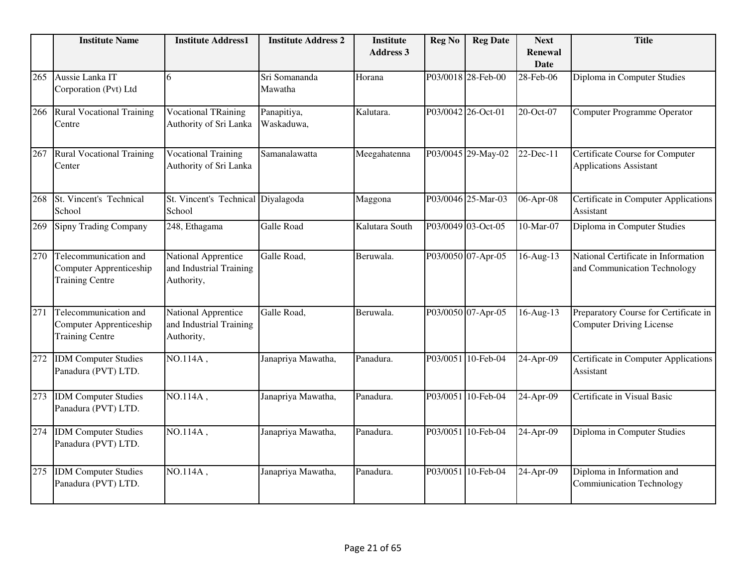|  | Institute Name | Institute Address1 | Institute Address 2 | Institute Address 3 | Reg No | Reg Date | Next Renewal Date | Title |
|---|---|---|---|---|---|---|---|---|
| 265 | Aussie Lanka IT Corporation (Pvt) Ltd | 6 | Sri Somananda Mawatha | Horana | P03/0018 | 28-Feb-00 | 28-Feb-06 | Diploma in Computer Studies |
| 266 | Rural Vocational Training Centre | Vocational TRaining Authority of Sri Lanka | Panapitiya, Waskaduwa, | Kalutara. | P03/0042 | 26-Oct-01 | 20-Oct-07 | Computer Programme Operator |
| 267 | Rural Vocational Training Center | Vocational Training Authority of Sri Lanka | Samanalawatta | Meegahatenna | P03/0045 | 29-May-02 | 22-Dec-11 | Certificate Course for Computer Applications Assistant |
| 268 | St. Vincent's Technical School | St. Vincent's Technical School | Diyalagoda | Maggona | P03/0046 | 25-Mar-03 | 06-Apr-08 | Certificate in Computer Applications Assistant |
| 269 | Sipny Trading Company | 248, Ethagama | Galle Road | Kalutara South | P03/0049 | 03-Oct-05 | 10-Mar-07 | Diploma in Computer Studies |
| 270 | Telecommunication and Computer Apprenticeship Training Centre | National Apprentice and Industrial Training Authority, | Galle Road, | Beruwala. | P03/0050 | 07-Apr-05 | 16-Aug-13 | National Certificate in Information and Communication Technology |
| 271 | Telecommunication and Computer Apprenticeship Training Centre | National Apprentice and Industrial Training Authority, | Galle Road, | Beruwala. | P03/0050 | 07-Apr-05 | 16-Aug-13 | Preparatory Course for Certificate in Computer Driving License |
| 272 | IDM Computer Studies Panadura (PVT) LTD. | NO.114A , | Janapriya Mawatha, | Panadura. | P03/0051 | 10-Feb-04 | 24-Apr-09 | Certificate in Computer Applications Assistant |
| 273 | IDM Computer Studies Panadura (PVT) LTD. | NO.114A , | Janapriya Mawatha, | Panadura. | P03/0051 | 10-Feb-04 | 24-Apr-09 | Certificate in Visual Basic |
| 274 | IDM Computer Studies Panadura (PVT) LTD. | NO.114A , | Janapriya Mawatha, | Panadura. | P03/0051 | 10-Feb-04 | 24-Apr-09 | Diploma in Computer Studies |
| 275 | IDM Computer Studies Panadura (PVT) LTD. | NO.114A , | Janapriya Mawatha, | Panadura. | P03/0051 | 10-Feb-04 | 24-Apr-09 | Diploma in Information and Commiunication Technology |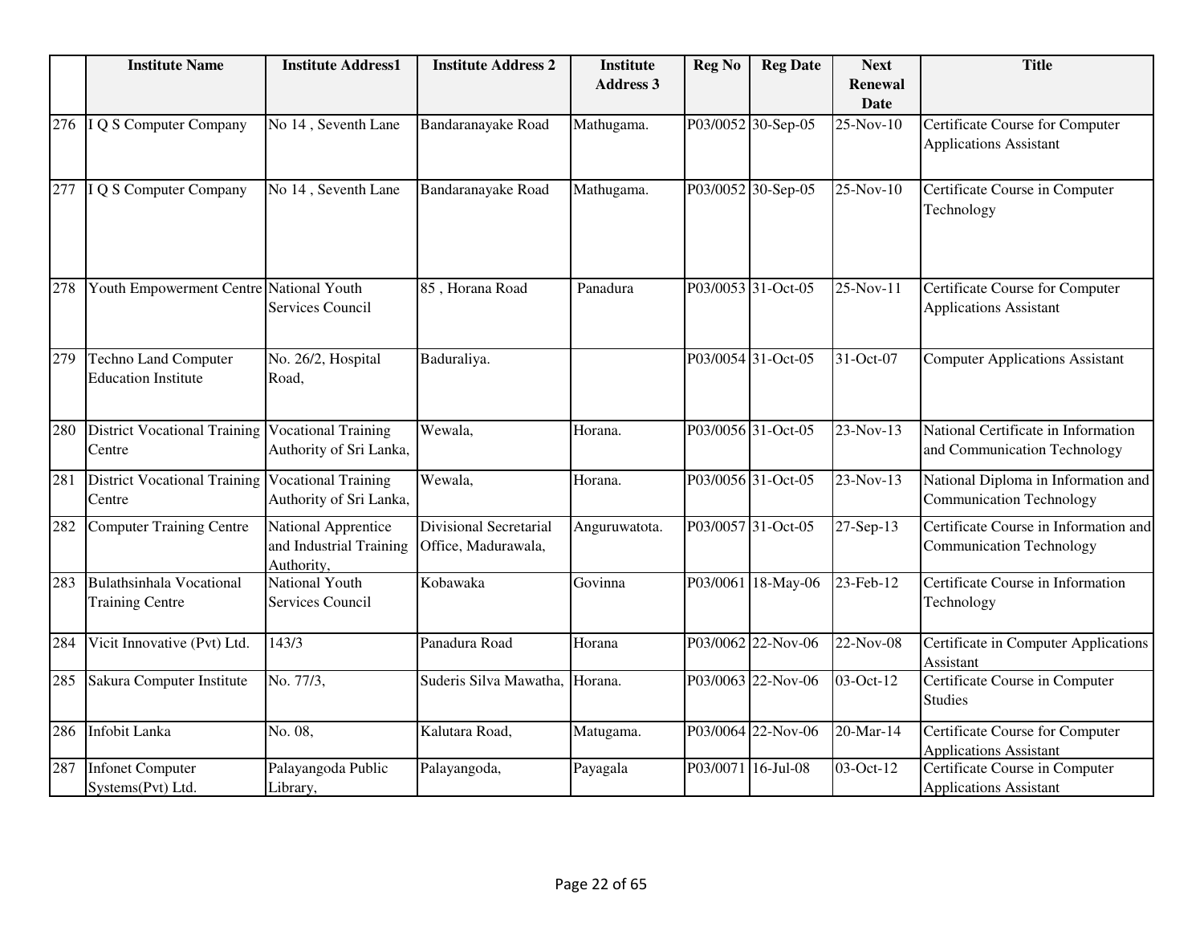| | Institute Name | Institute Address1 | Institute Address 2 | Institute Address 3 | Reg No | Reg Date | Next Renewal Date | Title |
|---|---|---|---|---|---|---|---|---|
| 276 | I Q S Computer Company | No 14 , Seventh Lane | Bandaranayake Road | Mathugama. | P03/0052 | 30-Sep-05 | 25-Nov-10 | Certificate Course for Computer Applications Assistant |
| 277 | I Q S Computer Company | No 14 , Seventh Lane | Bandaranayake Road | Mathugama. | P03/0052 | 30-Sep-05 | 25-Nov-10 | Certificate Course in Computer Technology |
| 278 | Youth Empowerment Centre | National Youth Services Council | 85 , Horana Road | Panadura | P03/0053 | 31-Oct-05 | 25-Nov-11 | Certificate Course for Computer Applications Assistant |
| 279 | Techno Land Computer Education Institute | No. 26/2, Hospital Road, | Baduraliya. | | P03/0054 | 31-Oct-05 | 31-Oct-07 | Computer Applications Assistant |
| 280 | District Vocational Training Centre | Vocational Training Authority of Sri Lanka, | Wewala, | Horana. | P03/0056 | 31-Oct-05 | 23-Nov-13 | National Certificate in Information and Communication Technology |
| 281 | District Vocational Training Centre | Vocational Training Authority of Sri Lanka, | Wewala, | Horana. | P03/0056 | 31-Oct-05 | 23-Nov-13 | National Diploma in Information and Communication Technology |
| 282 | Computer Training Centre | National Apprentice and Industrial Training Authority, | Divisional Secretarial Office, Madurawala, | Anguruwatota. | P03/0057 | 31-Oct-05 | 27-Sep-13 | Certificate Course in Information and Communication Technology |
| 283 | Bulathsinhala Vocational Training Centre | National Youth Services Council | Kobawaka | Govinna | P03/0061 | 18-May-06 | 23-Feb-12 | Certificate Course in Information Technology |
| 284 | Vicit Innovative (Pvt) Ltd. | 143/3 | Panadura Road | Horana | P03/0062 | 22-Nov-06 | 22-Nov-08 | Certificate in Computer Applications Assistant |
| 285 | Sakura Computer Institute | No. 77/3, | Suderis Silva Mawatha, | Horana. | P03/0063 | 22-Nov-06 | 03-Oct-12 | Certificate Course in Computer Studies |
| 286 | Infobit Lanka | No. 08, | Kalutara Road, | Matugama. | P03/0064 | 22-Nov-06 | 20-Mar-14 | Certificate Course for Computer Applications Assistant |
| 287 | Infonet Computer Systems(Pvt) Ltd. | Palayangoda Public Library, | Palayangoda, | Payagala | P03/0071 | 16-Jul-08 | 03-Oct-12 | Certificate Course in Computer Applications Assistant |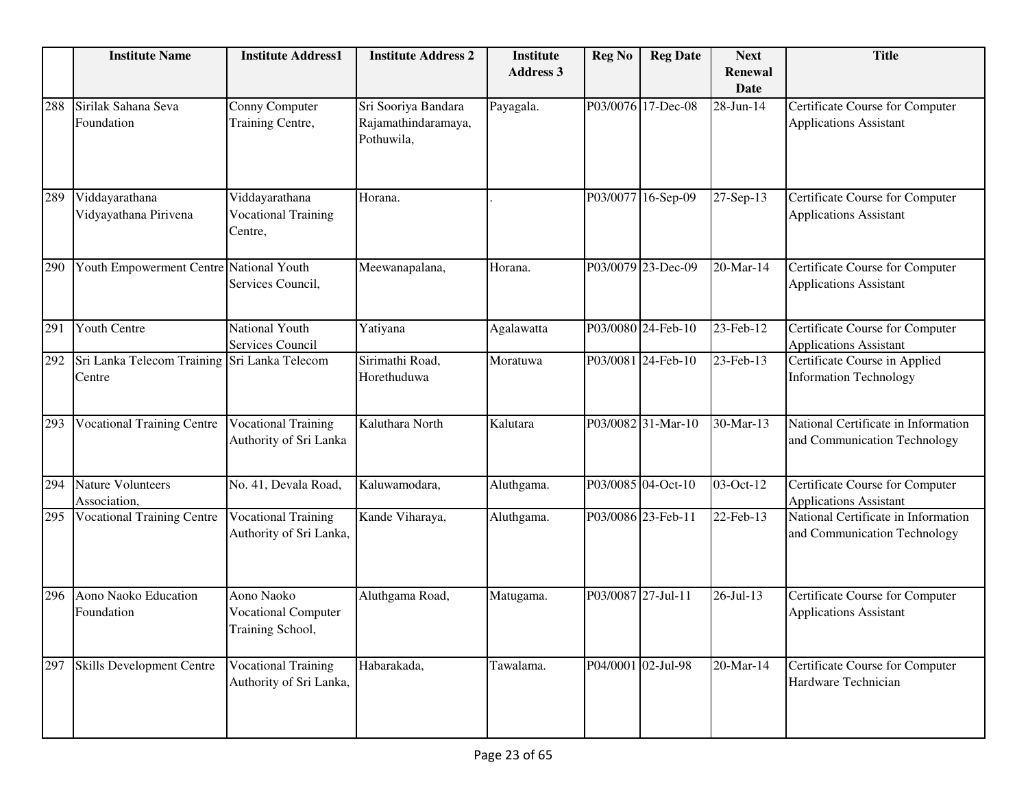| | Institute Name | Institute Address1 | Institute Address 2 | Institute Address 3 | Reg No | Reg Date | Next Renewal Date | Title |
|---|---|---|---|---|---|---|---|---|
| 288 | Sirilak Sahana Seva Foundation | Conny Computer Training Centre, | Sri Sooriya Bandara Rajamathindaramaya, Pothuwila, | Payagala. | P03/0076 | 17-Dec-08 | 28-Jun-14 | Certificate Course for Computer Applications Assistant |
| 289 | Viddayarathana Vidyayathana Pirivena | Viddayarathana Vocational Training Centre, | Horana. | . | P03/0077 | 16-Sep-09 | 27-Sep-13 | Certificate Course for Computer Applications Assistant |
| 290 | Youth Empowerment Centre | National Youth Services Council, | Meewanapalana, | Horana. | P03/0079 | 23-Dec-09 | 20-Mar-14 | Certificate Course for Computer Applications Assistant |
| 291 | Youth Centre | National Youth Services Council | Yatiyana | Agalawatta | P03/0080 | 24-Feb-10 | 23-Feb-12 | Certificate Course for Computer Applications Assistant |
| 292 | Sri Lanka Telecom Training Centre | Sri Lanka Telecom | Sirimathi Road, Horethuduwa | Moratuwa | P03/0081 | 24-Feb-10 | 23-Feb-13 | Certificate Course in Applied Information Technology |
| 293 | Vocational Training Centre | Vocational Training Authority of Sri Lanka | Kaluthara North | Kalutara | P03/0082 | 31-Mar-10 | 30-Mar-13 | National Certificate in Information and Communication Technology |
| 294 | Nature Volunteers Association, | No. 41, Devala Road, | Kaluwamodara, | Aluthgama. | P03/0085 | 04-Oct-10 | 03-Oct-12 | Certificate Course for Computer Applications Assistant |
| 295 | Vocational Training Centre | Vocational Training Authority of Sri Lanka, | Kande Viharaya, | Aluthgama. | P03/0086 | 23-Feb-11 | 22-Feb-13 | National Certificate in Information and Communication Technology |
| 296 | Aono Naoko Education Foundation | Aono Naoko Vocational Computer Training School, | Aluthgama Road, | Matugama. | P03/0087 | 27-Jul-11 | 26-Jul-13 | Certificate Course for Computer Applications Assistant |
| 297 | Skills Development Centre | Vocational Training Authority of Sri Lanka, | Habarakada, | Tawalama. | P04/0001 | 02-Jul-98 | 20-Mar-14 | Certificate Course for Computer Hardware Technician |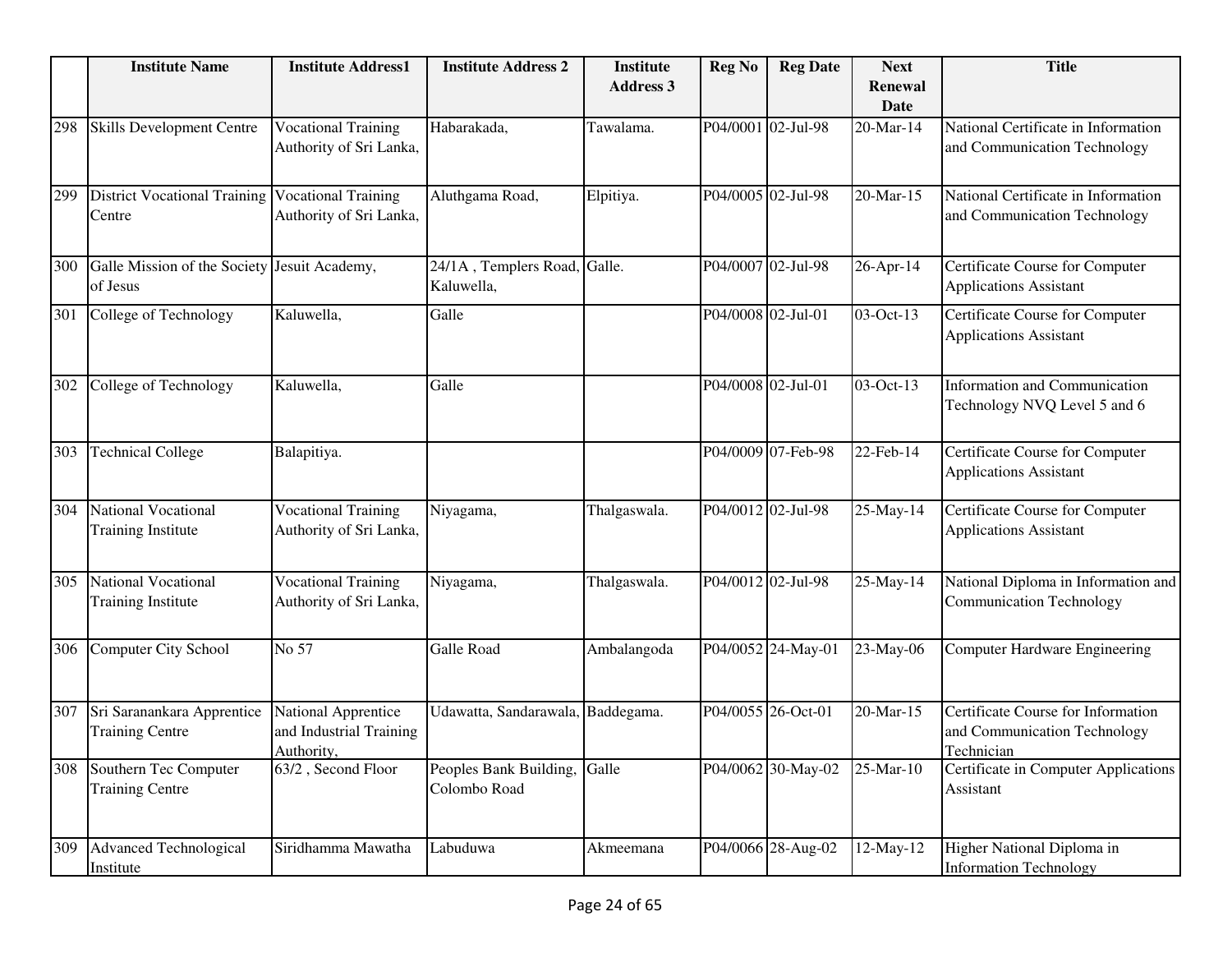| | Institute Name | Institute Address1 | Institute Address 2 | Institute Address 3 | Reg No | Reg Date | Next Renewal Date | Title |
|---|---|---|---|---|---|---|---|---|
| 298 | Skills Development Centre | Vocational Training Authority of Sri Lanka, | Habarakada, | Tawalama. | P04/0001 | 02-Jul-98 | 20-Mar-14 | National Certificate in Information and Communication Technology |
| 299 | District Vocational Training Centre | Vocational Training Authority of Sri Lanka, | Aluthgama Road, | Elpitiya. | P04/0005 | 02-Jul-98 | 20-Mar-15 | National Certificate in Information and Communication Technology |
| 300 | Galle Mission of the Society of Jesus | Jesuit Academy, | 24/1A , Templers Road, Kaluwella, | Galle. | P04/0007 | 02-Jul-98 | 26-Apr-14 | Certificate Course for Computer Applications Assistant |
| 301 | College of Technology | Kaluwella, | Galle | | P04/0008 | 02-Jul-01 | 03-Oct-13 | Certificate Course for Computer Applications Assistant |
| 302 | College of Technology | Kaluwella, | Galle | | P04/0008 | 02-Jul-01 | 03-Oct-13 | Information and Communication Technology NVQ Level 5 and 6 |
| 303 | Technical College | Balapitiya. | | | P04/0009 | 07-Feb-98 | 22-Feb-14 | Certificate Course for Computer Applications Assistant |
| 304 | National Vocational Training Institute | Vocational Training Authority of Sri Lanka, | Niyagama, | Thalgaswala. | P04/0012 | 02-Jul-98 | 25-May-14 | Certificate Course for Computer Applications Assistant |
| 305 | National Vocational Training Institute | Vocational Training Authority of Sri Lanka, | Niyagama, | Thalgaswala. | P04/0012 | 02-Jul-98 | 25-May-14 | National Diploma in Information and Communication Technology |
| 306 | Computer City School | No 57 | Galle Road | Ambalangoda | P04/0052 | 24-May-01 | 23-May-06 | Computer Hardware Engineering |
| 307 | Sri Saranankara Apprentice Training Centre | National Apprentice and Industrial Training Authority, | Udawatta, Sandarawala, | Baddegama. | P04/0055 | 26-Oct-01 | 20-Mar-15 | Certificate Course for Information and Communication Technology Technician |
| 308 | Southern Tec Computer Training Centre | 63/2 , Second Floor | Peoples Bank Building, Colombo Road | Galle | P04/0062 | 30-May-02 | 25-Mar-10 | Certificate in Computer Applications Assistant |
| 309 | Advanced Technological Institute | Siridhamma Mawatha | Labuduwa | Akmeemana | P04/0066 | 28-Aug-02 | 12-May-12 | Higher National Diploma in Information Technology |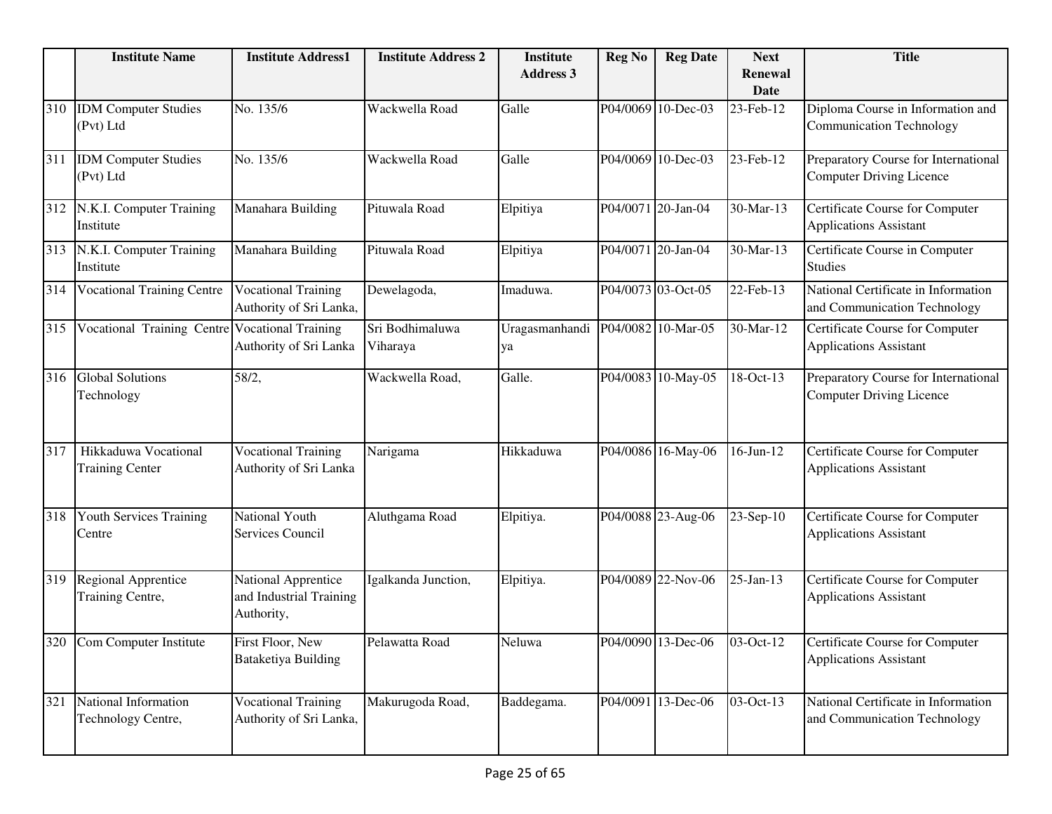| | Institute Name | Institute Address1 | Institute Address 2 | Institute Address 3 | Reg No | Reg Date | Next Renewal Date | Title |
|---|---|---|---|---|---|---|---|---|
| 310 | IDM Computer Studies (Pvt) Ltd | No. 135/6 | Wackwella Road | Galle | P04/0069 | 10-Dec-03 | 23-Feb-12 | Diploma Course in Information and Communication Technology |
| 311 | IDM Computer Studies (Pvt) Ltd | No. 135/6 | Wackwella Road | Galle | P04/0069 | 10-Dec-03 | 23-Feb-12 | Preparatory Course for International Computer Driving Licence |
| 312 | N.K.I. Computer Training Institute | Manahara Building | Pituwala Road | Elpitiya | P04/0071 | 20-Jan-04 | 30-Mar-13 | Certificate Course for Computer Applications Assistant |
| 313 | N.K.I. Computer Training Institute | Manahara Building | Pituwala Road | Elpitiya | P04/0071 | 20-Jan-04 | 30-Mar-13 | Certificate Course in Computer Studies |
| 314 | Vocational Training Centre | Vocational Training Authority of Sri Lanka, | Dewelagoda, | Imaduwa. | P04/0073 | 03-Oct-05 | 22-Feb-13 | National Certificate in Information and Communication Technology |
| 315 | Vocational Training Centre | Vocational Training Authority of Sri Lanka | Sri Bodhimaluwa Viharaya | Uragasmanhandiya | P04/0082 | 10-Mar-05 | 30-Mar-12 | Certificate Course for Computer Applications Assistant |
| 316 | Global Solutions Technology | 58/2, | Wackwella Road, | Galle. | P04/0083 | 10-May-05 | 18-Oct-13 | Preparatory Course for International Computer Driving Licence |
| 317 | Hikkaduwa Vocational Training Center | Vocational Training Authority of Sri Lanka | Narigama | Hikkaduwa | P04/0086 | 16-May-06 | 16-Jun-12 | Certificate Course for Computer Applications Assistant |
| 318 | Youth Services Training Centre | National Youth Services Council | Aluthgama Road | Elpitiya. | P04/0088 | 23-Aug-06 | 23-Sep-10 | Certificate Course for Computer Applications Assistant |
| 319 | Regional Apprentice Training Centre, | National Apprentice and Industrial Training Authority, | Igalkanda Junction, | Elpitiya. | P04/0089 | 22-Nov-06 | 25-Jan-13 | Certificate Course for Computer Applications Assistant |
| 320 | Com Computer Institute | First Floor, New Bataketiya Building | Pelawatta Road | Neluwa | P04/0090 | 13-Dec-06 | 03-Oct-12 | Certificate Course for Computer Applications Assistant |
| 321 | National Information Technology Centre, | Vocational Training Authority of Sri Lanka, | Makurugoda Road, | Baddegama. | P04/0091 | 13-Dec-06 | 03-Oct-13 | National Certificate in Information and Communication Technology |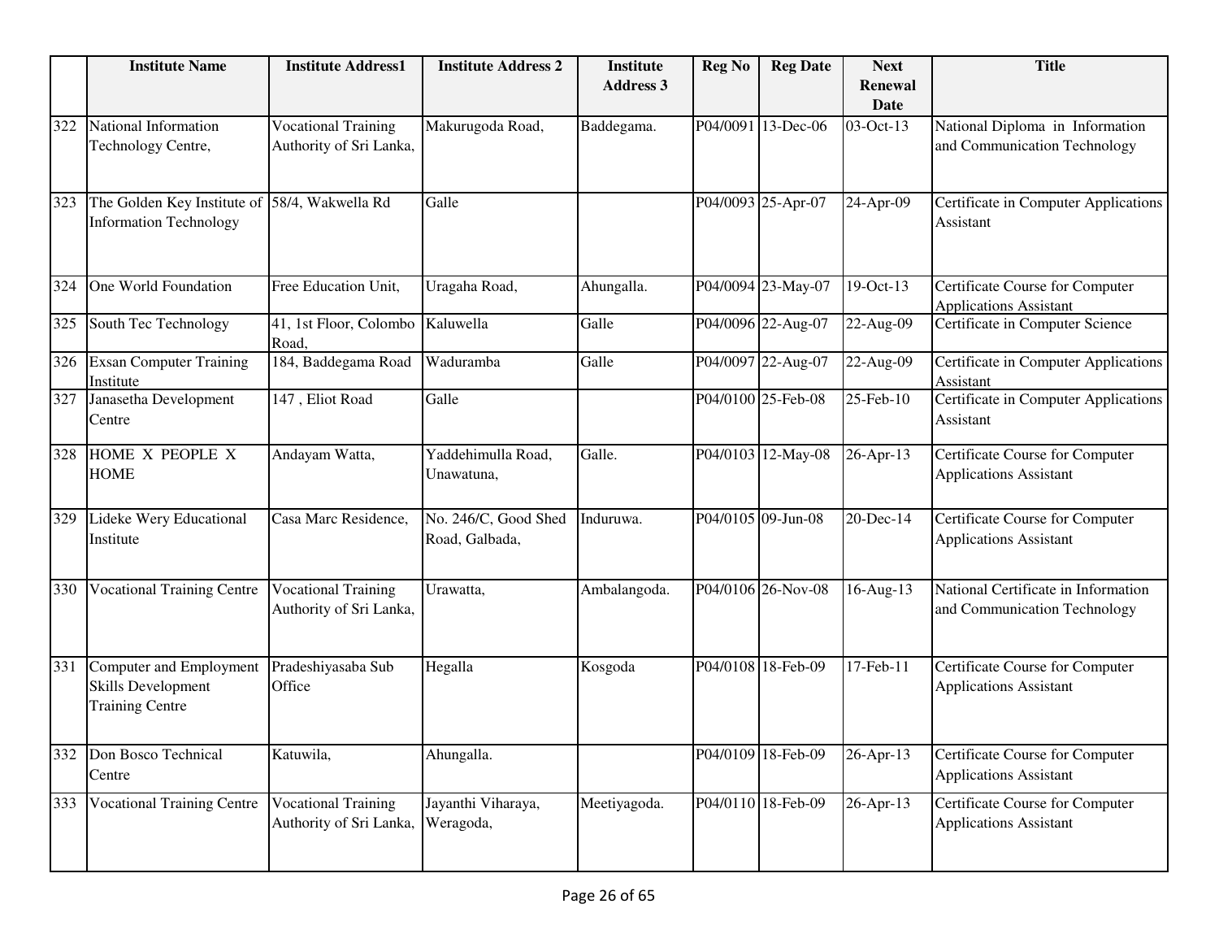| | Institute Name | Institute Address1 | Institute Address 2 | Institute Address 3 | Reg No | Reg Date | Next Renewal Date | Title |
|---|---|---|---|---|---|---|---|---|
| 322 | National Information Technology Centre, | Vocational Training Authority of Sri Lanka, | Makurugoda Road, | Baddegama. | P04/0091 | 13-Dec-06 | 03-Oct-13 | National Diploma in Information and Communication Technology |
| 323 | The Golden Key Institute of Information Technology | 58/4, Wakwella Rd | Galle | | P04/0093 | 25-Apr-07 | 24-Apr-09 | Certificate in Computer Applications Assistant |
| 324 | One World Foundation | Free Education Unit, | Uragaha Road, | Ahungalla. | P04/0094 | 23-May-07 | 19-Oct-13 | Certificate Course for Computer Applications Assistant |
| 325 | South Tec Technology | 41, 1st Floor, Colombo Road, | Kaluwella | Galle | P04/0096 | 22-Aug-07 | 22-Aug-09 | Certificate in Computer Science |
| 326 | Exsan Computer Training Institute | 184, Baddegama Road | Waduramba | Galle | P04/0097 | 22-Aug-07 | 22-Aug-09 | Certificate in Computer Applications Assistant |
| 327 | Janasetha Development Centre | 147 , Eliot Road | Galle | | P04/0100 | 25-Feb-08 | 25-Feb-10 | Certificate in Computer Applications Assistant |
| 328 | HOME X PEOPLE X HOME | Andayam Watta, | Yaddehimulla Road, Unawatuna, | Galle. | P04/0103 | 12-May-08 | 26-Apr-13 | Certificate Course for Computer Applications Assistant |
| 329 | Lideke Wery Educational Institute | Casa Marc Residence, | No. 246/C, Good Shed Road, Galbada, | Induruwa. | P04/0105 | 09-Jun-08 | 20-Dec-14 | Certificate Course for Computer Applications Assistant |
| 330 | Vocational Training Centre | Vocational Training Authority of Sri Lanka, | Urawatta, | Ambalangoda. | P04/0106 | 26-Nov-08 | 16-Aug-13 | National Certificate in Information and Communication Technology |
| 331 | Computer and Employment Skills Development Training Centre | Pradeshiyasaba Sub Office | Hegalla | Kosgoda | P04/0108 | 18-Feb-09 | 17-Feb-11 | Certificate Course for Computer Applications Assistant |
| 332 | Don Bosco Technical Centre | Katuwila, | Ahungalla. | | P04/0109 | 18-Feb-09 | 26-Apr-13 | Certificate Course for Computer Applications Assistant |
| 333 | Vocational Training Centre | Vocational Training Authority of Sri Lanka, | Jayanthi Viharaya, Weragoda, | Meetiyagoda. | P04/0110 | 18-Feb-09 | 26-Apr-13 | Certificate Course for Computer Applications Assistant |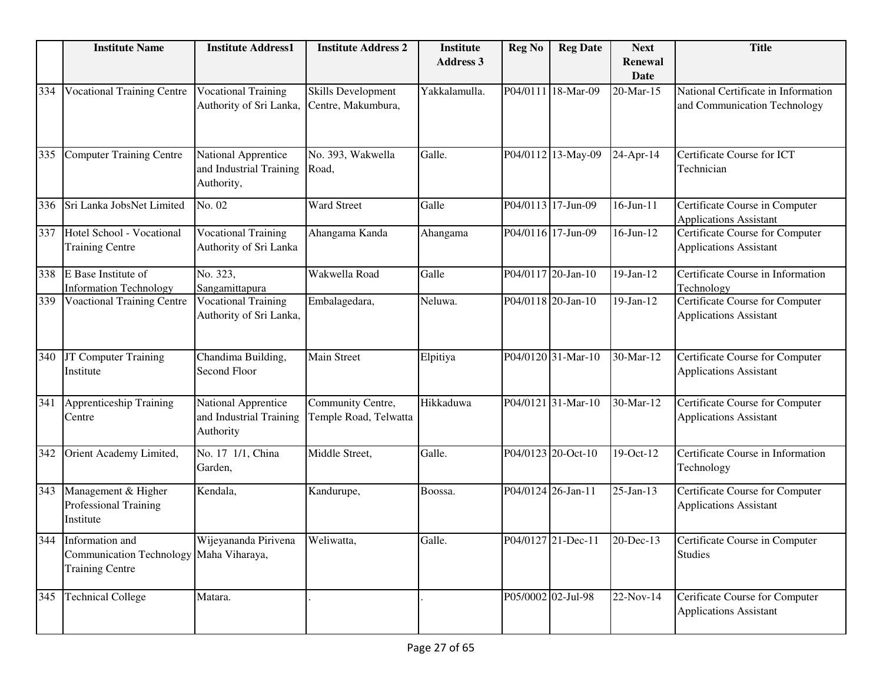| | Institute Name | Institute Address1 | Institute Address 2 | Institute Address 3 | Reg No | Reg Date | Next Renewal Date | Title |
|---|---|---|---|---|---|---|---|---|
| 334 | Vocational Training Centre | Vocational Training Authority of Sri Lanka, | Skills Development Centre, Makumbura, | Yakkalamulla. | P04/0111 | 18-Mar-09 | 20-Mar-15 | National Certificate in Information and Communication Technology |
| 335 | Computer Training Centre | National Apprentice and Industrial Training Authority, | No. 393, Wakwella Road, | Galle. | P04/0112 | 13-May-09 | 24-Apr-14 | Certificate Course for ICT Technician |
| 336 | Sri Lanka JobsNet Limited | No. 02 | Ward Street | Galle | P04/0113 | 17-Jun-09 | 16-Jun-11 | Certificate Course in Computer Applications Assistant |
| 337 | Hotel School - Vocational Training Centre | Vocational Training Authority of Sri Lanka | Ahangama Kanda | Ahangama | P04/0116 | 17-Jun-09 | 16-Jun-12 | Certificate Course for Computer Applications Assistant |
| 338 | E Base Institute of Information Technology | No. 323, Sangamittapura | Wakwella Road | Galle | P04/0117 | 20-Jan-10 | 19-Jan-12 | Certificate Course in Information Technology |
| 339 | Voactional Training Centre | Vocational Training Authority of Sri Lanka, | Embalagedara, | Neluwa. | P04/0118 | 20-Jan-10 | 19-Jan-12 | Certificate Course for Computer Applications Assistant |
| 340 | JT Computer Training Institute | Chandima Building, Second Floor | Main Street | Elpitiya | P04/0120 | 31-Mar-10 | 30-Mar-12 | Certificate Course for Computer Applications Assistant |
| 341 | Apprenticeship Training Centre | National Apprentice and Industrial Training Authority | Community Centre, Temple Road, Telwatta | Hikkaduwa | P04/0121 | 31-Mar-10 | 30-Mar-12 | Certificate Course for Computer Applications Assistant |
| 342 | Orient Academy Limited, | No. 17 1/1, China Garden, | Middle Street, | Galle. | P04/0123 | 20-Oct-10 | 19-Oct-12 | Certificate Course in Information Technology |
| 343 | Management & Higher Professional Training Institute | Kendala, | Kandurupe, | Boossa. | P04/0124 | 26-Jan-11 | 25-Jan-13 | Certificate Course for Computer Applications Assistant |
| 344 | Information and Communication Technology Training Centre | Wijeyananda Pirivena Maha Viharaya, | Weliwatta, | Galle. | P04/0127 | 21-Dec-11 | 20-Dec-13 | Certificate Course in Computer Studies |
| 345 | Technical College | Matara. | . | . | P05/0002 | 02-Jul-98 | 22-Nov-14 | Cerificate Course for Computer Applications Assistant |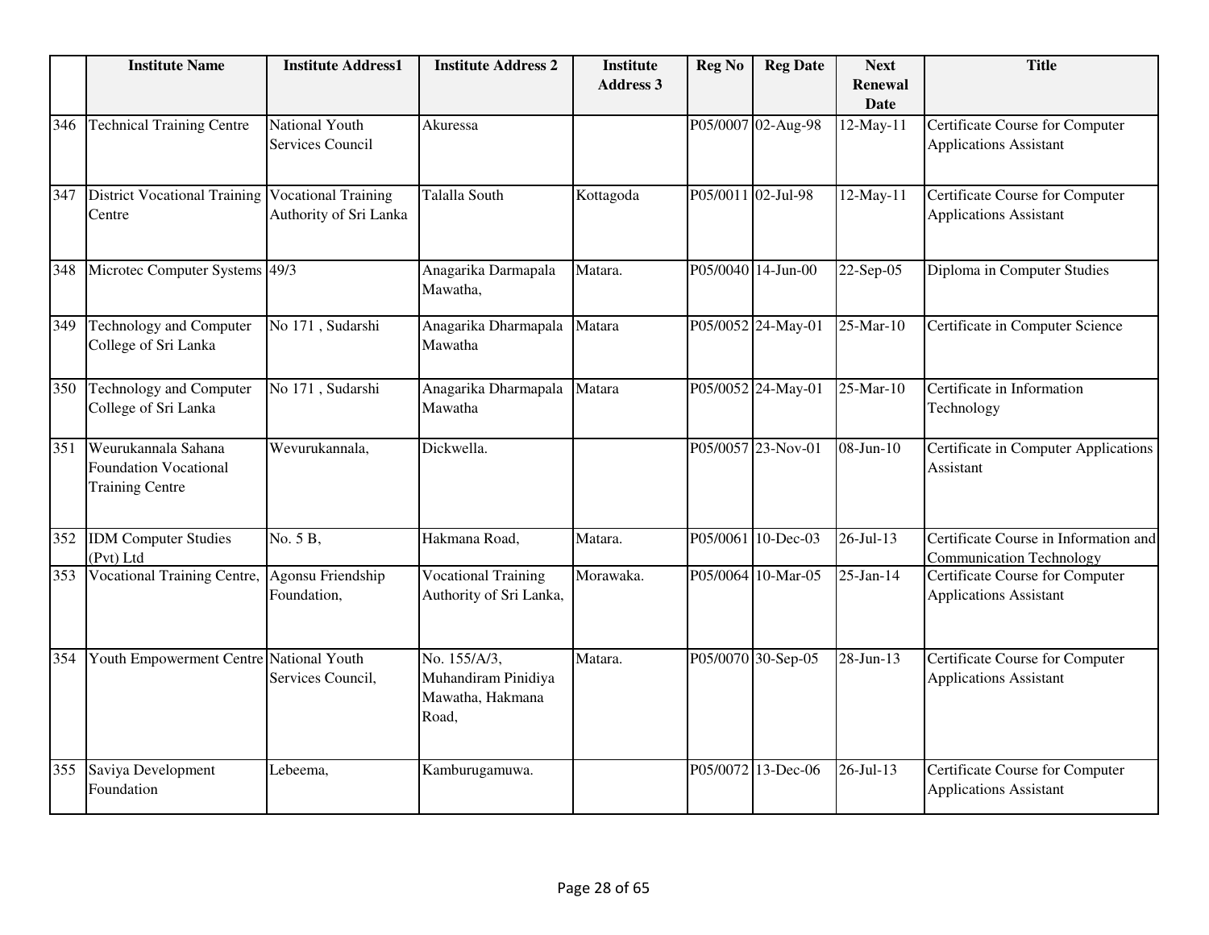|  | Institute Name | Institute Address1 | Institute Address 2 | Institute Address 3 | Reg No | Reg Date | Next Renewal Date | Title |
|---|---|---|---|---|---|---|---|---|
| 346 | Technical Training Centre | National Youth Services Council | Akuressa |  | P05/0007 | 02-Aug-98 | 12-May-11 | Certificate Course for Computer Applications Assistant |
| 347 | District Vocational Training Centre | Vocational Training Authority of Sri Lanka | Talalla South | Kottagoda | P05/0011 | 02-Jul-98 | 12-May-11 | Certificate Course for Computer Applications Assistant |
| 348 | Microtec Computer Systems | 49/3 | Anagarika Darmapala Mawatha, | Matara. | P05/0040 | 14-Jun-00 | 22-Sep-05 | Diploma in Computer Studies |
| 349 | Technology and Computer College of Sri Lanka | No 171 , Sudarshi | Anagarika Dharmapala Mawatha | Matara | P05/0052 | 24-May-01 | 25-Mar-10 | Certificate in Computer Science |
| 350 | Technology and Computer College of Sri Lanka | No 171 , Sudarshi | Anagarika Dharmapala Mawatha | Matara | P05/0052 | 24-May-01 | 25-Mar-10 | Certificate in Information Technology |
| 351 | Weurukannala Sahana Foundation Vocational Training Centre | Wevurukannala, | Dickwella. |  | P05/0057 | 23-Nov-01 | 08-Jun-10 | Certificate in Computer Applications Assistant |
| 352 | IDM Computer Studies (Pvt) Ltd | No. 5 B, | Hakmana Road, | Matara. | P05/0061 | 10-Dec-03 | 26-Jul-13 | Certificate Course in Information and Communication Technology |
| 353 | Vocational Training Centre, | Agonsu Friendship Foundation, | Vocational Training Authority of Sri Lanka, | Morawaka. | P05/0064 | 10-Mar-05 | 25-Jan-14 | Certificate Course for Computer Applications Assistant |
| 354 | Youth Empowerment Centre | National Youth Services Council, | No. 155/A/3, Muhandiram Pinidiya Mawatha, Hakmana Road, | Matara. | P05/0070 | 30-Sep-05 | 28-Jun-13 | Certificate Course for Computer Applications Assistant |
| 355 | Saviya Development Foundation | Lebeema, | Kamburugamuwa. |  | P05/0072 | 13-Dec-06 | 26-Jul-13 | Certificate Course for Computer Applications Assistant |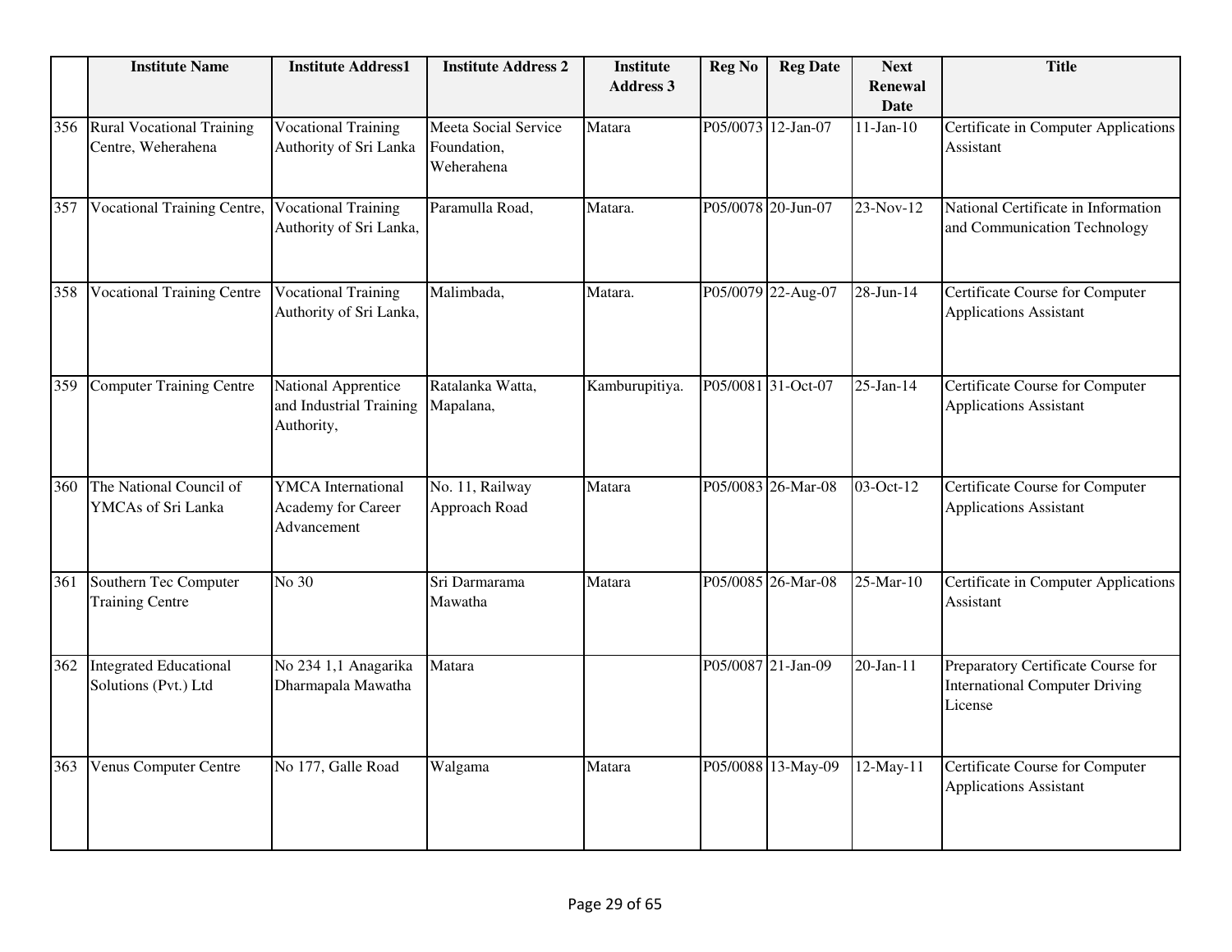| | Institute Name | Institute Address1 | Institute Address 2 | Institute Address 3 | Reg No | Reg Date | Next Renewal Date | Title |
|---|---|---|---|---|---|---|---|---|
| 356 | Rural Vocational Training Centre, Weherahena | Vocational Training Authority of Sri Lanka | Meeta Social Service Foundation, Weherahena | Matara | P05/0073 | 12-Jan-07 | 11-Jan-10 | Certificate in Computer Applications Assistant |
| 357 | Vocational Training Centre, | Vocational Training Authority of Sri Lanka, | Paramulla Road, | Matara. | P05/0078 | 20-Jun-07 | 23-Nov-12 | National Certificate in Information and Communication Technology |
| 358 | Vocational Training Centre | Vocational Training Authority of Sri Lanka, | Malimbada, | Matara. | P05/0079 | 22-Aug-07 | 28-Jun-14 | Certificate Course for Computer Applications Assistant |
| 359 | Computer Training Centre | National Apprentice and Industrial Training Authority, | Ratalanka Watta, Mapalana, | Kamburupitiya. | P05/0081 | 31-Oct-07 | 25-Jan-14 | Certificate Course for Computer Applications Assistant |
| 360 | The National Council of YMCAs of Sri Lanka | YMCA International Academy for Career Advancement | No. 11, Railway Approach Road | Matara | P05/0083 | 26-Mar-08 | 03-Oct-12 | Certificate Course for Computer Applications Assistant |
| 361 | Southern Tec Computer Training Centre | No 30 | Sri Darmarama Mawatha | Matara | P05/0085 | 26-Mar-08 | 25-Mar-10 | Certificate in Computer Applications Assistant |
| 362 | Integrated Educational Solutions (Pvt.) Ltd | No 234 1,1 Anagarika Dharmapala Mawatha | Matara | | P05/0087 | 21-Jan-09 | 20-Jan-11 | Preparatory Certificate Course for International Computer Driving License |
| 363 | Venus Computer Centre | No 177, Galle Road | Walgama | Matara | P05/0088 | 13-May-09 | 12-May-11 | Certificate Course for Computer Applications Assistant |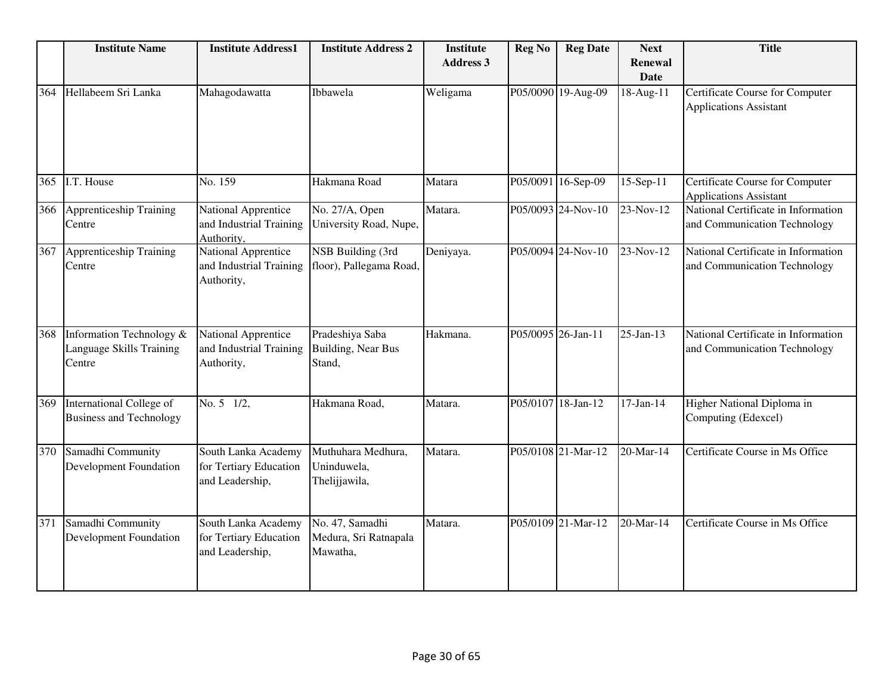| | Institute Name | Institute Address1 | Institute Address 2 | Institute Address 3 | Reg No | Reg Date | Next Renewal Date | Title |
|---|---|---|---|---|---|---|---|---|
| 364 | Hellabeem Sri Lanka | Mahagodawatta | Ibbawela | Weligama | P05/0090 | 19-Aug-09 | 18-Aug-11 | Certificate Course for Computer Applications Assistant |
| 365 | I.T. House | No. 159 | Hakmana Road | Matara | P05/0091 | 16-Sep-09 | 15-Sep-11 | Certificate Course for Computer Applications Assistant |
| 366 | Apprenticeship Training Centre | National Apprentice and Industrial Training Authority, | No. 27/A, Open University Road, Nupe, | Matara. | P05/0093 | 24-Nov-10 | 23-Nov-12 | National Certificate in Information and Communication Technology |
| 367 | Apprenticeship Training Centre | National Apprentice and Industrial Training Authority, | NSB Building (3rd floor), Pallegama Road, | Deniyaya. | P05/0094 | 24-Nov-10 | 23-Nov-12 | National Certificate in Information and Communication Technology |
| 368 | Information Technology & Language Skills Training Centre | National Apprentice and Industrial Training Authority, | Pradeshiya Saba Building, Near Bus Stand, | Hakmana. | P05/0095 | 26-Jan-11 | 25-Jan-13 | National Certificate in Information and Communication Technology |
| 369 | International College of Business and Technology | No. 5 1/2, | Hakmana Road, | Matara. | P05/0107 | 18-Jan-12 | 17-Jan-14 | Higher National Diploma in Computing (Edexcel) |
| 370 | Samadhi Community Development Foundation | South Lanka Academy for Tertiary Education and Leadership, | Muthuhara Medhura, Uninduwela, Thelijjawila, | Matara. | P05/0108 | 21-Mar-12 | 20-Mar-14 | Certificate Course in Ms Office |
| 371 | Samadhi Community Development Foundation | South Lanka Academy for Tertiary Education and Leadership, | No. 47, Samadhi Medura, Sri Ratnapala Mawatha, | Matara. | P05/0109 | 21-Mar-12 | 20-Mar-14 | Certificate Course in Ms Office |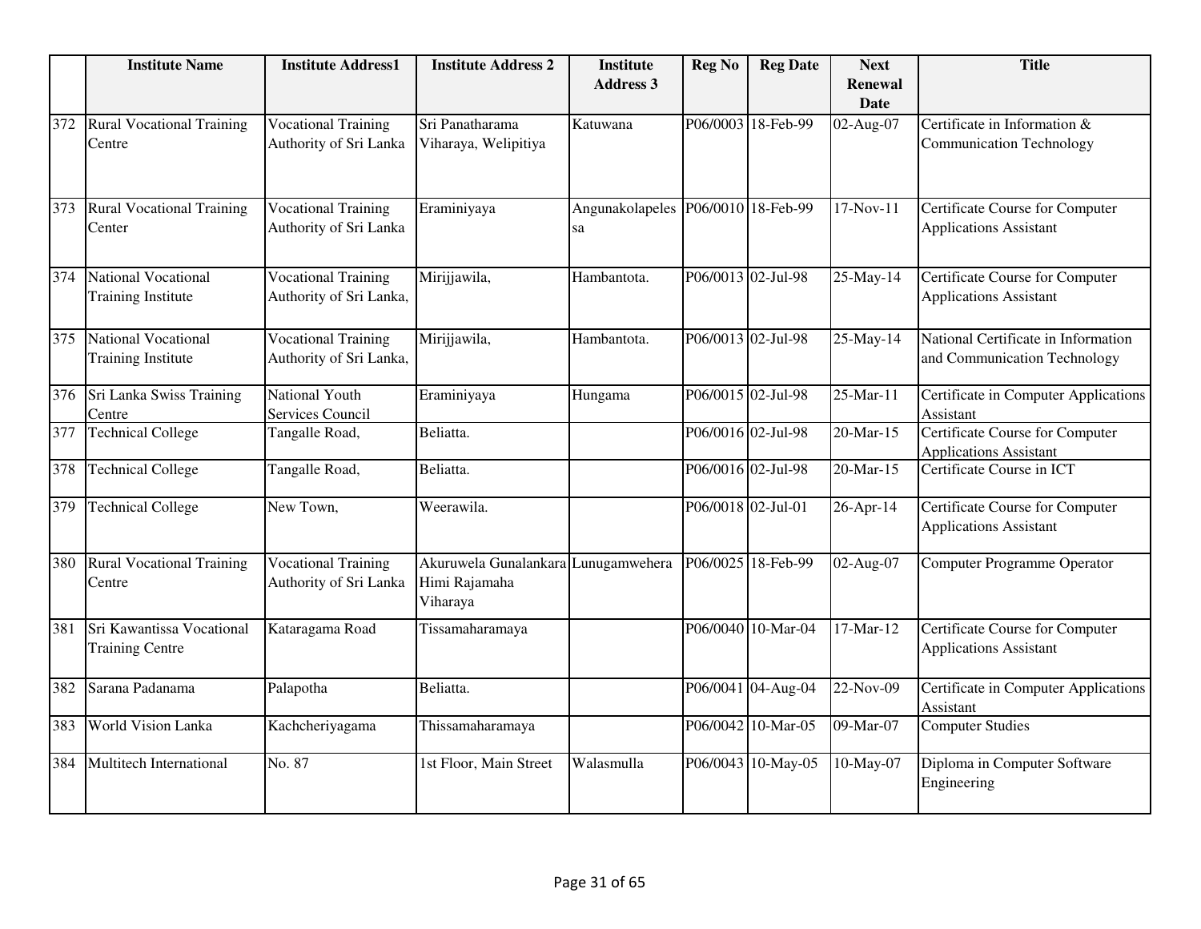| | Institute Name | Institute Address1 | Institute Address 2 | Institute Address 3 | Reg No | Reg Date | Next Renewal Date | Title |
|---|---|---|---|---|---|---|---|---|
| 372 | Rural Vocational Training Centre | Vocational Training Authority of Sri Lanka | Sri Panatharama Viharaya, Welipitiya | Katuwana | P06/0003 | 18-Feb-99 | 02-Aug-07 | Certificate in Information & Communication Technology |
| 373 | Rural Vocational Training Center | Vocational Training Authority of Sri Lanka | Eraminiyaya | Angunakolapelessa | P06/0010 | 18-Feb-99 | 17-Nov-11 | Certificate Course for Computer Applications Assistant |
| 374 | National Vocational Training Institute | Vocational Training Authority of Sri Lanka, | Mirijjawila, | Hambantota. | P06/0013 | 02-Jul-98 | 25-May-14 | Certificate Course for Computer Applications Assistant |
| 375 | National Vocational Training Institute | Vocational Training Authority of Sri Lanka, | Mirijjawila, | Hambantota. | P06/0013 | 02-Jul-98 | 25-May-14 | National Certificate in Information and Communication Technology |
| 376 | Sri Lanka Swiss Training Centre | National Youth Services Council | Eraminiyaya | Hungama | P06/0015 | 02-Jul-98 | 25-Mar-11 | Certificate in Computer Applications Assistant |
| 377 | Technical College | Tangalle Road, | Beliatta. | | P06/0016 | 02-Jul-98 | 20-Mar-15 | Certificate Course for Computer Applications Assistant |
| 378 | Technical College | Tangalle Road, | Beliatta. | | P06/0016 | 02-Jul-98 | 20-Mar-15 | Certificate Course in ICT |
| 379 | Technical College | New Town, | Weerawila. | | P06/0018 | 02-Jul-01 | 26-Apr-14 | Certificate Course for Computer Applications Assistant |
| 380 | Rural Vocational Training Centre | Vocational Training Authority of Sri Lanka | Akuruwela Gunalankara Himi Rajamaha Viharaya | Lunugamwehera | P06/0025 | 18-Feb-99 | 02-Aug-07 | Computer Programme Operator |
| 381 | Sri Kawantissa Vocational Training Centre | Kataragama Road | Tissamaharamaya | | P06/0040 | 10-Mar-04 | 17-Mar-12 | Certificate Course for Computer Applications Assistant |
| 382 | Sarana Padanama | Palapotha | Beliatta. | | P06/0041 | 04-Aug-04 | 22-Nov-09 | Certificate in Computer Applications Assistant |
| 383 | World Vision Lanka | Kachcheriyagama | Thissamaharamaya | | P06/0042 | 10-Mar-05 | 09-Mar-07 | Computer Studies |
| 384 | Multitech International | No. 87 | 1st Floor, Main Street | Walasmulla | P06/0043 | 10-May-05 | 10-May-07 | Diploma in Computer Software Engineering |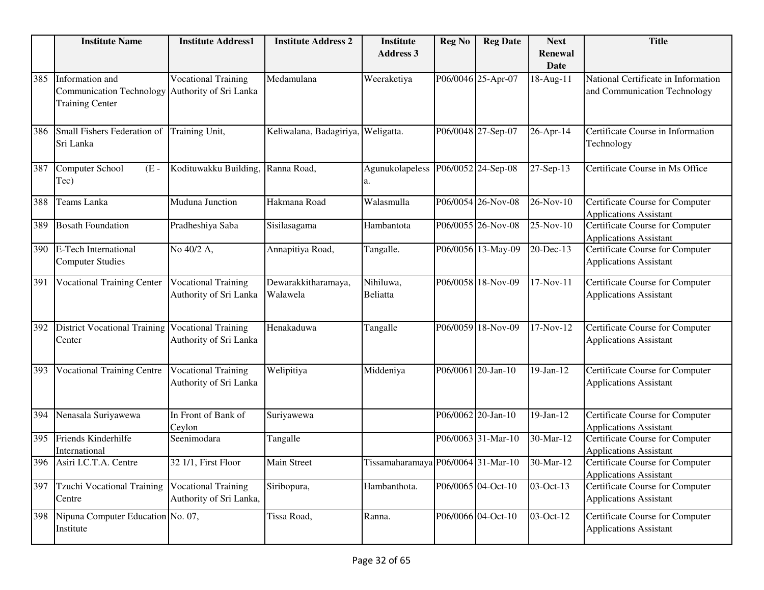| | Institute Name | Institute Address1 | Institute Address 2 | Institute Address 3 | Reg No | Reg Date | Next Renewal Date | Title |
|---|---|---|---|---|---|---|---|---|
| 385 | Information and Communication Technology Training Center | Vocational Training Authority of Sri Lanka | Medamulana | Weeraketiya | P06/0046 | 25-Apr-07 | 18-Aug-11 | National Certificate in Information and Communication Technology |
| 386 | Small Fishers Federation of Sri Lanka | Training Unit, | Keliwalana, Badagiriya, | Weligatta. | P06/0048 | 27-Sep-07 | 26-Apr-14 | Certificate Course in Information Technology |
| 387 | Computer School (E - Tec) | Kodituwakku Building, | Ranna Road, | Agunukolapelessa. | P06/0052 | 24-Sep-08 | 27-Sep-13 | Certificate Course in Ms Office |
| 388 | Teams Lanka | Muduna Junction | Hakmana Road | Walasmulla | P06/0054 | 26-Nov-08 | 26-Nov-10 | Certificate Course for Computer Applications Assistant |
| 389 | Bosath Foundation | Pradheshiya Saba | Sisilasagama | Hambantota | P06/0055 | 26-Nov-08 | 25-Nov-10 | Certificate Course for Computer Applications Assistant |
| 390 | E-Tech International Computer Studies | No 40/2 A, | Annapitiya Road, | Tangalle. | P06/0056 | 13-May-09 | 20-Dec-13 | Certificate Course for Computer Applications Assistant |
| 391 | Vocational Training Center | Vocational Training Authority of Sri Lanka | Dewarakkitharamaya, Walawela | Nihiluwa, Beliatta | P06/0058 | 18-Nov-09 | 17-Nov-11 | Certificate Course for Computer Applications Assistant |
| 392 | District Vocational Training Center | Vocational Training Authority of Sri Lanka | Henakaduwa | Tangalle | P06/0059 | 18-Nov-09 | 17-Nov-12 | Certificate Course for Computer Applications Assistant |
| 393 | Vocational Training Centre | Vocational Training Authority of Sri Lanka | Welipitiya | Middeniya | P06/0061 | 20-Jan-10 | 19-Jan-12 | Certificate Course for Computer Applications Assistant |
| 394 | Nenasala Suriyawewa | In Front of Bank of Ceylon | Suriyawewa | | P06/0062 | 20-Jan-10 | 19-Jan-12 | Certificate Course for Computer Applications Assistant |
| 395 | Friends Kinderhilfe International | Seenimodara | Tangalle | | P06/0063 | 31-Mar-10 | 30-Mar-12 | Certificate Course for Computer Applications Assistant |
| 396 | Asiri I.C.T.A. Centre | 32 1/1, First Floor | Main Street | Tissamaharamaya | P06/0064 | 31-Mar-10 | 30-Mar-12 | Certificate Course for Computer Applications Assistant |
| 397 | Tzuchi Vocational Training Centre | Vocational Training Authority of Sri Lanka, | Siribopura, | Hambanthota. | P06/0065 | 04-Oct-10 | 03-Oct-13 | Certificate Course for Computer Applications Assistant |
| 398 | Nipuna Computer Education Institute | No. 07, | Tissa Road, | Ranna. | P06/0066 | 04-Oct-10 | 03-Oct-12 | Certificate Course for Computer Applications Assistant |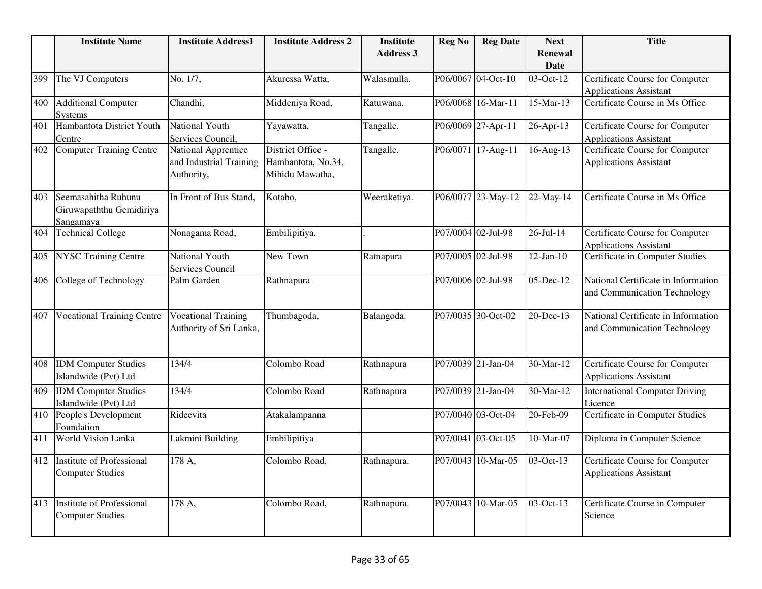| | Institute Name | Institute Address1 | Institute Address 2 | Institute Address 3 | Reg No | Reg Date | Next Renewal Date | Title |
|---|---|---|---|---|---|---|---|---|
| 399 | The VJ Computers | No. 1/7, | Akuressa Watta, | Walasmulla. | P06/0067 | 04-Oct-10 | 03-Oct-12 | Certificate Course for Computer Applications Assistant |
| 400 | Additional Computer Systems | Chandhi, | Middeniya Road, | Katuwana. | P06/0068 | 16-Mar-11 | 15-Mar-13 | Certificate Course in Ms Office |
| 401 | Hambantota District Youth Centre | National Youth Services Council, | Yayawatta, | Tangalle. | P06/0069 | 27-Apr-11 | 26-Apr-13 | Certificate Course for Computer Applications Assistant |
| 402 | Computer Training Centre | National Apprentice and Industrial Training Authority, | District Office - Hambantota, No.34, Mihidu Mawatha, | Tangalle. | P06/0071 | 17-Aug-11 | 16-Aug-13 | Certificate Course for Computer Applications Assistant |
| 403 | Seemasahitha Ruhunu Giruwapaththu Gemidiriya Sangamaya | In Front of Bus Stand, | Kotabo, | Weeraketiya. | P06/0077 | 23-May-12 | 22-May-14 | Certificate Course in Ms Office |
| 404 | Technical College | Nonagama Road, | Embilipitiya. | . | P07/0004 | 02-Jul-98 | 26-Jul-14 | Certificate Course for Computer Applications Assistant |
| 405 | NYSC Training Centre | National Youth Services Council | New Town | Ratnapura | P07/0005 | 02-Jul-98 | 12-Jan-10 | Certificate in Computer Studies |
| 406 | College of Technology | Palm Garden | Rathnapura | | P07/0006 | 02-Jul-98 | 05-Dec-12 | National Certificate in Information and Communication Technology |
| 407 | Vocational Training Centre | Vocational Training Authority of Sri Lanka, | Thumbagoda, | Balangoda. | P07/0035 | 30-Oct-02 | 20-Dec-13 | National Certificate in Information and Communication Technology |
| 408 | IDM Computer Studies Islandwide (Pvt) Ltd | 134/4 | Colombo Road | Rathnapura | P07/0039 | 21-Jan-04 | 30-Mar-12 | Certificate Course for Computer Applications Assistant |
| 409 | IDM Computer Studies Islandwide (Pvt) Ltd | 134/4 | Colombo Road | Rathnapura | P07/0039 | 21-Jan-04 | 30-Mar-12 | International Computer Driving Licence |
| 410 | People's Development Foundation | Rideevita | Atakalampanna | | P07/0040 | 03-Oct-04 | 20-Feb-09 | Certificate in Computer Studies |
| 411 | World Vision Lanka | Lakmini Building | Embilipitiya | | P07/0041 | 03-Oct-05 | 10-Mar-07 | Diploma in Computer Science |
| 412 | Institute of Professional Computer Studies | 178 A, | Colombo Road, | Rathnapura. | P07/0043 | 10-Mar-05 | 03-Oct-13 | Certificate Course for Computer Applications Assistant |
| 413 | Institute of Professional Computer Studies | 178 A, | Colombo Road, | Rathnapura. | P07/0043 | 10-Mar-05 | 03-Oct-13 | Certificate Course in Computer Science |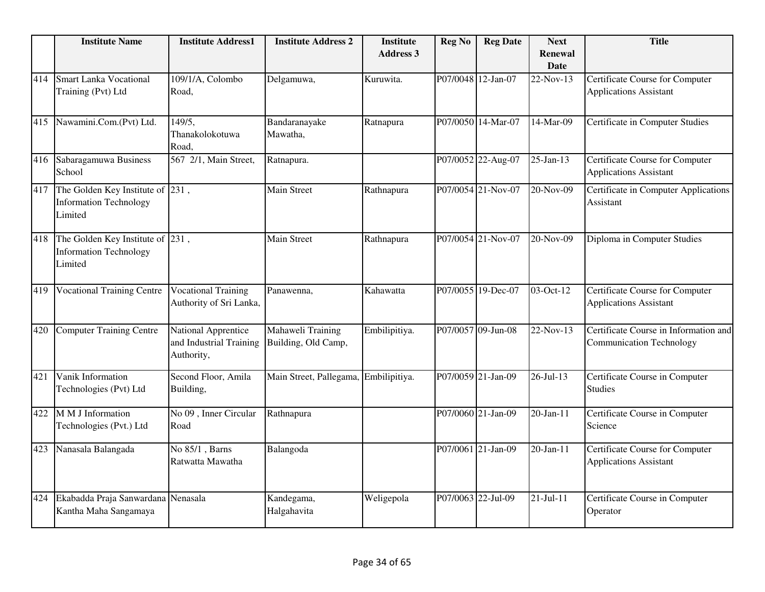|  | Institute Name | Institute Address1 | Institute Address 2 | Institute Address 3 | Reg No | Reg Date | Next Renewal Date | Title |
|---|---|---|---|---|---|---|---|---|
| 414 | Smart Lanka Vocational Training (Pvt) Ltd | 109/1/A, Colombo Road, | Delgamuwa, | Kuruwita. | P07/0048 | 12-Jan-07 | 22-Nov-13 | Certificate Course for Computer Applications Assistant |
| 415 | Nawamini.Com.(Pvt) Ltd. | 149/5, Thanakolokotuwa Road, | Bandaranayake Mawatha, | Ratnapura | P07/0050 | 14-Mar-07 | 14-Mar-09 | Certificate in Computer Studies |
| 416 | Sabaragamuwa Business School | 567 2/1, Main Street, | Ratnapura. |  | P07/0052 | 22-Aug-07 | 25-Jan-13 | Certificate Course for Computer Applications Assistant |
| 417 | The Golden Key Institute of Information Technology Limited | 231 , | Main Street | Rathnapura | P07/0054 | 21-Nov-07 | 20-Nov-09 | Certificate in Computer Applications Assistant |
| 418 | The Golden Key Institute of Information Technology Limited | 231 , | Main Street | Rathnapura | P07/0054 | 21-Nov-07 | 20-Nov-09 | Diploma in Computer Studies |
| 419 | Vocational Training Centre | Vocational Training Authority of Sri Lanka, | Panawenna, | Kahawatta | P07/0055 | 19-Dec-07 | 03-Oct-12 | Certificate Course for Computer Applications Assistant |
| 420 | Computer Training Centre | National Apprentice and Industrial Training Authority, | Mahaweli Training Building, Old Camp, | Embilipitiya. | P07/0057 | 09-Jun-08 | 22-Nov-13 | Certificate Course in Information and Communication Technology |
| 421 | Vanik Information Technologies (Pvt) Ltd | Second Floor, Amila Building, | Main Street, Pallegama, | Embilipitiya. | P07/0059 | 21-Jan-09 | 26-Jul-13 | Certificate Course in Computer Studies |
| 422 | M M J Information Technologies (Pvt.) Ltd | No 09 , Inner Circular Road | Rathnapura |  | P07/0060 | 21-Jan-09 | 20-Jan-11 | Certificate Course in Computer Science |
| 423 | Nanasala Balangada | No 85/1 , Barns Ratwatta Mawatha | Balangoda |  | P07/0061 | 21-Jan-09 | 20-Jan-11 | Certificate Course for Computer Applications Assistant |
| 424 | Ekabadda Praja Sanwardana Kantha Maha Sangamaya | Nenasala | Kandegama, Halgahavita | Weligepola | P07/0063 | 22-Jul-09 | 21-Jul-11 | Certificate Course in Computer Operator |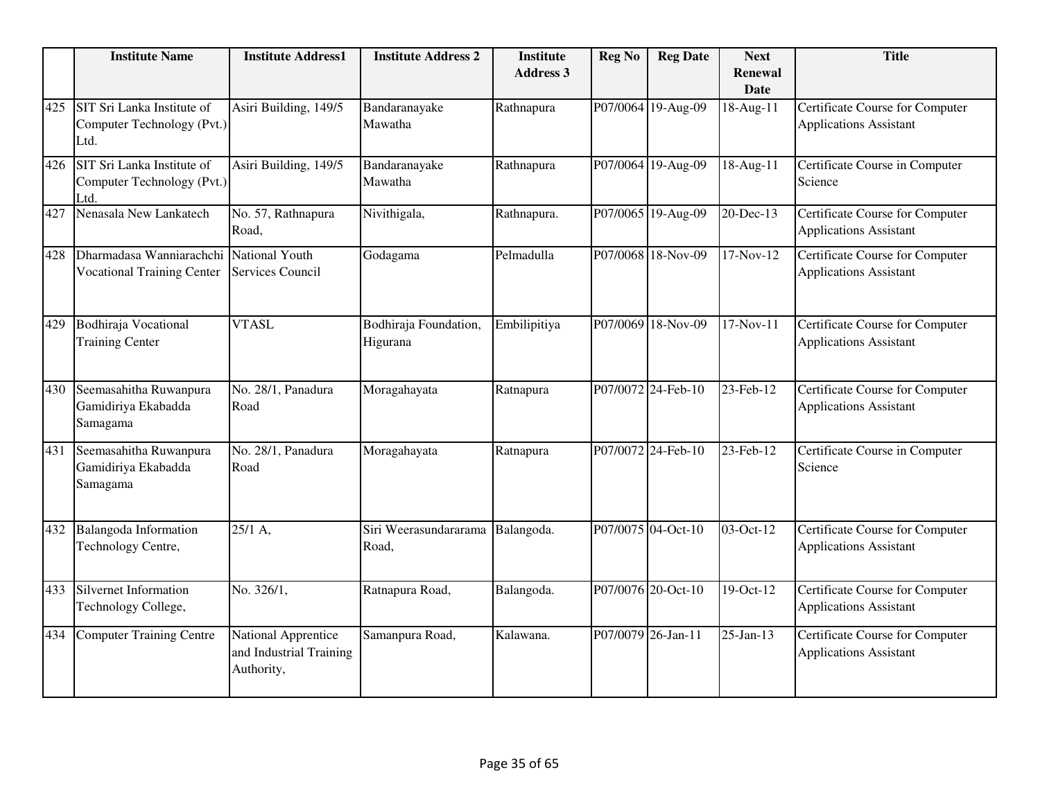| | Institute Name | Institute Address1 | Institute Address 2 | Institute Address 3 | Reg No | Reg Date | Next Renewal Date | Title |
|---|---|---|---|---|---|---|---|---|
| 425 | SIT Sri Lanka Institute of Computer Technology (Pvt.) Ltd. | Asiri Building, 149/5 | Bandaranayake Mawatha | Rathnapura | P07/0064 | 19-Aug-09 | 18-Aug-11 | Certificate Course for Computer Applications Assistant |
| 426 | SIT Sri Lanka Institute of Computer Technology (Pvt.) Ltd. | Asiri Building, 149/5 | Bandaranayake Mawatha | Rathnapura | P07/0064 | 19-Aug-09 | 18-Aug-11 | Certificate Course in Computer Science |
| 427 | Nenasala New Lankatech | No. 57, Rathnapura Road, | Nivithigala, | Rathnapura. | P07/0065 | 19-Aug-09 | 20-Dec-13 | Certificate Course for Computer Applications Assistant |
| 428 | Dharmadasa Wanniarachchi Vocational Training Center | National Youth Services Council | Godagama | Pelmadulla | P07/0068 | 18-Nov-09 | 17-Nov-12 | Certificate Course for Computer Applications Assistant |
| 429 | Bodhiraja Vocational Training Center | VTASL | Bodhiraja Foundation, Higurana | Embilipitiya | P07/0069 | 18-Nov-09 | 17-Nov-11 | Certificate Course for Computer Applications Assistant |
| 430 | Seemasahitha Ruwanpura Gamidiriya Ekabadda Samagama | No. 28/1, Panadura Road | Moragahayata | Ratnapura | P07/0072 | 24-Feb-10 | 23-Feb-12 | Certificate Course for Computer Applications Assistant |
| 431 | Seemasahitha Ruwanpura Gamidiriya Ekabadda Samagama | No. 28/1, Panadura Road | Moragahayata | Ratnapura | P07/0072 | 24-Feb-10 | 23-Feb-12 | Certificate Course in Computer Science |
| 432 | Balangoda Information Technology Centre, | 25/1 A, | Siri Weerasundararama Road, | Balangoda. | P07/0075 | 04-Oct-10 | 03-Oct-12 | Certificate Course for Computer Applications Assistant |
| 433 | Silvernet Information Technology College, | No. 326/1, | Ratnapura Road, | Balangoda. | P07/0076 | 20-Oct-10 | 19-Oct-12 | Certificate Course for Computer Applications Assistant |
| 434 | Computer Training Centre | National Apprentice and Industrial Training Authority, | Samanpura Road, | Kalawana. | P07/0079 | 26-Jan-11 | 25-Jan-13 | Certificate Course for Computer Applications Assistant |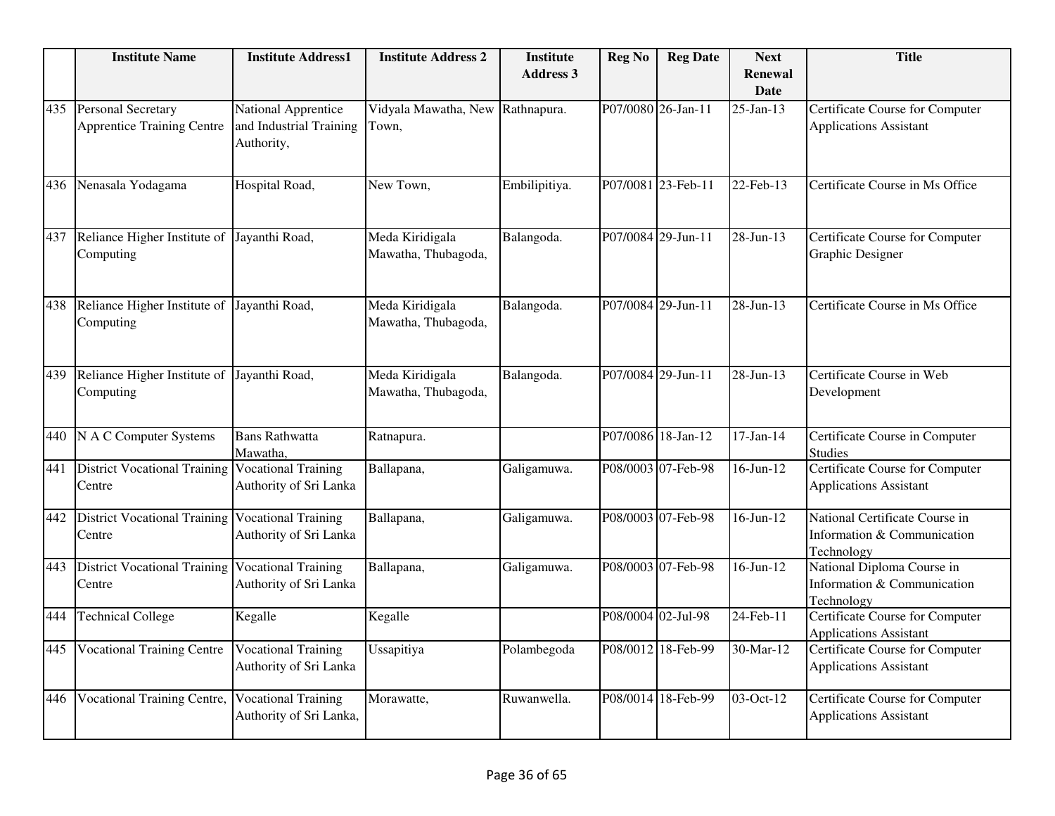| | Institute Name | Institute Address1 | Institute Address 2 | Institute Address 3 | Reg No | Reg Date | Next Renewal Date | Title |
|---|---|---|---|---|---|---|---|---|
| 435 | Personal Secretary Apprentice Training Centre | National Apprentice and Industrial Training Authority, | Vidyala Mawatha, New Town, | Rathnapura. | P07/0080 | 26-Jan-11 | 25-Jan-13 | Certificate Course for Computer Applications Assistant |
| 436 | Nenasala Yodagama | Hospital Road, | New Town, | Embilipitiya. | P07/0081 | 23-Feb-11 | 22-Feb-13 | Certificate Course in Ms Office |
| 437 | Reliance Higher Institute of Computing | Jayanthi Road, | Meda Kiridigala Mawatha, Thubagoda, | Balangoda. | P07/0084 | 29-Jun-11 | 28-Jun-13 | Certificate Course for Computer Graphic Designer |
| 438 | Reliance Higher Institute of Computing | Jayanthi Road, | Meda Kiridigala Mawatha, Thubagoda, | Balangoda. | P07/0084 | 29-Jun-11 | 28-Jun-13 | Certificate Course in Ms Office |
| 439 | Reliance Higher Institute of Computing | Jayanthi Road, | Meda Kiridigala Mawatha, Thubagoda, | Balangoda. | P07/0084 | 29-Jun-11 | 28-Jun-13 | Certificate Course in Web Development |
| 440 | N A C Computer Systems | Bans Rathwatta Mawatha, | Ratnapura. | | P07/0086 | 18-Jan-12 | 17-Jan-14 | Certificate Course in Computer Studies |
| 441 | District Vocational Training Centre | Vocational Training Authority of Sri Lanka | Ballapana, | Galigamuwa. | P08/0003 | 07-Feb-98 | 16-Jun-12 | Certificate Course for Computer Applications Assistant |
| 442 | District Vocational Training Centre | Vocational Training Authority of Sri Lanka | Ballapana, | Galigamuwa. | P08/0003 | 07-Feb-98 | 16-Jun-12 | National Certificate Course in Information & Communication Technology |
| 443 | District Vocational Training Centre | Vocational Training Authority of Sri Lanka | Ballapana, | Galigamuwa. | P08/0003 | 07-Feb-98 | 16-Jun-12 | National Diploma Course in Information & Communication Technology |
| 444 | Technical College | Kegalle | Kegalle | | P08/0004 | 02-Jul-98 | 24-Feb-11 | Certificate Course for Computer Applications Assistant |
| 445 | Vocational Training Centre | Vocational Training Authority of Sri Lanka | Ussapitiya | Polambegoda | P08/0012 | 18-Feb-99 | 30-Mar-12 | Certificate Course for Computer Applications Assistant |
| 446 | Vocational Training Centre, | Vocational Training Authority of Sri Lanka, | Morawatte, | Ruwanwella. | P08/0014 | 18-Feb-99 | 03-Oct-12 | Certificate Course for Computer Applications Assistant |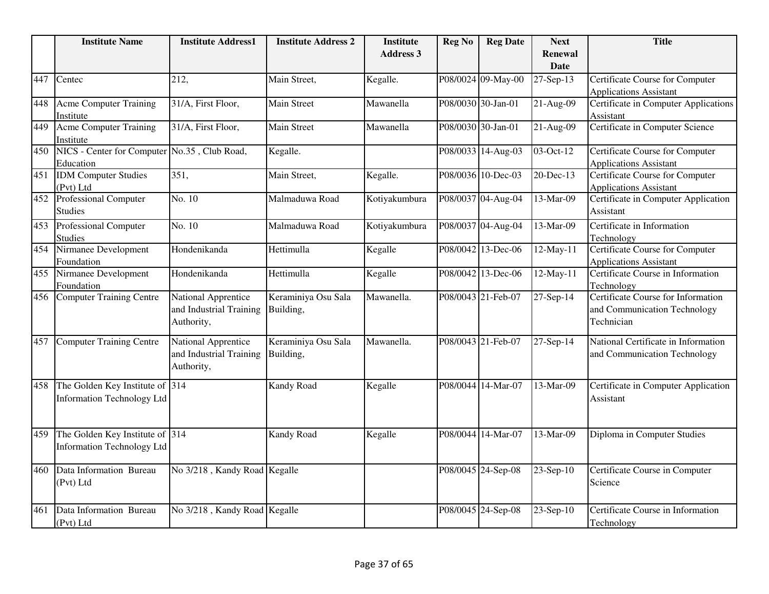| | Institute Name | Institute Address1 | Institute Address 2 | Institute Address 3 | Reg No | Reg Date | Next Renewal Date | Title |
|---|---|---|---|---|---|---|---|---|
| 447 | Centec | 212, | Main Street, | Kegalle. | P08/0024 | 09-May-00 | 27-Sep-13 | Certificate Course for Computer Applications Assistant |
| 448 | Acme Computer Training Institute | 31/A, First Floor, | Main Street | Mawanella | P08/0030 | 30-Jan-01 | 21-Aug-09 | Certificate in Computer Applications Assistant |
| 449 | Acme Computer Training Institute | 31/A, First Floor, | Main Street | Mawanella | P08/0030 | 30-Jan-01 | 21-Aug-09 | Certificate in Computer Science |
| 450 | NICS - Center for Computer Education | No.35 , Club Road, | Kegalle. | | P08/0033 | 14-Aug-03 | 03-Oct-12 | Certificate Course for Computer Applications Assistant |
| 451 | IDM Computer Studies (Pvt) Ltd | 351, | Main Street, | Kegalle. | P08/0036 | 10-Dec-03 | 20-Dec-13 | Certificate Course for Computer Applications Assistant |
| 452 | Professional Computer Studies | No. 10 | Malmaduwa Road | Kotiyakumbura | P08/0037 | 04-Aug-04 | 13-Mar-09 | Certificate in Computer Application Assistant |
| 453 | Professional Computer Studies | No. 10 | Malmaduwa Road | Kotiyakumbura | P08/0037 | 04-Aug-04 | 13-Mar-09 | Certificate in Information Technology |
| 454 | Nirmanee Development Foundation | Hondenikanda | Hettimulla | Kegalle | P08/0042 | 13-Dec-06 | 12-May-11 | Certificate Course for Computer Applications Assistant |
| 455 | Nirmanee Development Foundation | Hondenikanda | Hettimulla | Kegalle | P08/0042 | 13-Dec-06 | 12-May-11 | Certificate Course in Information Technology |
| 456 | Computer Training Centre | National Apprentice and Industrial Training Authority, | Keraminiya Osu Sala Building, | Mawanella. | P08/0043 | 21-Feb-07 | 27-Sep-14 | Certificate Course for Information and Communication Technology Technician |
| 457 | Computer Training Centre | National Apprentice and Industrial Training Authority, | Keraminiya Osu Sala Building, | Mawanella. | P08/0043 | 21-Feb-07 | 27-Sep-14 | National Certificate in Information and Communication Technology |
| 458 | The Golden Key Institute of Information Technology Ltd | 314 | Kandy Road | Kegalle | P08/0044 | 14-Mar-07 | 13-Mar-09 | Certificate in Computer Application Assistant |
| 459 | The Golden Key Institute of Information Technology Ltd | 314 | Kandy Road | Kegalle | P08/0044 | 14-Mar-07 | 13-Mar-09 | Diploma in Computer Studies |
| 460 | Data Information Bureau (Pvt) Ltd | No 3/218 , Kandy Road | Kegalle | | P08/0045 | 24-Sep-08 | 23-Sep-10 | Certificate Course in Computer Science |
| 461 | Data Information Bureau (Pvt) Ltd | No 3/218 , Kandy Road | Kegalle | | P08/0045 | 24-Sep-08 | 23-Sep-10 | Certificate Course in Information Technology |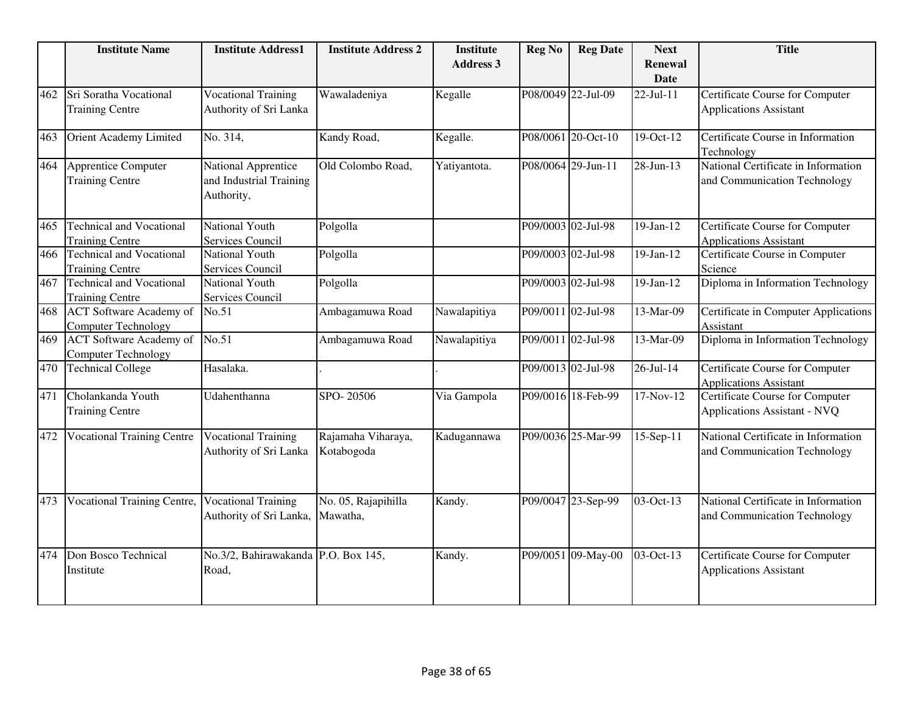| | Institute Name | Institute Address1 | Institute Address 2 | Institute Address 3 | Reg No | Reg Date | Next Renewal Date | Title |
|---|---|---|---|---|---|---|---|---|
| 462 | Sri Soratha Vocational Training Centre | Vocational Training Authority of Sri Lanka | Wawaladeniya | Kegalle | P08/0049 | 22-Jul-09 | 22-Jul-11 | Certificate Course for Computer Applications Assistant |
| 463 | Orient Academy Limited | No. 314, | Kandy Road, | Kegalle. | P08/0061 | 20-Oct-10 | 19-Oct-12 | Certificate Course in Information Technology |
| 464 | Apprentice Computer Training Centre | National Apprentice and Industrial Training Authority, | Old Colombo Road, | Yatiyantota. | P08/0064 | 29-Jun-11 | 28-Jun-13 | National Certificate in Information and Communication Technology |
| 465 | Technical and Vocational Training Centre | National Youth Services Council | Polgolla | | P09/0003 | 02-Jul-98 | 19-Jan-12 | Certificate Course for Computer Applications Assistant |
| 466 | Technical and Vocational Training Centre | National Youth Services Council | Polgolla | | P09/0003 | 02-Jul-98 | 19-Jan-12 | Certificate Course in Computer Science |
| 467 | Technical and Vocational Training Centre | National Youth Services Council | Polgolla | | P09/0003 | 02-Jul-98 | 19-Jan-12 | Diploma in Information Technology |
| 468 | ACT Software Academy of Computer Technology | No.51 | Ambagamuwa Road | Nawalapitiya | P09/0011 | 02-Jul-98 | 13-Mar-09 | Certificate in Computer Applications Assistant |
| 469 | ACT Software Academy of Computer Technology | No.51 | Ambagamuwa Road | Nawalapitiya | P09/0011 | 02-Jul-98 | 13-Mar-09 | Diploma in Information Technology |
| 470 | Technical College | Hasalaka. | . | . | P09/0013 | 02-Jul-98 | 26-Jul-14 | Certificate Course for Computer Applications Assistant |
| 471 | Cholankanda Youth Training Centre | Udahenthanna | SPO- 20506 | Via Gampola | P09/0016 | 18-Feb-99 | 17-Nov-12 | Certificate Course for Computer Applications Assistant - NVQ |
| 472 | Vocational Training Centre | Vocational Training Authority of Sri Lanka | Rajamaha Viharaya, Kotabogoda | Kadugannawa | P09/0036 | 25-Mar-99 | 15-Sep-11 | National Certificate in Information and Communication Technology |
| 473 | Vocational Training Centre, | Vocational Training Authority of Sri Lanka, | No. 05, Rajapihilla Mawatha, | Kandy. | P09/0047 | 23-Sep-99 | 03-Oct-13 | National Certificate in Information and Communication Technology |
| 474 | Don Bosco Technical Institute | No.3/2, Bahirawakanda Road, | P.O. Box 145, | Kandy. | P09/0051 | 09-May-00 | 03-Oct-13 | Certificate Course for Computer Applications Assistant |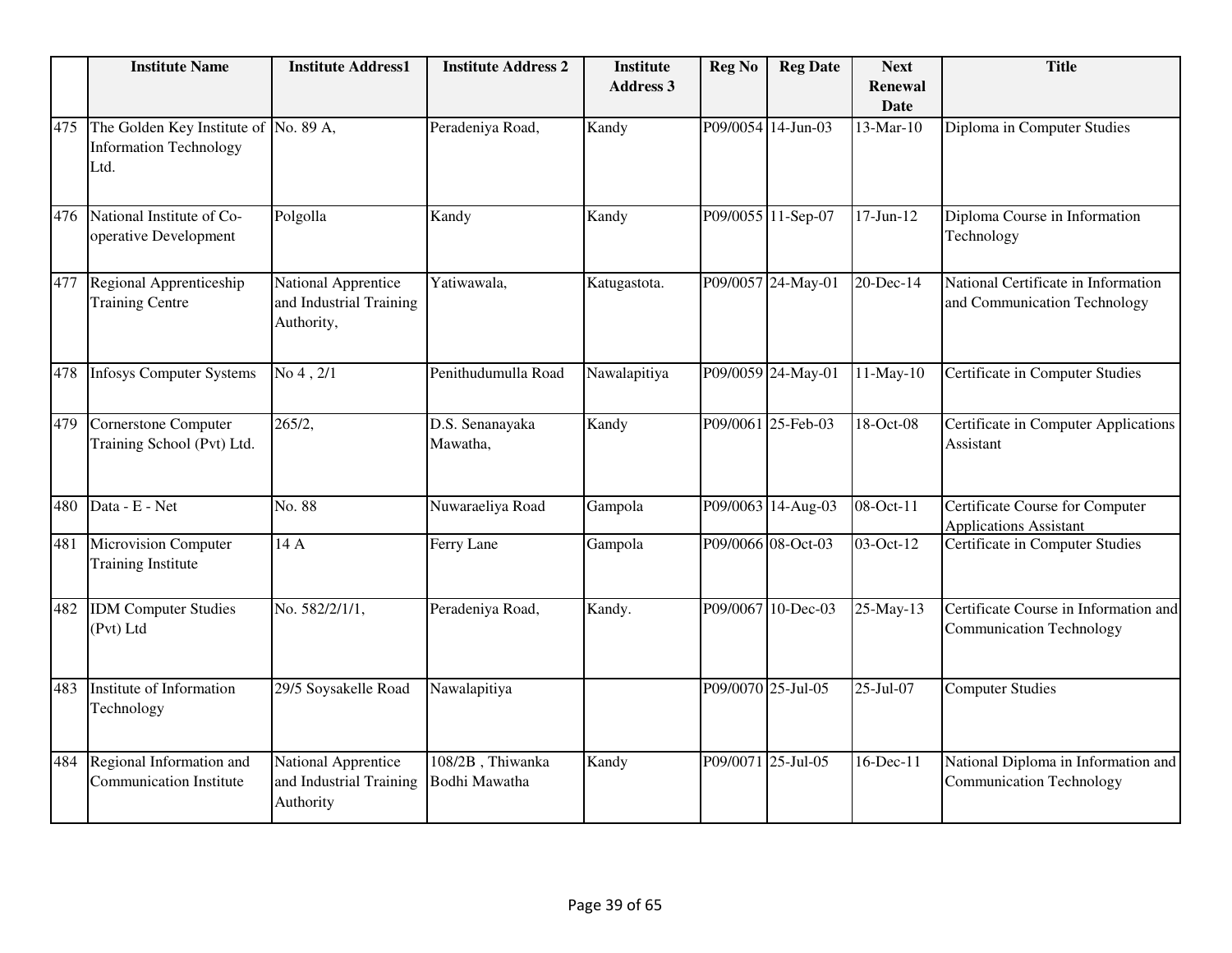| | Institute Name | Institute Address1 | Institute Address 2 | Institute Address 3 | Reg No | Reg Date | Next Renewal Date | Title |
|---|---|---|---|---|---|---|---|---|
| 475 | The Golden Key Institute of Information Technology Ltd. | No. 89 A, | Peradeniya Road, | Kandy | P09/0054 | 14-Jun-03 | 13-Mar-10 | Diploma in Computer Studies |
| 476 | National Institute of Co-operative Development | Polgolla | Kandy | Kandy | P09/0055 | 11-Sep-07 | 17-Jun-12 | Diploma Course in Information Technology |
| 477 | Regional Apprenticeship Training Centre | National Apprentice and Industrial Training Authority, | Yatiwawala, | Katugastota. | P09/0057 | 24-May-01 | 20-Dec-14 | National Certificate in Information and Communication Technology |
| 478 | Infosys Computer Systems | No 4 , 2/1 | Penithudumulla Road | Nawalapitiya | P09/0059 | 24-May-01 | 11-May-10 | Certificate in Computer Studies |
| 479 | Cornerstone Computer Training School (Pvt) Ltd. | 265/2, | D.S. Senanayaka Mawatha, | Kandy | P09/0061 | 25-Feb-03 | 18-Oct-08 | Certificate in Computer Applications Assistant |
| 480 | Data - E - Net | No. 88 | Nuwaraeliya Road | Gampola | P09/0063 | 14-Aug-03 | 08-Oct-11 | Certificate Course for Computer Applications Assistant |
| 481 | Microvision Computer Training Institute | 14 A | Ferry Lane | Gampola | P09/0066 | 08-Oct-03 | 03-Oct-12 | Certificate in Computer Studies |
| 482 | IDM Computer Studies (Pvt) Ltd | No. 582/2/1/1, | Peradeniya Road, | Kandy. | P09/0067 | 10-Dec-03 | 25-May-13 | Certificate Course in Information and Communication Technology |
| 483 | Institute of Information Technology | 29/5 Soysakelle Road | Nawalapitiya | | P09/0070 | 25-Jul-05 | 25-Jul-07 | Computer Studies |
| 484 | Regional Information and Communication Institute | National Apprentice and Industrial Training Authority | 108/2B , Thiwanka Bodhi Mawatha | Kandy | P09/0071 | 25-Jul-05 | 16-Dec-11 | National Diploma in Information and Communication Technology |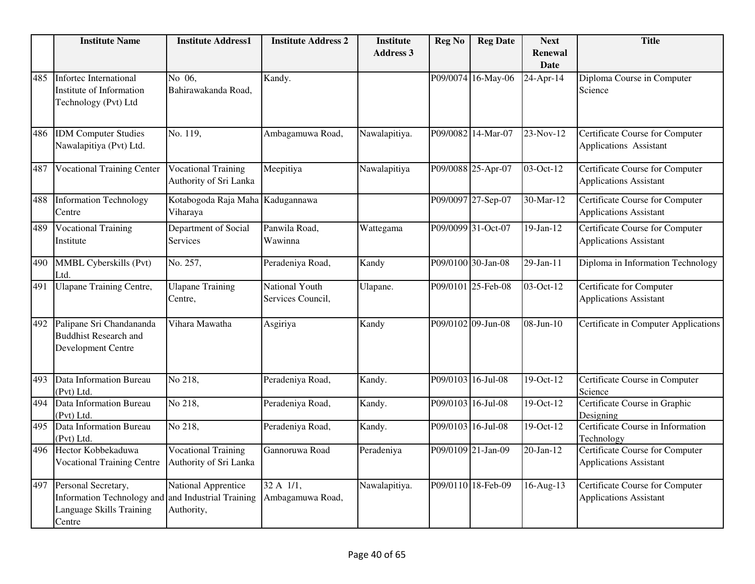| | Institute Name | Institute Address1 | Institute Address 2 | Institute Address 3 | Reg No | Reg Date | Next Renewal Date | Title |
|---|---|---|---|---|---|---|---|---|
| 485 | Infortec International Institute of Information Technology (Pvt) Ltd | No 06, Bahirawakanda Road, | Kandy. | | P09/0074 | 16-May-06 | 24-Apr-14 | Diploma Course in Computer Science |
| 486 | IDM Computer Studies Nawalapitiya (Pvt) Ltd. | No. 119, | Ambagamuwa Road, | Nawalapitiya. | P09/0082 | 14-Mar-07 | 23-Nov-12 | Certificate Course for Computer Applications Assistant |
| 487 | Vocational Training Center | Vocational Training Authority of Sri Lanka | Meepitiya | Nawalapitiya | P09/0088 | 25-Apr-07 | 03-Oct-12 | Certificate Course for Computer Applications Assistant |
| 488 | Information Technology Centre | Kotabogoda Raja Maha Viharaya | Kadugannawa | | P09/0097 | 27-Sep-07 | 30-Mar-12 | Certificate Course for Computer Applications Assistant |
| 489 | Vocational Training Institute | Department of Social Services | Panwila Road, Wawinna | Wattegama | P09/0099 | 31-Oct-07 | 19-Jan-12 | Certificate Course for Computer Applications Assistant |
| 490 | MMBL Cyberskills (Pvt) Ltd. | No. 257, | Peradeniya Road, | Kandy | P09/0100 | 30-Jan-08 | 29-Jan-11 | Diploma in Information Technology |
| 491 | Ulapane Training Centre, | Ulapane Training Centre, | National Youth Services Council, | Ulapane. | P09/0101 | 25-Feb-08 | 03-Oct-12 | Certificate for Computer Applications Assistant |
| 492 | Palipane Sri Chandananda Buddhist Research and Development Centre | Vihara Mawatha | Asgiriya | Kandy | P09/0102 | 09-Jun-08 | 08-Jun-10 | Certificate in Computer Applications |
| 493 | Data Information Bureau (Pvt) Ltd. | No 218, | Peradeniya Road, | Kandy. | P09/0103 | 16-Jul-08 | 19-Oct-12 | Certificate Course in Computer Science |
| 494 | Data Information Bureau (Pvt) Ltd. | No 218, | Peradeniya Road, | Kandy. | P09/0103 | 16-Jul-08 | 19-Oct-12 | Certificate Course in Graphic Designing |
| 495 | Data Information Bureau (Pvt) Ltd. | No 218, | Peradeniya Road, | Kandy. | P09/0103 | 16-Jul-08 | 19-Oct-12 | Certificate Course in Information Technology |
| 496 | Hector Kobbekaduwa Vocational Training Centre | Vocational Training Authority of Sri Lanka | Gannoruwa Road | Peradeniya | P09/0109 | 21-Jan-09 | 20-Jan-12 | Certificate Course for Computer Applications Assistant |
| 497 | Personal Secretary, Information Technology and Language Skills Training Centre | National Apprentice and Industrial Training Authority, | 32 A 1/1, Ambagamuwa Road, | Nawalapitiya. | P09/0110 | 18-Feb-09 | 16-Aug-13 | Certificate Course for Computer Applications Assistant |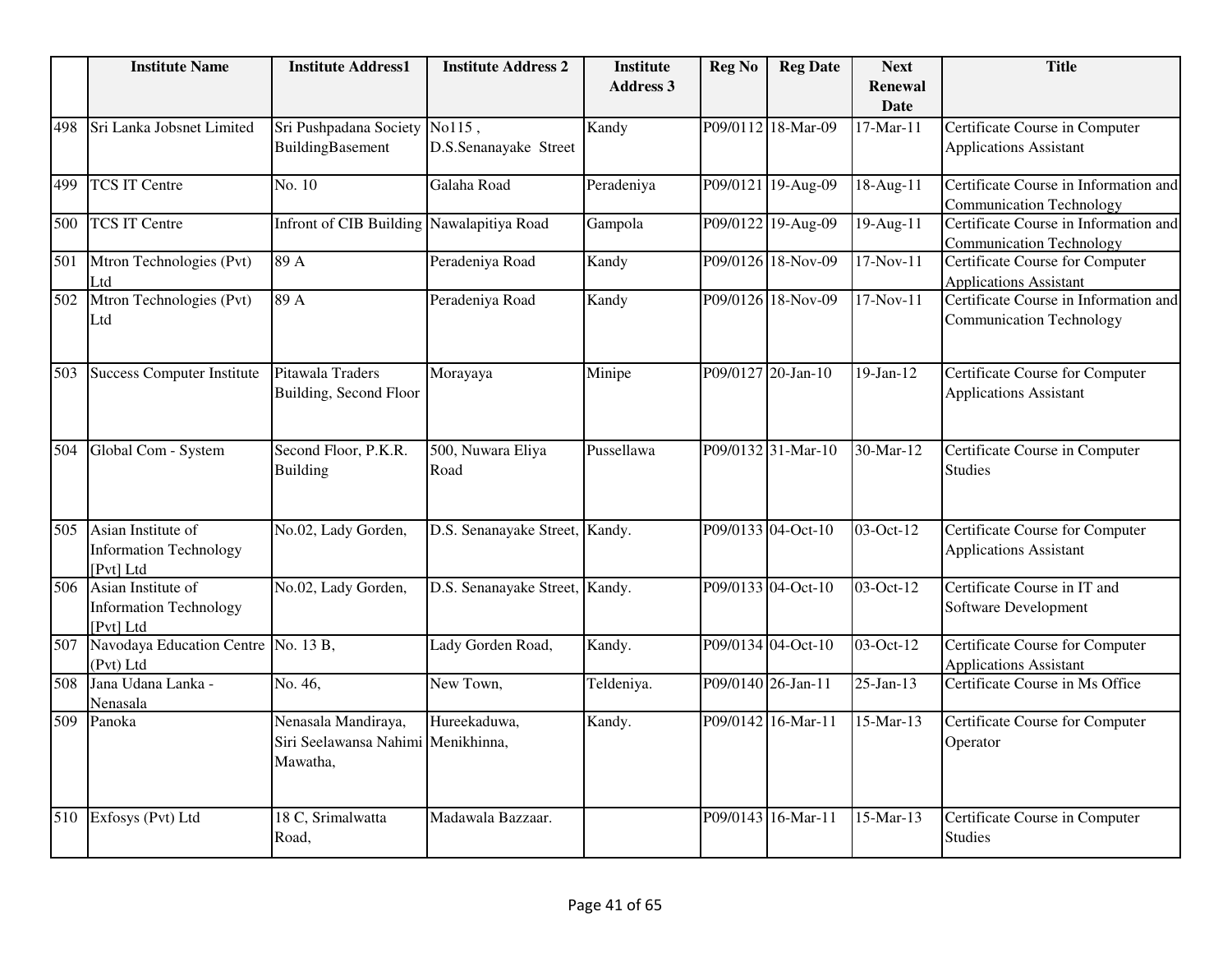|  | Institute Name | Institute Address1 | Institute Address 2 | Institute Address 3 | Reg No | Reg Date | Next Renewal Date | Title |
|---|---|---|---|---|---|---|---|---|
| 498 | Sri Lanka Jobsnet Limited | Sri Pushpadana Society BuildingBasement | No115 , D.S.Senanayake Street | Kandy | P09/0112 | 18-Mar-09 | 17-Mar-11 | Certificate Course in Computer Applications Assistant |
| 499 | TCS IT Centre | No. 10 | Galaha Road | Peradeniya | P09/0121 | 19-Aug-09 | 18-Aug-11 | Certificate Course in Information and Communication Technology |
| 500 | TCS IT Centre | Infront of CIB Building | Nawalapitiya Road | Gampola | P09/0122 | 19-Aug-09 | 19-Aug-11 | Certificate Course in Information and Communication Technology |
| 501 | Mtron Technologies (Pvt) Ltd | 89 A | Peradeniya Road | Kandy | P09/0126 | 18-Nov-09 | 17-Nov-11 | Certificate Course for Computer Applications Assistant |
| 502 | Mtron Technologies (Pvt) Ltd | 89 A | Peradeniya Road | Kandy | P09/0126 | 18-Nov-09 | 17-Nov-11 | Certificate Course in Information and Communication Technology |
| 503 | Success Computer Institute | Pitawala Traders Building, Second Floor | Morayaya | Minipe | P09/0127 | 20-Jan-10 | 19-Jan-12 | Certificate Course for Computer Applications Assistant |
| 504 | Global Com - System | Second Floor, P.K.R. Building | 500, Nuwara Eliya Road | Pussellawa | P09/0132 | 31-Mar-10 | 30-Mar-12 | Certificate Course in Computer Studies |
| 505 | Asian Institute of Information Technology [Pvt] Ltd | No.02, Lady Gorden, | D.S. Senanayake Street, | Kandy. | P09/0133 | 04-Oct-10 | 03-Oct-12 | Certificate Course for Computer Applications Assistant |
| 506 | Asian Institute of Information Technology [Pvt] Ltd | No.02, Lady Gorden, | D.S. Senanayake Street, | Kandy. | P09/0133 | 04-Oct-10 | 03-Oct-12 | Certificate Course in IT and Software Development |
| 507 | Navodaya Education Centre (Pvt) Ltd | No. 13 B, | Lady Gorden Road, | Kandy. | P09/0134 | 04-Oct-10 | 03-Oct-12 | Certificate Course for Computer Applications Assistant |
| 508 | Jana Udana Lanka - Nenasala | No. 46, | New Town, | Teldeniya. | P09/0140 | 26-Jan-11 | 25-Jan-13 | Certificate Course in Ms Office |
| 509 | Panoka | Nenasala Mandiraya, Siri Seelawansa Nahimi Mawatha, | Hureekaduwa, Menikhinna, | Kandy. | P09/0142 | 16-Mar-11 | 15-Mar-13 | Certificate Course for Computer Operator |
| 510 | Exfosys (Pvt) Ltd | 18 C, Srimalwatta Road, | Madawala Bazzaar. |  | P09/0143 | 16-Mar-11 | 15-Mar-13 | Certificate Course in Computer Studies |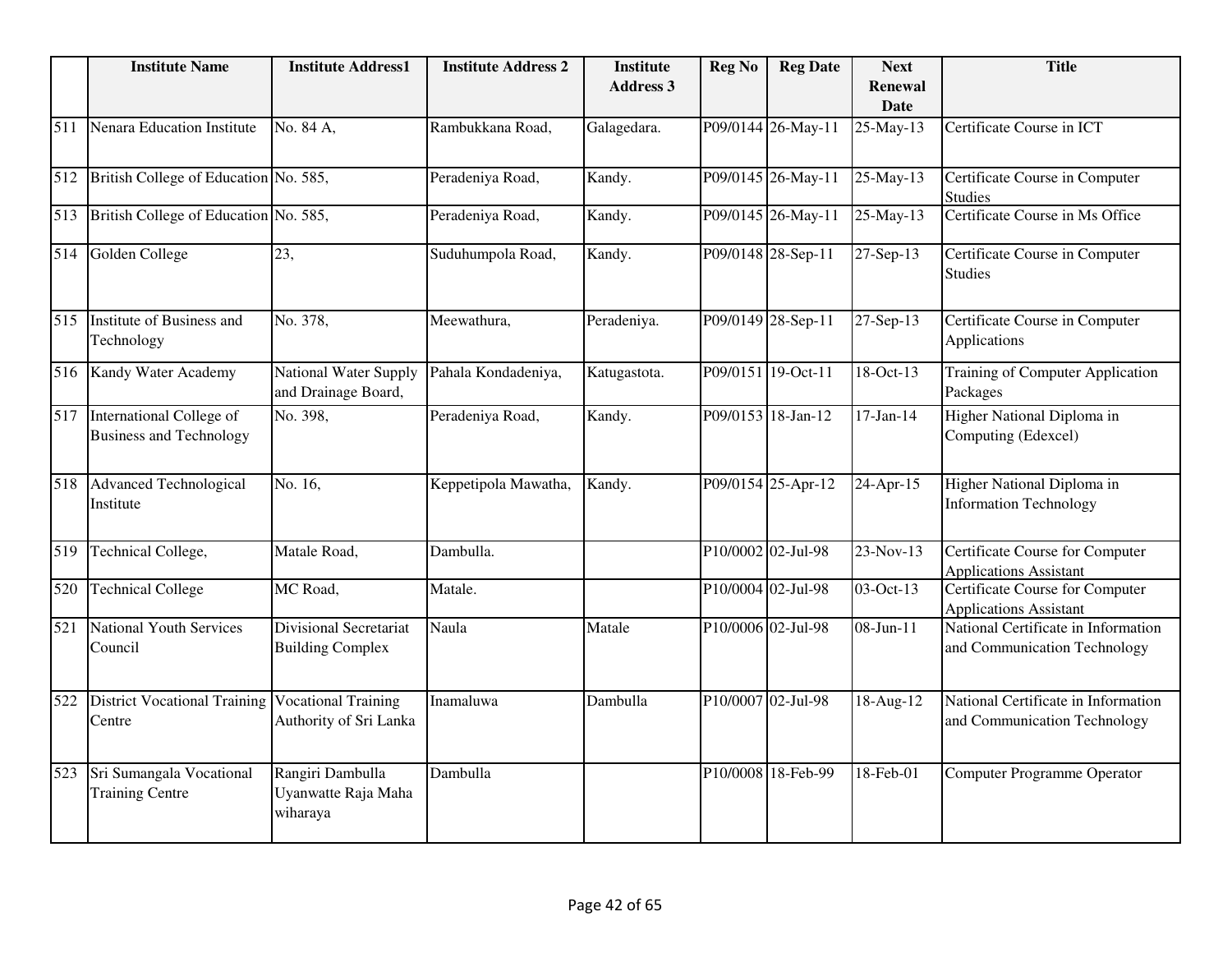|  | Institute Name | Institute Address1 | Institute Address 2 | Institute Address 3 | Reg No | Reg Date | Next Renewal Date | Title |
|---|---|---|---|---|---|---|---|---|
| 511 | Nenara Education Institute | No. 84 A, | Rambukkana Road, | Galagedara. | P09/0144 | 26-May-11 | 25-May-13 | Certificate Course in ICT |
| 512 | British College of Education | No. 585, | Peradeniya Road, | Kandy. | P09/0145 | 26-May-11 | 25-May-13 | Certificate Course in Computer Studies |
| 513 | British College of Education | No. 585, | Peradeniya Road, | Kandy. | P09/0145 | 26-May-11 | 25-May-13 | Certificate Course in Ms Office |
| 514 | Golden College | 23, | Suduhumpola Road, | Kandy. | P09/0148 | 28-Sep-11 | 27-Sep-13 | Certificate Course in Computer Studies |
| 515 | Institute of Business and Technology | No. 378, | Meewathura, | Peradeniya. | P09/0149 | 28-Sep-11 | 27-Sep-13 | Certificate Course in Computer Applications |
| 516 | Kandy Water Academy | National Water Supply and Drainage Board, | Pahala Kondadeniya, | Katugastota. | P09/0151 | 19-Oct-11 | 18-Oct-13 | Training of Computer Application Packages |
| 517 | International College of Business and Technology | No. 398, | Peradeniya Road, | Kandy. | P09/0153 | 18-Jan-12 | 17-Jan-14 | Higher National Diploma in Computing (Edexcel) |
| 518 | Advanced Technological Institute | No. 16, | Keppetipola Mawatha, | Kandy. | P09/0154 | 25-Apr-12 | 24-Apr-15 | Higher National Diploma in Information Technology |
| 519 | Technical College, | Matale Road, | Dambulla. |  | P10/0002 | 02-Jul-98 | 23-Nov-13 | Certificate Course for Computer Applications Assistant |
| 520 | Technical College | MC Road, | Matale. |  | P10/0004 | 02-Jul-98 | 03-Oct-13 | Certificate Course for Computer Applications Assistant |
| 521 | National Youth Services Council | Divisional Secretariat Building Complex | Naula | Matale | P10/0006 | 02-Jul-98 | 08-Jun-11 | National Certificate in Information and Communication Technology |
| 522 | District Vocational Training Centre | Vocational Training Authority of Sri Lanka | Inamaluwa | Dambulla | P10/0007 | 02-Jul-98 | 18-Aug-12 | National Certificate in Information and Communication Technology |
| 523 | Sri Sumangala Vocational Training Centre | Rangiri Dambulla Uyanwatte Raja Maha wiharaya | Dambulla |  | P10/0008 | 18-Feb-99 | 18-Feb-01 | Computer Programme Operator |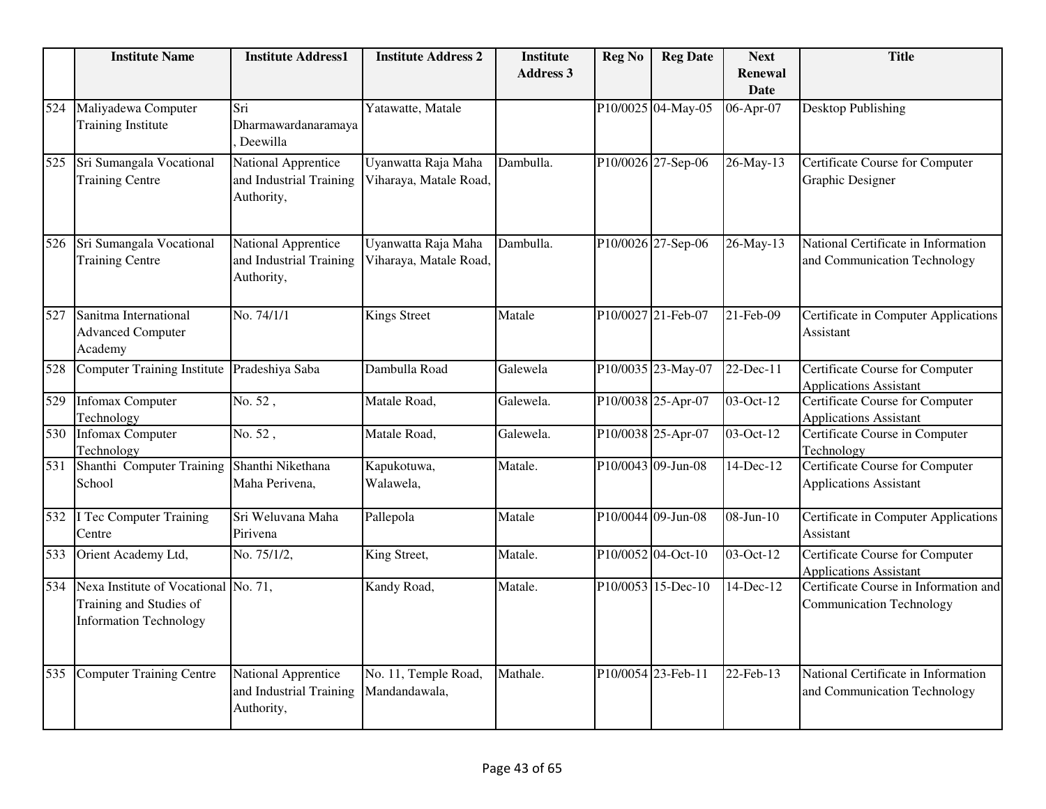| | Institute Name | Institute Address1 | Institute Address 2 | Institute Address 3 | Reg No | Reg Date | Next Renewal Date | Title |
|---|---|---|---|---|---|---|---|---|
| 524 | Maliyadewa Computer Training Institute | Sri Dharmawardanaramaya , Deewilla | Yatawatte, Matale | | P10/0025 | 04-May-05 | 06-Apr-07 | Desktop Publishing |
| 525 | Sri Sumangala Vocational Training Centre | National Apprentice and Industrial Training Authority, | Uyanwatta Raja Maha Viharaya, Matale Road, | Dambulla. | P10/0026 | 27-Sep-06 | 26-May-13 | Certificate Course for Computer Graphic Designer |
| 526 | Sri Sumangala Vocational Training Centre | National Apprentice and Industrial Training Authority, | Uyanwatta Raja Maha Viharaya, Matale Road, | Dambulla. | P10/0026 | 27-Sep-06 | 26-May-13 | National Certificate in Information and Communication Technology |
| 527 | Sanitma International Advanced Computer Academy | No. 74/1/1 | Kings Street | Matale | P10/0027 | 21-Feb-07 | 21-Feb-09 | Certificate in Computer Applications Assistant |
| 528 | Computer Training Institute | Pradeshiya Saba | Dambulla Road | Galewela | P10/0035 | 23-May-07 | 22-Dec-11 | Certificate Course for Computer Applications Assistant |
| 529 | Infomax Computer Technology | No. 52 , | Matale Road, | Galewela. | P10/0038 | 25-Apr-07 | 03-Oct-12 | Certificate Course for Computer Applications Assistant |
| 530 | Infomax Computer Technology | No. 52 , | Matale Road, | Galewela. | P10/0038 | 25-Apr-07 | 03-Oct-12 | Certificate Course in Computer Technology |
| 531 | Shanthi Computer Training School | Shanthi Nikethana Maha Perivena, | Kapukotuwa, Walawela, | Matale. | P10/0043 | 09-Jun-08 | 14-Dec-12 | Certificate Course for Computer Applications Assistant |
| 532 | I Tec Computer Training Centre | Sri Weluvana Maha Pirivena | Pallepola | Matale | P10/0044 | 09-Jun-08 | 08-Jun-10 | Certificate in Computer Applications Assistant |
| 533 | Orient Academy Ltd, | No. 75/1/2, | King Street, | Matale. | P10/0052 | 04-Oct-10 | 03-Oct-12 | Certificate Course for Computer Applications Assistant |
| 534 | Nexa Institute of Vocational Training and Studies of Information Technology | No. 71, | Kandy Road, | Matale. | P10/0053 | 15-Dec-10 | 14-Dec-12 | Certificate Course in Information and Communication Technology |
| 535 | Computer Training Centre | National Apprentice and Industrial Training Authority, | No. 11, Temple Road, Mandandawala, | Mathale. | P10/0054 | 23-Feb-11 | 22-Feb-13 | National Certificate in Information and Communication Technology |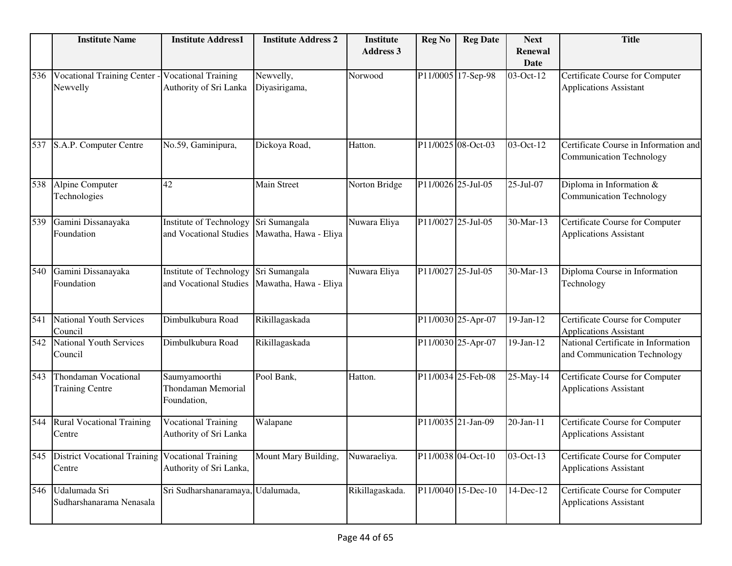|  | Institute Name | Institute Address1 | Institute Address 2 | Institute Address 3 | Reg No | Reg Date | Next Renewal Date | Title |
|---|---|---|---|---|---|---|---|---|
| 536 | Vocational Training Center - Newvelly | Vocational Training Authority of Sri Lanka | Newvelly, Diyasirigama, | Norwood | P11/0005 | 17-Sep-98 | 03-Oct-12 | Certificate Course for Computer Applications Assistant |
| 537 | S.A.P. Computer Centre | No.59, Gaminipura, | Dickoya Road, | Hatton. | P11/0025 | 08-Oct-03 | 03-Oct-12 | Certificate Course in Information and Communication Technology |
| 538 | Alpine Computer Technologies | 42 | Main Street | Norton Bridge | P11/0026 | 25-Jul-05 | 25-Jul-07 | Diploma in Information & Communication Technology |
| 539 | Gamini Dissanayaka Foundation | Institute of Technology and Vocational Studies | Sri Sumangala Mawatha, Hawa - Eliya | Nuwara Eliya | P11/0027 | 25-Jul-05 | 30-Mar-13 | Certificate Course for Computer Applications Assistant |
| 540 | Gamini Dissanayaka Foundation | Institute of Technology and Vocational Studies | Sri Sumangala Mawatha, Hawa - Eliya | Nuwara Eliya | P11/0027 | 25-Jul-05 | 30-Mar-13 | Diploma Course in Information Technology |
| 541 | National Youth Services Council | Dimbulkubura Road | Rikillagaskada |  | P11/0030 | 25-Apr-07 | 19-Jan-12 | Certificate Course for Computer Applications Assistant |
| 542 | National Youth Services Council | Dimbulkubura Road | Rikillagaskada |  | P11/0030 | 25-Apr-07 | 19-Jan-12 | National Certificate in Information and Communication Technology |
| 543 | Thondaman Vocational Training Centre | Saumyamoorthi Thondaman Memorial Foundation, | Pool Bank, | Hatton. | P11/0034 | 25-Feb-08 | 25-May-14 | Certificate Course for Computer Applications Assistant |
| 544 | Rural Vocational Training Centre | Vocational Training Authority of Sri Lanka | Walapane |  | P11/0035 | 21-Jan-09 | 20-Jan-11 | Certificate Course for Computer Applications Assistant |
| 545 | District Vocational Training Centre | Vocational Training Authority of Sri Lanka, | Mount Mary Building, | Nuwaraeliya. | P11/0038 | 04-Oct-10 | 03-Oct-13 | Certificate Course for Computer Applications Assistant |
| 546 | Udalumada Sri Sudharshanarama Nenasala | Sri Sudharshanaramaya, | Udalumada, | Rikillagaskada. | P11/0040 | 15-Dec-10 | 14-Dec-12 | Certificate Course for Computer Applications Assistant |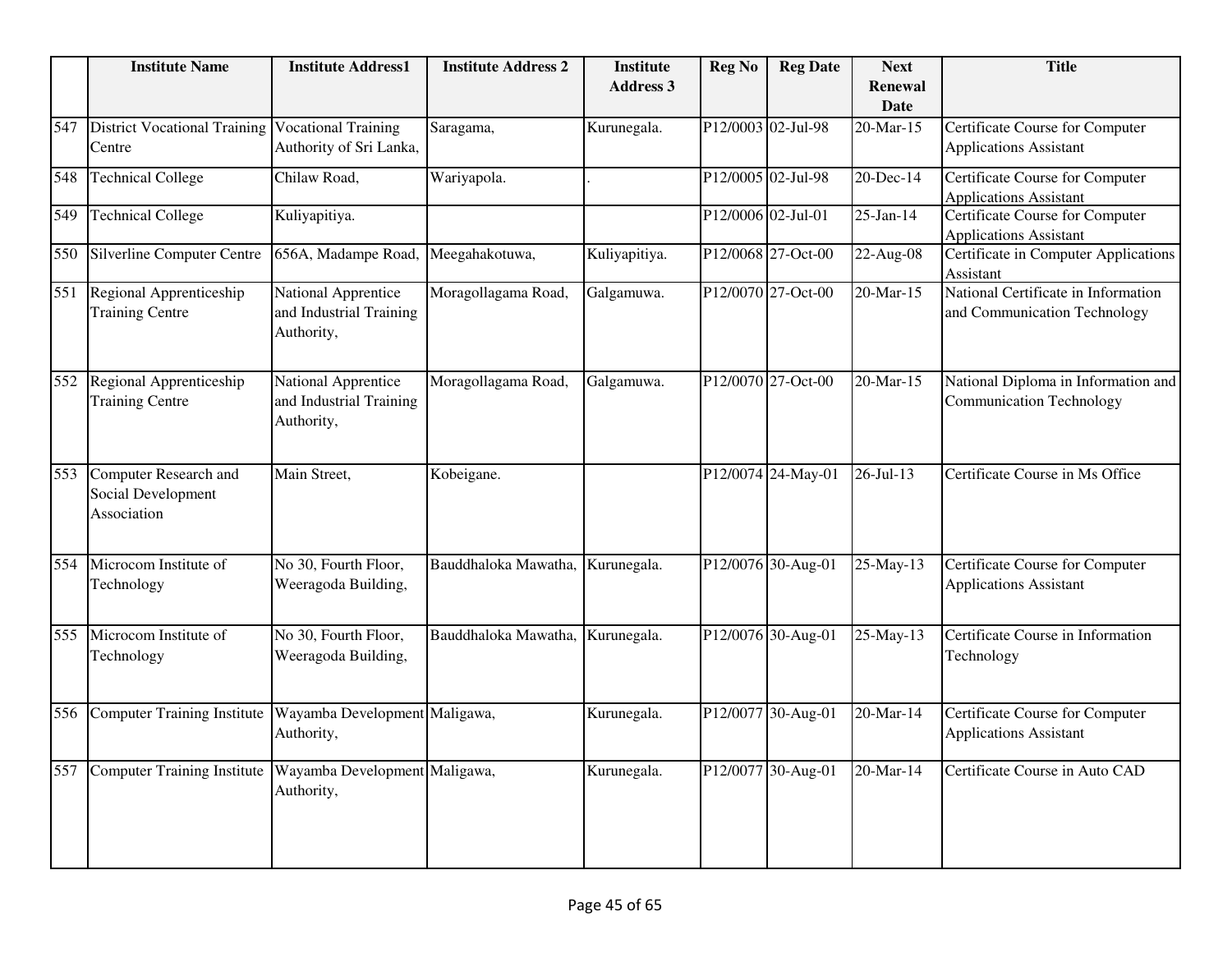| | Institute Name | Institute Address1 | Institute Address 2 | Institute Address 3 | Reg No | Reg Date | Next Renewal Date | Title |
|---|---|---|---|---|---|---|---|---|
| 547 | District Vocational Training Centre | Vocational Training Authority of Sri Lanka, | Saragama, | Kurunegala. | P12/0003 | 02-Jul-98 | 20-Mar-15 | Certificate Course for Computer Applications Assistant |
| 548 | Technical College | Chilaw Road, | Wariyapola. | . | P12/0005 | 02-Jul-98 | 20-Dec-14 | Certificate Course for Computer Applications Assistant |
| 549 | Technical College | Kuliyapitiya. | | | P12/0006 | 02-Jul-01 | 25-Jan-14 | Certificate Course for Computer Applications Assistant |
| 550 | Silverline Computer Centre | 656A, Madampe Road, | Meegahakotuwa, | Kuliyapitiya. | P12/0068 | 27-Oct-00 | 22-Aug-08 | Certificate in Computer Applications Assistant |
| 551 | Regional Apprenticeship Training Centre | National Apprentice and Industrial Training Authority, | Moragollagama Road, | Galgamuwa. | P12/0070 | 27-Oct-00 | 20-Mar-15 | National Certificate in Information and Communication Technology |
| 552 | Regional Apprenticeship Training Centre | National Apprentice and Industrial Training Authority, | Moragollagama Road, | Galgamuwa. | P12/0070 | 27-Oct-00 | 20-Mar-15 | National Diploma in Information and Communication Technology |
| 553 | Computer Research and Social Development Association | Main Street, | Kobeigane. | | P12/0074 | 24-May-01 | 26-Jul-13 | Certificate Course in Ms Office |
| 554 | Microcom Institute of Technology | No 30, Fourth Floor, Weeragoda Building, | Bauddhaloka Mawatha, | Kurunegala. | P12/0076 | 30-Aug-01 | 25-May-13 | Certificate Course for Computer Applications Assistant |
| 555 | Microcom Institute of Technology | No 30, Fourth Floor, Weeragoda Building, | Bauddhaloka Mawatha, | Kurunegala. | P12/0076 | 30-Aug-01 | 25-May-13 | Certificate Course in Information Technology |
| 556 | Computer Training Institute | Wayamba Development Authority, | Maligawa, | Kurunegala. | P12/0077 | 30-Aug-01 | 20-Mar-14 | Certificate Course for Computer Applications Assistant |
| 557 | Computer Training Institute | Wayamba Development Authority, | Maligawa, | Kurunegala. | P12/0077 | 30-Aug-01 | 20-Mar-14 | Certificate Course in Auto CAD |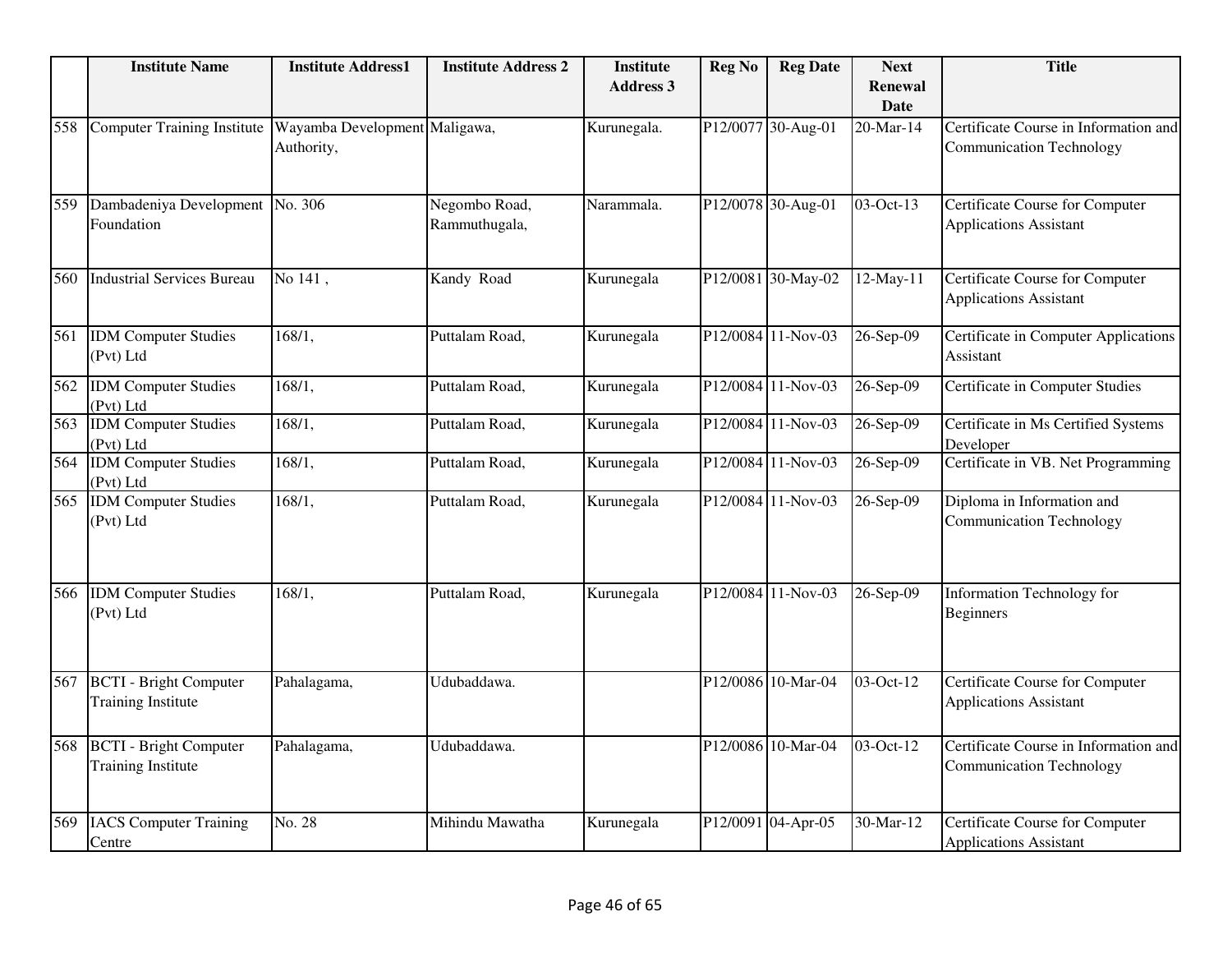| | Institute Name | Institute Address1 | Institute Address 2 | Institute Address 3 | Reg No | Reg Date | Next Renewal Date | Title |
|---|---|---|---|---|---|---|---|---|
| 558 | Computer Training Institute | Wayamba Development Authority, | Maligawa, | Kurunegala. | P12/0077 | 30-Aug-01 | 20-Mar-14 | Certificate Course in Information and Communication Technology |
| 559 | Dambadeniya Development Foundation | No. 306 | Negombo Road, Rammuthugala, | Narammala. | P12/0078 | 30-Aug-01 | 03-Oct-13 | Certificate Course for Computer Applications Assistant |
| 560 | Industrial Services Bureau | No 141 , | Kandy Road | Kurunegala | P12/0081 | 30-May-02 | 12-May-11 | Certificate Course for Computer Applications Assistant |
| 561 | IDM Computer Studies (Pvt) Ltd | 168/1, | Puttalam Road, | Kurunegala | P12/0084 | 11-Nov-03 | 26-Sep-09 | Certificate in Computer Applications Assistant |
| 562 | IDM Computer Studies (Pvt) Ltd | 168/1, | Puttalam Road, | Kurunegala | P12/0084 | 11-Nov-03 | 26-Sep-09 | Certificate in Computer Studies |
| 563 | IDM Computer Studies (Pvt) Ltd | 168/1, | Puttalam Road, | Kurunegala | P12/0084 | 11-Nov-03 | 26-Sep-09 | Certificate in Ms Certified Systems Developer |
| 564 | IDM Computer Studies (Pvt) Ltd | 168/1, | Puttalam Road, | Kurunegala | P12/0084 | 11-Nov-03 | 26-Sep-09 | Certificate in VB. Net Programming |
| 565 | IDM Computer Studies (Pvt) Ltd | 168/1, | Puttalam Road, | Kurunegala | P12/0084 | 11-Nov-03 | 26-Sep-09 | Diploma in Information and Communication Technology |
| 566 | IDM Computer Studies (Pvt) Ltd | 168/1, | Puttalam Road, | Kurunegala | P12/0084 | 11-Nov-03 | 26-Sep-09 | Information Technology for Beginners |
| 567 | BCTI - Bright Computer Training Institute | Pahalagama, | Udubaddawa. | | P12/0086 | 10-Mar-04 | 03-Oct-12 | Certificate Course for Computer Applications Assistant |
| 568 | BCTI - Bright Computer Training Institute | Pahalagama, | Udubaddawa. | | P12/0086 | 10-Mar-04 | 03-Oct-12 | Certificate Course in Information and Communication Technology |
| 569 | IACS Computer Training Centre | No. 28 | Mihindu Mawatha | Kurunegala | P12/0091 | 04-Apr-05 | 30-Mar-12 | Certificate Course for Computer Applications Assistant |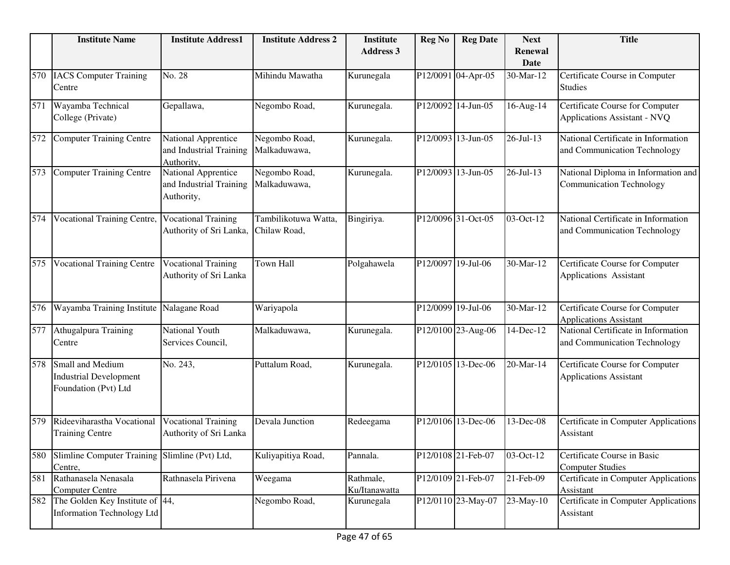| | Institute Name | Institute Address1 | Institute Address 2 | Institute Address 3 | Reg No | Reg Date | Next Renewal Date | Title |
|---|---|---|---|---|---|---|---|---|
| 570 | IACS Computer Training Centre | No. 28 | Mihindu Mawatha | Kurunegala | P12/0091 | 04-Apr-05 | 30-Mar-12 | Certificate Course in Computer Studies |
| 571 | Wayamba Technical College (Private) | Gepallawa, | Negombo Road, | Kurunegala. | P12/0092 | 14-Jun-05 | 16-Aug-14 | Certificate Course for Computer Applications Assistant - NVQ |
| 572 | Computer Training Centre | National Apprentice and Industrial Training Authority, | Negombo Road, Malkaduwawa, | Kurunegala. | P12/0093 | 13-Jun-05 | 26-Jul-13 | National Certificate in Information and Communication Technology |
| 573 | Computer Training Centre | National Apprentice and Industrial Training Authority, | Negombo Road, Malkaduwawa, | Kurunegala. | P12/0093 | 13-Jun-05 | 26-Jul-13 | National Diploma in Information and Communication Technology |
| 574 | Vocational Training Centre, | Vocational Training Authority of Sri Lanka, | Tambilikotuwa Watta, Chilaw Road, | Bingiriya. | P12/0096 | 31-Oct-05 | 03-Oct-12 | National Certificate in Information and Communication Technology |
| 575 | Vocational Training Centre | Vocational Training Authority of Sri Lanka | Town Hall | Polgahawela | P12/0097 | 19-Jul-06 | 30-Mar-12 | Certificate Course for Computer Applications Assistant |
| 576 | Wayamba Training Institute | Nalagane Road | Wariyapola | | P12/0099 | 19-Jul-06 | 30-Mar-12 | Certificate Course for Computer Applications Assistant |
| 577 | Athugalpura Training Centre | National Youth Services Council, | Malkaduwawa, | Kurunegala. | P12/0100 | 23-Aug-06 | 14-Dec-12 | National Certificate in Information and Communication Technology |
| 578 | Small and Medium Industrial Development Foundation (Pvt) Ltd | No. 243, | Puttalum Road, | Kurunegala. | P12/0105 | 13-Dec-06 | 20-Mar-14 | Certificate Course for Computer Applications Assistant |
| 579 | Rideeviharastha Vocational Training Centre | Vocational Training Authority of Sri Lanka | Devala Junction | Redeegama | P12/0106 | 13-Dec-06 | 13-Dec-08 | Certificate in Computer Applications Assistant |
| 580 | Slimline Computer Training Centre, | Slimline (Pvt) Ltd, | Kuliyapitiya Road, | Pannala. | P12/0108 | 21-Feb-07 | 03-Oct-12 | Certificate Course in Basic Computer Studies |
| 581 | Rathanasela Nenasala Computer Centre | Rathnasela Pirivena | Weegama | Rathmale, Ku/Itanawatta | P12/0109 | 21-Feb-07 | 21-Feb-09 | Certificate in Computer Applications Assistant |
| 582 | The Golden Key Institute of Information Technology Ltd | 44, | Negombo Road, | Kurunegala | P12/0110 | 23-May-07 | 23-May-10 | Certificate in Computer Applications Assistant |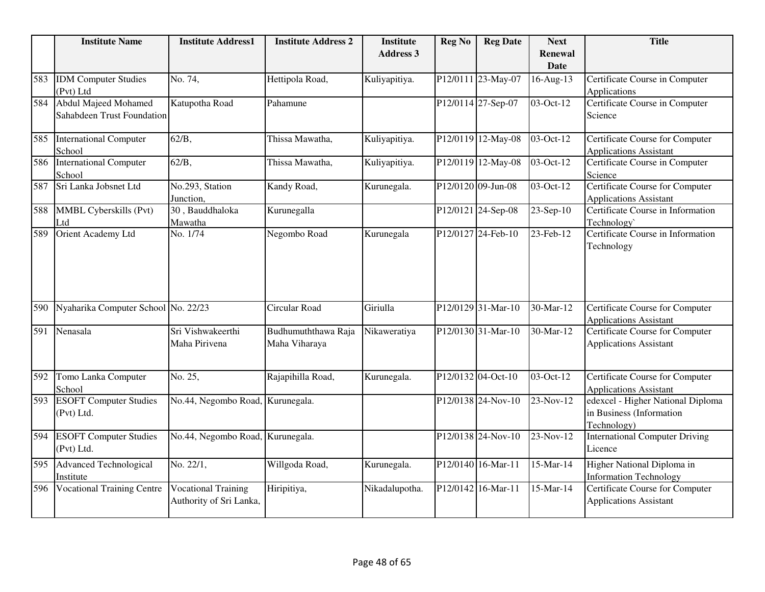| | Institute Name | Institute Address1 | Institute Address 2 | Institute Address 3 | Reg No | Reg Date | Next Renewal Date | Title |
|---|---|---|---|---|---|---|---|---|
| 583 | IDM Computer Studies (Pvt) Ltd | No. 74, | Hettipola Road, | Kuliyapitiya. | P12/0111 | 23-May-07 | 16-Aug-13 | Certificate Course in Computer Applications |
| 584 | Abdul Majeed Mohamed Sahabdeen Trust Foundation | Katupotha Road | Pahamune | | P12/0114 | 27-Sep-07 | 03-Oct-12 | Certificate Course in Computer Science |
| 585 | International Computer School | 62/B, | Thissa Mawatha, | Kuliyapitiya. | P12/0119 | 12-May-08 | 03-Oct-12 | Certificate Course for Computer Applications Assistant |
| 586 | International Computer School | 62/B, | Thissa Mawatha, | Kuliyapitiya. | P12/0119 | 12-May-08 | 03-Oct-12 | Certificate Course in Computer Science |
| 587 | Sri Lanka Jobsnet Ltd | No.293, Station Junction, | Kandy Road, | Kurunegala. | P12/0120 | 09-Jun-08 | 03-Oct-12 | Certificate Course for Computer Applications Assistant |
| 588 | MMBL Cyberskills (Pvt) Ltd | 30 , Bauddhaloka Mawatha | Kurunegalla | | P12/0121 | 24-Sep-08 | 23-Sep-10 | Certificate Course in Information Technology` |
| 589 | Orient Academy Ltd | No. 1/74 | Negombo Road | Kurunegala | P12/0127 | 24-Feb-10 | 23-Feb-12 | Certificate Course in Information Technology |
| 590 | Nyaharika Computer School | No. 22/23 | Circular Road | Giriulla | P12/0129 | 31-Mar-10 | 30-Mar-12 | Certificate Course for Computer Applications Assistant |
| 591 | Nenasala | Sri Vishwakeerthi Maha Pirivena | Budhumuththawa Raja Maha Viharaya | Nikaweratiya | P12/0130 | 31-Mar-10 | 30-Mar-12 | Certificate Course for Computer Applications Assistant |
| 592 | Tomo Lanka Computer School | No. 25, | Rajapihilla Road, | Kurunegala. | P12/0132 | 04-Oct-10 | 03-Oct-12 | Certificate Course for Computer Applications Assistant |
| 593 | ESOFT Computer Studies (Pvt) Ltd. | No.44, Negombo Road, | Kurunegala. | | P12/0138 | 24-Nov-10 | 23-Nov-12 | edexcel - Higher National Diploma in Business (Information Technology) |
| 594 | ESOFT Computer Studies (Pvt) Ltd. | No.44, Negombo Road, | Kurunegala. | | P12/0138 | 24-Nov-10 | 23-Nov-12 | International Computer Driving Licence |
| 595 | Advanced Technological Institute | No. 22/1, | Willgoda Road, | Kurunegala. | P12/0140 | 16-Mar-11 | 15-Mar-14 | Higher National Diploma in Information Technology |
| 596 | Vocational Training Centre | Vocational Training Authority of Sri Lanka, | Hiripitiya, | Nikadalupotha. | P12/0142 | 16-Mar-11 | 15-Mar-14 | Certificate Course for Computer Applications Assistant |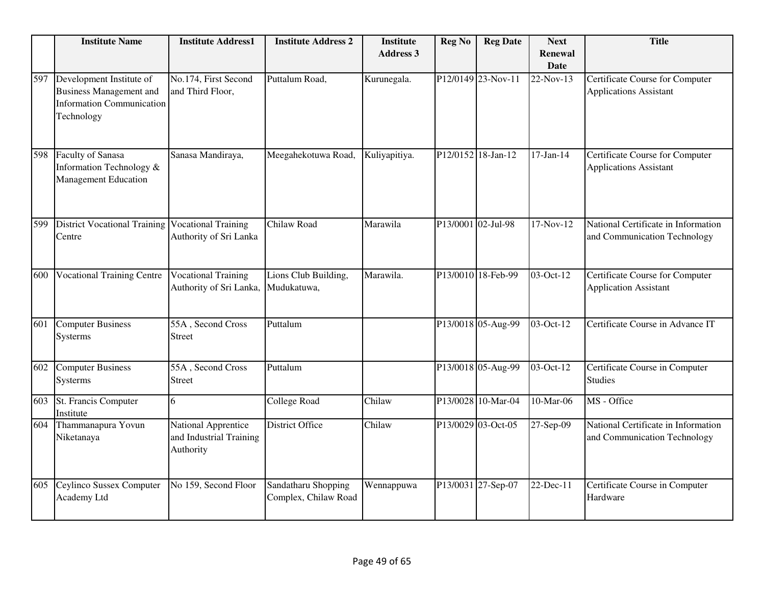| | Institute Name | Institute Address1 | Institute Address 2 | Institute Address 3 | Reg No | Reg Date | Next Renewal Date | Title |
|---|---|---|---|---|---|---|---|---|
| 597 | Development Institute of Business Management and Information Communication Technology | No.174, First Second and Third Floor, | Puttalum Road, | Kurunegala. | P12/0149 | 23-Nov-11 | 22-Nov-13 | Certificate Course for Computer Applications Assistant |
| 598 | Faculty of Sanasa Information Technology & Management Education | Sanasa Mandiraya, | Meegahekotuwa Road, | Kuliyapitiya. | P12/0152 | 18-Jan-12 | 17-Jan-14 | Certificate Course for Computer Applications Assistant |
| 599 | District Vocational Training Centre | Vocational Training Authority of Sri Lanka | Chilaw Road | Marawila | P13/0001 | 02-Jul-98 | 17-Nov-12 | National Certificate in Information and Communication Technology |
| 600 | Vocational Training Centre | Vocational Training Authority of Sri Lanka, | Lions Club Building, Mudukatuwa, | Marawila. | P13/0010 | 18-Feb-99 | 03-Oct-12 | Certificate Course for Computer Application Assistant |
| 601 | Computer Business Systerms | 55A , Second Cross Street | Puttalum | | P13/0018 | 05-Aug-99 | 03-Oct-12 | Certificate Course in Advance IT |
| 602 | Computer Business Systerms | 55A , Second Cross Street | Puttalum | | P13/0018 | 05-Aug-99 | 03-Oct-12 | Certificate Course in Computer Studies |
| 603 | St. Francis Computer Institute | 6 | College Road | Chilaw | P13/0028 | 10-Mar-04 | 10-Mar-06 | MS - Office |
| 604 | Thammanapura Yovun Niketanaya | National Apprentice and Industrial Training Authority | District Office | Chilaw | P13/0029 | 03-Oct-05 | 27-Sep-09 | National Certificate in Information and Communication Technology |
| 605 | Ceylinco Sussex Computer Academy Ltd | No 159, Second Floor | Sandatharu Shopping Complex, Chilaw Road | Wennappuwa | P13/0031 | 27-Sep-07 | 22-Dec-11 | Certificate Course in Computer Hardware |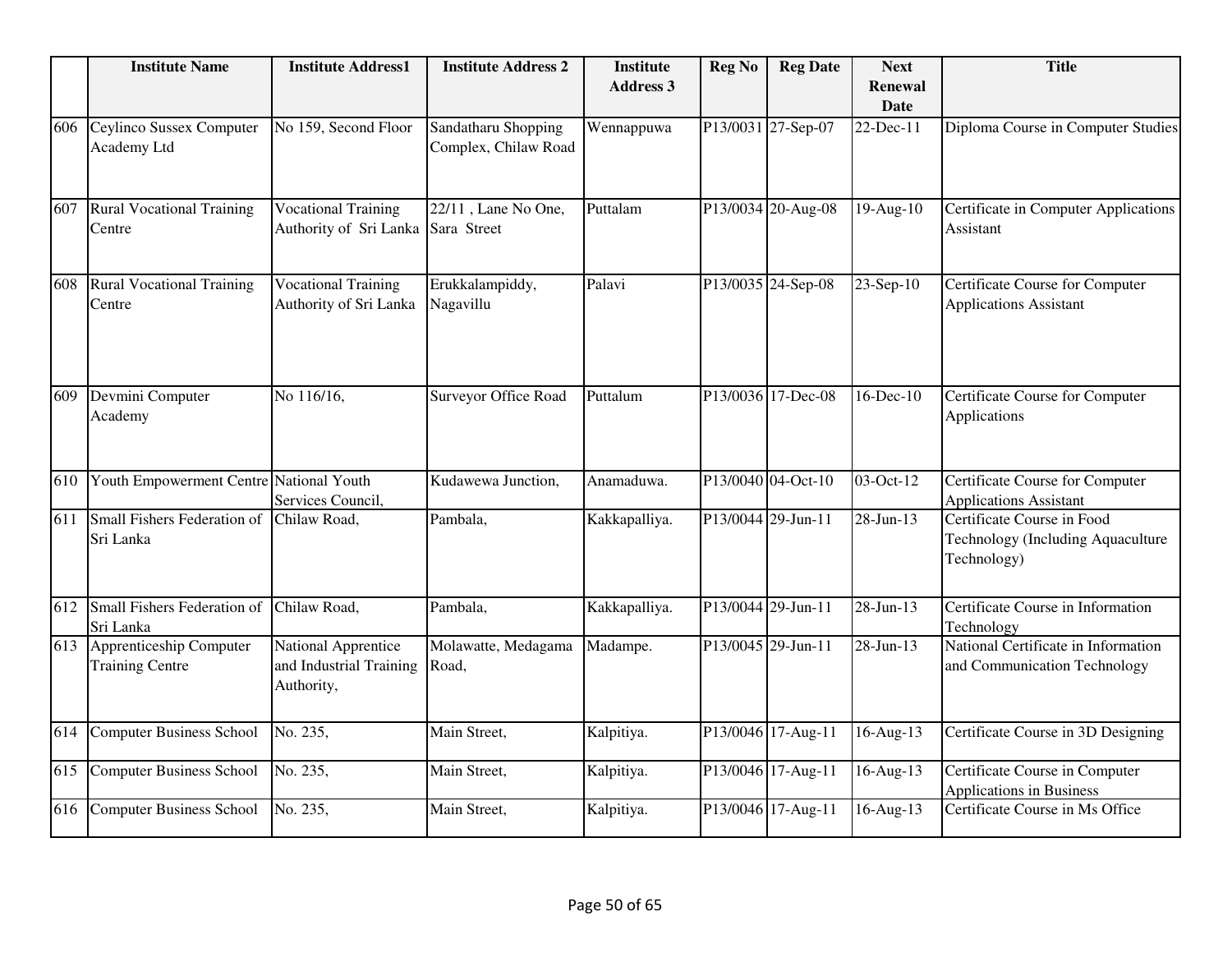| | Institute Name | Institute Address1 | Institute Address 2 | Institute Address 3 | Reg No | Reg Date | Next Renewal Date | Title |
|---|---|---|---|---|---|---|---|---|
| 606 | Ceylinco Sussex Computer Academy Ltd | No 159, Second Floor | Sandatharu Shopping Complex, Chilaw Road | Wennappuwa | P13/0031 | 27-Sep-07 | 22-Dec-11 | Diploma Course in Computer Studies |
| 607 | Rural Vocational Training Centre | Vocational Training Authority of Sri Lanka | 22/11 , Lane No One, Sara Street | Puttalam | P13/0034 | 20-Aug-08 | 19-Aug-10 | Certificate in Computer Applications Assistant |
| 608 | Rural Vocational Training Centre | Vocational Training Authority of Sri Lanka | Erukkalampiddy, Nagavillu | Palavi | P13/0035 | 24-Sep-08 | 23-Sep-10 | Certificate Course for Computer Applications Assistant |
| 609 | Devmini Computer Academy | No 116/16, | Surveyor Office Road | Puttalum | P13/0036 | 17-Dec-08 | 16-Dec-10 | Certificate Course for Computer Applications |
| 610 | Youth Empowerment Centre | National Youth Services Council, | Kudawewa Junction, | Anamaduwa. | P13/0040 | 04-Oct-10 | 03-Oct-12 | Certificate Course for Computer Applications Assistant |
| 611 | Small Fishers Federation of Sri Lanka | Chilaw Road, | Pambala, | Kakkapalliya. | P13/0044 | 29-Jun-11 | 28-Jun-13 | Certificate Course in Food Technology (Including Aquaculture Technology) |
| 612 | Small Fishers Federation of Sri Lanka | Chilaw Road, | Pambala, | Kakkapalliya. | P13/0044 | 29-Jun-11 | 28-Jun-13 | Certificate Course in Information Technology |
| 613 | Apprenticeship Computer Training Centre | National Apprentice and Industrial Training Authority, | Molawatte, Medagama Road, | Madampe. | P13/0045 | 29-Jun-11 | 28-Jun-13 | National Certificate in Information and Communication Technology |
| 614 | Computer Business School | No. 235, | Main Street, | Kalpitiya. | P13/0046 | 17-Aug-11 | 16-Aug-13 | Certificate Course in 3D Designing |
| 615 | Computer Business School | No. 235, | Main Street, | Kalpitiya. | P13/0046 | 17-Aug-11 | 16-Aug-13 | Certificate Course in Computer Applications in Business |
| 616 | Computer Business School | No. 235, | Main Street, | Kalpitiya. | P13/0046 | 17-Aug-11 | 16-Aug-13 | Certificate Course in Ms Office |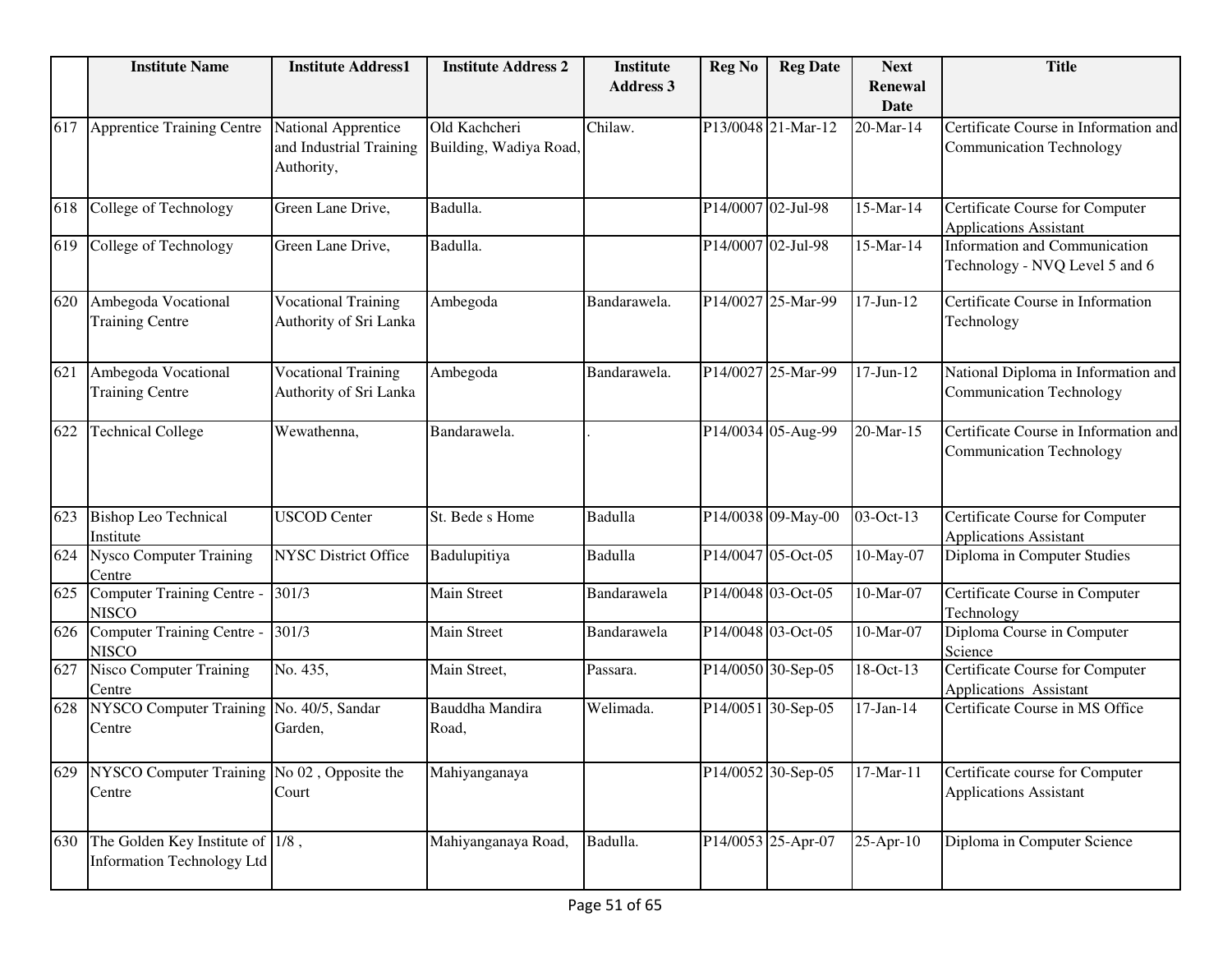| | Institute Name | Institute Address1 | Institute Address 2 | Institute Address 3 | Reg No | Reg Date | Next Renewal Date | Title |
|---|---|---|---|---|---|---|---|---|
| 617 | Apprentice Training Centre | National Apprentice and Industrial Training Authority, | Old Kachcheri Building, Wadiya Road, | Chilaw. | P13/0048 | 21-Mar-12 | 20-Mar-14 | Certificate Course in Information and Communication Technology |
| 618 | College of Technology | Green Lane Drive, | Badulla. | | P14/0007 | 02-Jul-98 | 15-Mar-14 | Certificate Course for Computer Applications Assistant |
| 619 | College of Technology | Green Lane Drive, | Badulla. | | P14/0007 | 02-Jul-98 | 15-Mar-14 | Information and Communication Technology - NVQ Level 5 and 6 |
| 620 | Ambegoda Vocational Training Centre | Vocational Training Authority of Sri Lanka | Ambegoda | Bandarawela. | P14/0027 | 25-Mar-99 | 17-Jun-12 | Certificate Course in Information Technology |
| 621 | Ambegoda Vocational Training Centre | Vocational Training Authority of Sri Lanka | Ambegoda | Bandarawela. | P14/0027 | 25-Mar-99 | 17-Jun-12 | National Diploma in Information and Communication Technology |
| 622 | Technical College | Wewathenna, | Bandarawela. | . | P14/0034 | 05-Aug-99 | 20-Mar-15 | Certificate Course in Information and Communication Technology |
| 623 | Bishop Leo Technical Institute | USCOD Center | St. Bede s Home | Badulla | P14/0038 | 09-May-00 | 03-Oct-13 | Certificate Course for Computer Applications Assistant |
| 624 | Nysco Computer Training Centre | NYSC District Office | Badulupitiya | Badulla | P14/0047 | 05-Oct-05 | 10-May-07 | Diploma in Computer Studies |
| 625 | Computer Training Centre - NISCO | 301/3 | Main Street | Bandarawela | P14/0048 | 03-Oct-05 | 10-Mar-07 | Certificate Course in Computer Technology |
| 626 | Computer Training Centre - NISCO | 301/3 | Main Street | Bandarawela | P14/0048 | 03-Oct-05 | 10-Mar-07 | Diploma Course in Computer Science |
| 627 | Nisco Computer Training Centre | No. 435, | Main Street, | Passara. | P14/0050 | 30-Sep-05 | 18-Oct-13 | Certificate Course for Computer Applications Assistant |
| 628 | NYSCO Computer Training Centre | No. 40/5, Sandar Garden, | Bauddha Mandira Road, | Welimada. | P14/0051 | 30-Sep-05 | 17-Jan-14 | Certificate Course in MS Office |
| 629 | NYSCO Computer Training Centre | No 02 , Opposite the Court | Mahiyanganaya | | P14/0052 | 30-Sep-05 | 17-Mar-11 | Certificate course for Computer Applications Assistant |
| 630 | The Golden Key Institute of Information Technology Ltd | 1/8 , | Mahiyanganaya Road, | Badulla. | P14/0053 | 25-Apr-07 | 25-Apr-10 | Diploma in Computer Science |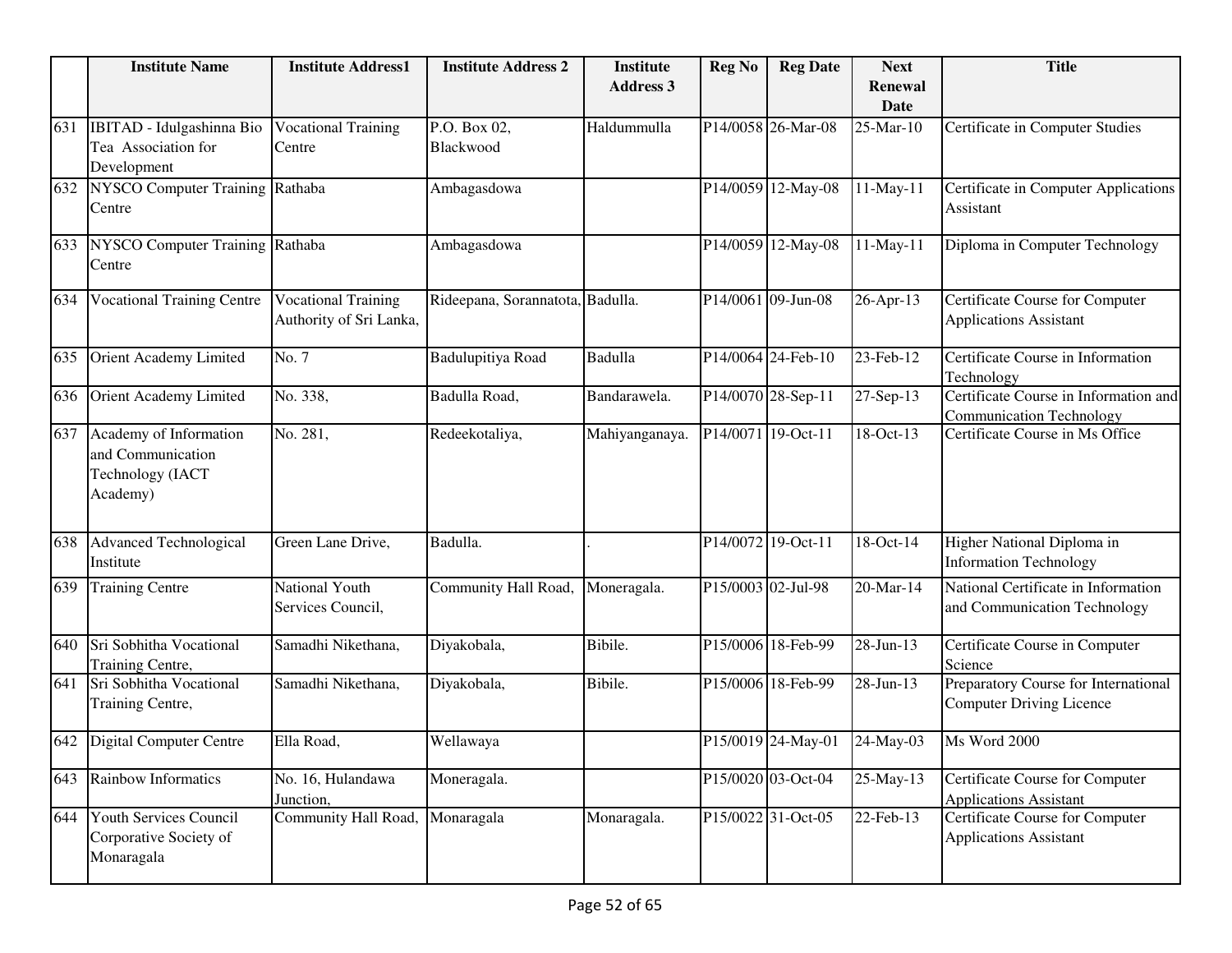|  | Institute Name | Institute Address1 | Institute Address 2 | Institute Address 3 | Reg No | Reg Date | Next Renewal Date | Title |
|---|---|---|---|---|---|---|---|---|
| 631 | IBITAD - Idulgashinna Bio Tea Association for Development | Vocational Training Centre | P.O. Box 02, Blackwood | Haldummulla | P14/0058 | 26-Mar-08 | 25-Mar-10 | Certificate in Computer Studies |
| 632 | NYSCO Computer Training Centre | Rathaba | Ambagasdowa |  | P14/0059 | 12-May-08 | 11-May-11 | Certificate in Computer Applications Assistant |
| 633 | NYSCO Computer Training Centre | Rathaba | Ambagasdowa |  | P14/0059 | 12-May-08 | 11-May-11 | Diploma in Computer Technology |
| 634 | Vocational Training Centre | Vocational Training Authority of Sri Lanka, | Rideepana, Sorannatota, | Badulla. | P14/0061 | 09-Jun-08 | 26-Apr-13 | Certificate Course for Computer Applications Assistant |
| 635 | Orient Academy Limited | No. 7 | Badulupitiya Road | Badulla | P14/0064 | 24-Feb-10 | 23-Feb-12 | Certificate Course in Information Technology |
| 636 | Orient Academy Limited | No. 338, | Badulla Road, | Bandarawela. | P14/0070 | 28-Sep-11 | 27-Sep-13 | Certificate Course in Information and Communication Technology |
| 637 | Academy of Information and Communication Technology (IACT Academy) | No. 281, | Redeekotaliya, | Mahiyanganaya. | P14/0071 | 19-Oct-11 | 18-Oct-13 | Certificate Course in Ms Office |
| 638 | Advanced Technological Institute | Green Lane Drive, | Badulla. | . | P14/0072 | 19-Oct-11 | 18-Oct-14 | Higher National Diploma in Information Technology |
| 639 | Training Centre | National Youth Services Council, | Community Hall Road, | Moneragala. | P15/0003 | 02-Jul-98 | 20-Mar-14 | National Certificate in Information and Communication Technology |
| 640 | Sri Sobhitha Vocational Training Centre, | Samadhi Nikethana, | Diyakobala, | Bibile. | P15/0006 | 18-Feb-99 | 28-Jun-13 | Certificate Course in Computer Science |
| 641 | Sri Sobhitha Vocational Training Centre, | Samadhi Nikethana, | Diyakobala, | Bibile. | P15/0006 | 18-Feb-99 | 28-Jun-13 | Preparatory Course for International Computer Driving Licence |
| 642 | Digital Computer Centre | Ella Road, | Wellawaya |  | P15/0019 | 24-May-01 | 24-May-03 | Ms Word 2000 |
| 643 | Rainbow Informatics | No. 16, Hulandawa Junction, | Moneragala. |  | P15/0020 | 03-Oct-04 | 25-May-13 | Certificate Course for Computer Applications Assistant |
| 644 | Youth Services Council Corporative Society of Monaragala | Community Hall Road, | Monaragala | Monaragala. | P15/0022 | 31-Oct-05 | 22-Feb-13 | Certificate Course for Computer Applications Assistant |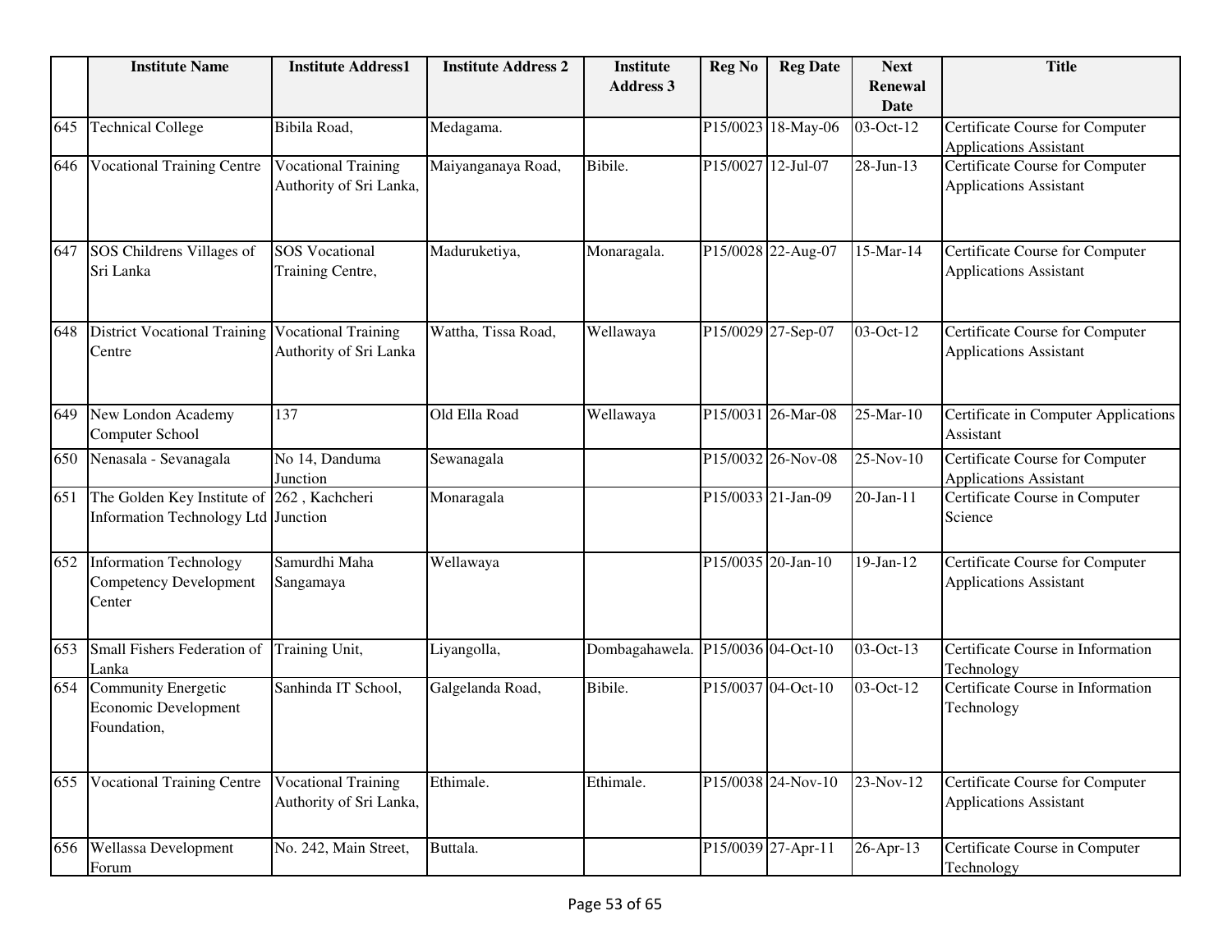| | Institute Name | Institute Address1 | Institute Address 2 | Institute Address 3 | Reg No | Reg Date | Next Renewal Date | Title |
|---|---|---|---|---|---|---|---|---|
| 645 | Technical College | Bibila Road, | Medagama. | | P15/0023 | 18-May-06 | 03-Oct-12 | Certificate Course for Computer Applications Assistant |
| 646 | Vocational Training Centre | Vocational Training Authority of Sri Lanka, | Maiyanganaya Road, | Bibile. | P15/0027 | 12-Jul-07 | 28-Jun-13 | Certificate Course for Computer Applications Assistant |
| 647 | SOS Childrens Villages of Sri Lanka | SOS Vocational Training Centre, | Maduruketiya, | Monaragala. | P15/0028 | 22-Aug-07 | 15-Mar-14 | Certificate Course for Computer Applications Assistant |
| 648 | District Vocational Training Centre | Vocational Training Authority of Sri Lanka | Wattha, Tissa Road, | Wellawaya | P15/0029 | 27-Sep-07 | 03-Oct-12 | Certificate Course for Computer Applications Assistant |
| 649 | New London Academy Computer School | 137 | Old Ella Road | Wellawaya | P15/0031 | 26-Mar-08 | 25-Mar-10 | Certificate in Computer Applications Assistant |
| 650 | Nenasala - Sevanagala | No 14, Danduma Junction | Sewanagala | | P15/0032 | 26-Nov-08 | 25-Nov-10 | Certificate Course for Computer Applications Assistant |
| 651 | The Golden Key Institute of Information Technology Ltd | 262 , Kachcheri Junction | Monaragala | | P15/0033 | 21-Jan-09 | 20-Jan-11 | Certificate Course in Computer Science |
| 652 | Information Technology Competency Development Center | Samurdhi Maha Sangamaya | Wellawaya | | P15/0035 | 20-Jan-10 | 19-Jan-12 | Certificate Course for Computer Applications Assistant |
| 653 | Small Fishers Federation of Lanka | Training Unit, | Liyangolla, | Dombagahawela. | P15/0036 | 04-Oct-10 | 03-Oct-13 | Certificate Course in Information Technology |
| 654 | Community Energetic Economic Development Foundation, | Sanhinda IT School, | Galgelanda Road, | Bibile. | P15/0037 | 04-Oct-10 | 03-Oct-12 | Certificate Course in Information Technology |
| 655 | Vocational Training Centre | Vocational Training Authority of Sri Lanka, | Ethimale. | Ethimale. | P15/0038 | 24-Nov-10 | 23-Nov-12 | Certificate Course for Computer Applications Assistant |
| 656 | Wellassa Development Forum | No. 242, Main Street, | Buttala. | | P15/0039 | 27-Apr-11 | 26-Apr-13 | Certificate Course in Computer Technology |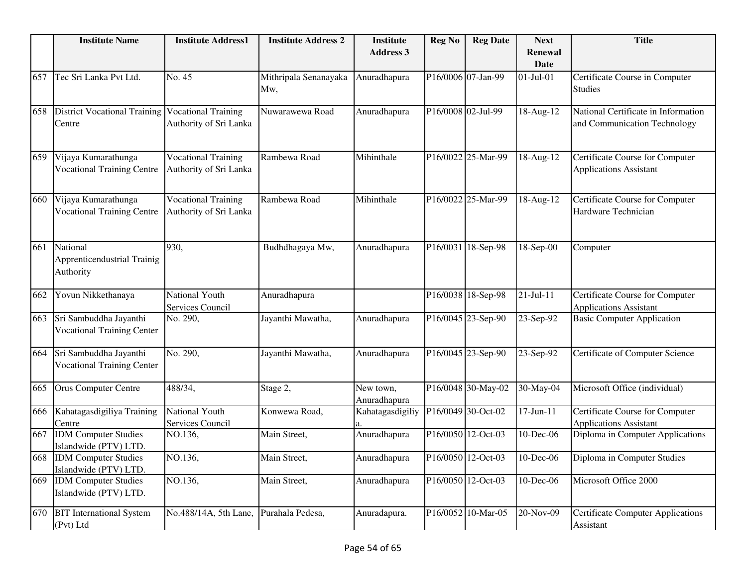|  | Institute Name | Institute Address1 | Institute Address 2 | Institute Address 3 | Reg No | Reg Date | Next Renewal Date | Title |
|---|---|---|---|---|---|---|---|---|
| 657 | Tec Sri Lanka Pvt Ltd. | No. 45 | Mithripala Senanayaka Mw, | Anuradhapura | P16/0006 | 07-Jan-99 | 01-Jul-01 | Certificate Course in Computer Studies |
| 658 | District Vocational Training Centre | Vocational Training Authority of Sri Lanka | Nuwarawewa Road | Anuradhapura | P16/0008 | 02-Jul-99 | 18-Aug-12 | National Certificate in Information and Communication Technology |
| 659 | Vijaya Kumarathunga Vocational Training Centre | Vocational Training Authority of Sri Lanka | Rambewa Road | Mihinthale | P16/0022 | 25-Mar-99 | 18-Aug-12 | Certificate Course for Computer Applications Assistant |
| 660 | Vijaya Kumarathunga Vocational Training Centre | Vocational Training Authority of Sri Lanka | Rambewa Road | Mihinthale | P16/0022 | 25-Mar-99 | 18-Aug-12 | Certificate Course for Computer Hardware Technician |
| 661 | National Apprenticendustrial Trainig Authority | 930, | Budhdhagaya Mw, | Anuradhapura | P16/0031 | 18-Sep-98 | 18-Sep-00 | Computer |
| 662 | Yovun Nikkethanaya | National Youth Services Council | Anuradhapura |  | P16/0038 | 18-Sep-98 | 21-Jul-11 | Certificate Course for Computer Applications Assistant |
| 663 | Sri Sambuddha Jayanthi Vocational Training Center | No. 290, | Jayanthi Mawatha, | Anuradhapura | P16/0045 | 23-Sep-90 | 23-Sep-92 | Basic Computer Application |
| 664 | Sri Sambuddha Jayanthi Vocational Training Center | No. 290, | Jayanthi Mawatha, | Anuradhapura | P16/0045 | 23-Sep-90 | 23-Sep-92 | Certificate of Computer Science |
| 665 | Orus Computer Centre | 488/34, | Stage 2, | New town, Anuradhapura | P16/0048 | 30-May-02 | 30-May-04 | Microsoft Office (individual) |
| 666 | Kahatagasdigiliya Training Centre | National Youth Services Council | Konwewa Road, | Kahatagasdigiliya. | P16/0049 | 30-Oct-02 | 17-Jun-11 | Certificate Course for Computer Applications Assistant |
| 667 | IDM Computer Studies Islandwide (PTV) LTD. | NO.136, | Main Street, | Anuradhapura | P16/0050 | 12-Oct-03 | 10-Dec-06 | Diploma in Computer Applications |
| 668 | IDM Computer Studies Islandwide (PTV) LTD. | NO.136, | Main Street, | Anuradhapura | P16/0050 | 12-Oct-03 | 10-Dec-06 | Diploma in Computer Studies |
| 669 | IDM Computer Studies Islandwide (PTV) LTD. | NO.136, | Main Street, | Anuradhapura | P16/0050 | 12-Oct-03 | 10-Dec-06 | Microsoft Office 2000 |
| 670 | BIT International System (Pvt) Ltd | No.488/14A, 5th Lane, | Purahala Pedesa, | Anuradapura. | P16/0052 | 10-Mar-05 | 20-Nov-09 | Certificate Computer Applications Assistant |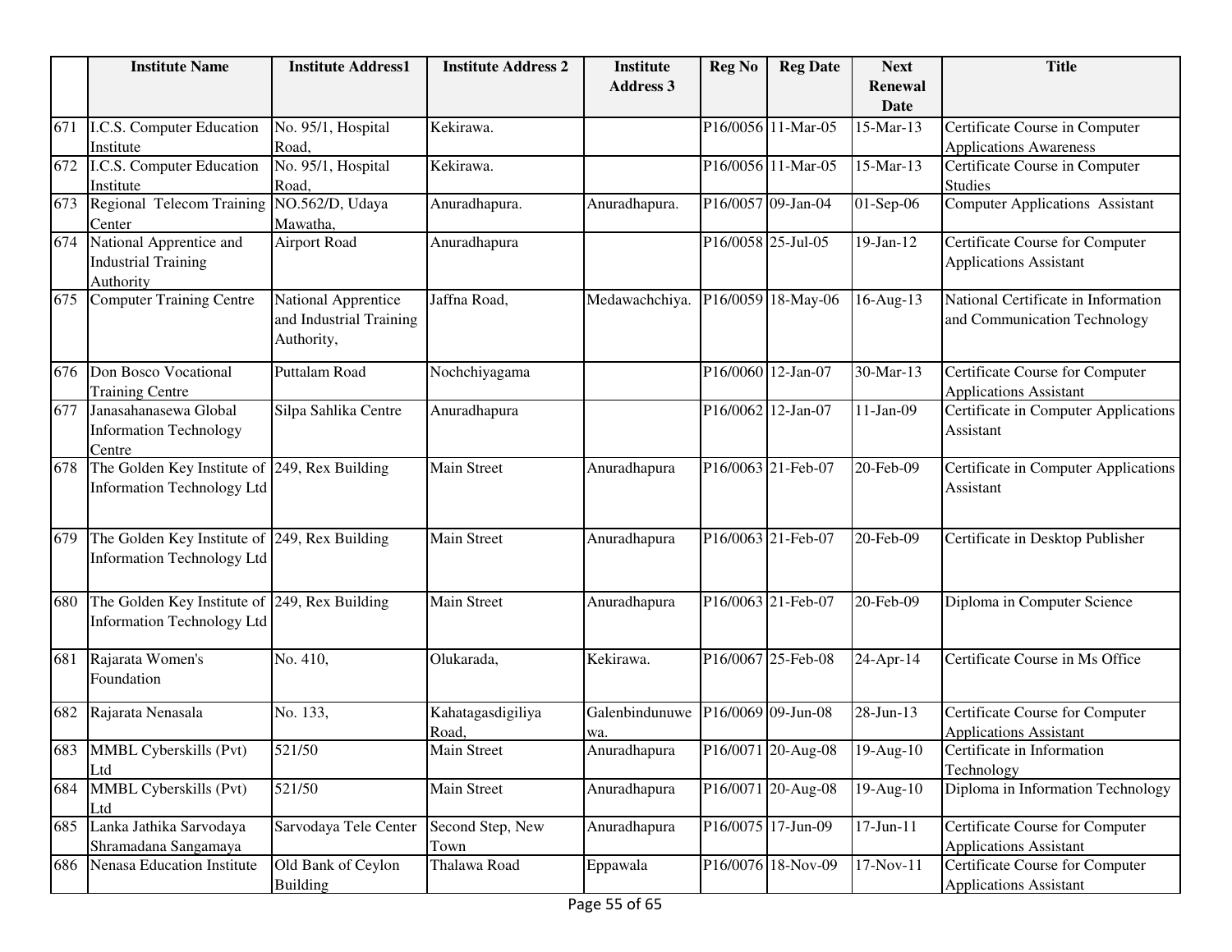|  | Institute Name | Institute Address1 | Institute Address 2 | Institute Address 3 | Reg No | Reg Date | Next Renewal Date | Title |
|---|---|---|---|---|---|---|---|---|
| 671 | I.C.S. Computer Education Institute | No. 95/1, Hospital Road, | Kekirawa. |  | P16/0056 | 11-Mar-05 | 15-Mar-13 | Certificate Course in Computer Applications Awareness |
| 672 | I.C.S. Computer Education Institute | No. 95/1, Hospital Road, | Kekirawa. |  | P16/0056 | 11-Mar-05 | 15-Mar-13 | Certificate Course in Computer Studies |
| 673 | Regional Telecom Training Center | NO.562/D, Udaya Mawatha, | Anuradhapura. | Anuradhapura. | P16/0057 | 09-Jan-04 | 01-Sep-06 | Computer Applications Assistant |
| 674 | National Apprentice and Industrial Training Authority | Airport Road | Anuradhapura |  | P16/0058 | 25-Jul-05 | 19-Jan-12 | Certificate Course for Computer Applications Assistant |
| 675 | Computer Training Centre | National Apprentice and Industrial Training Authority, | Jaffna Road, | Medawachchiya. | P16/0059 | 18-May-06 | 16-Aug-13 | National Certificate in Information and Communication Technology |
| 676 | Don Bosco Vocational Training Centre | Puttalam Road | Nochchiyagama |  | P16/0060 | 12-Jan-07 | 30-Mar-13 | Certificate Course for Computer Applications Assistant |
| 677 | Janasahanasewa Global Information Technology Centre | Silpa Sahlika Centre | Anuradhapura |  | P16/0062 | 12-Jan-07 | 11-Jan-09 | Certificate in Computer Applications Assistant |
| 678 | The Golden Key Institute of Information Technology Ltd | 249, Rex Building | Main Street | Anuradhapura | P16/0063 | 21-Feb-07 | 20-Feb-09 | Certificate in Computer Applications Assistant |
| 679 | The Golden Key Institute of Information Technology Ltd | 249, Rex Building | Main Street | Anuradhapura | P16/0063 | 21-Feb-07 | 20-Feb-09 | Certificate in Desktop Publisher |
| 680 | The Golden Key Institute of Information Technology Ltd | 249, Rex Building | Main Street | Anuradhapura | P16/0063 | 21-Feb-07 | 20-Feb-09 | Diploma in Computer Science |
| 681 | Rajarata Women's Foundation | No. 410, | Olukarada, | Kekirawa. | P16/0067 | 25-Feb-08 | 24-Apr-14 | Certificate Course in Ms Office |
| 682 | Rajarata Nenasala | No. 133, | Kahatagasdigiliya Road, | Galenbindunuwewa. | P16/0069 | 09-Jun-08 | 28-Jun-13 | Certificate Course for Computer Applications Assistant |
| 683 | MMBL Cyberskills (Pvt) Ltd | 521/50 | Main Street | Anuradhapura | P16/0071 | 20-Aug-08 | 19-Aug-10 | Certificate in Information Technology |
| 684 | MMBL Cyberskills (Pvt) Ltd | 521/50 | Main Street | Anuradhapura | P16/0071 | 20-Aug-08 | 19-Aug-10 | Diploma in Information Technology |
| 685 | Lanka Jathika Sarvodaya Shramadana Sangamaya | Sarvodaya Tele Center | Second Step, New Town | Anuradhapura | P16/0075 | 17-Jun-09 | 17-Jun-11 | Certificate Course for Computer Applications Assistant |
| 686 | Nenasa Education Institute | Old Bank of Ceylon Building | Thalawa Road | Eppawala | P16/0076 | 18-Nov-09 | 17-Nov-11 | Certificate Course for Computer Applications Assistant |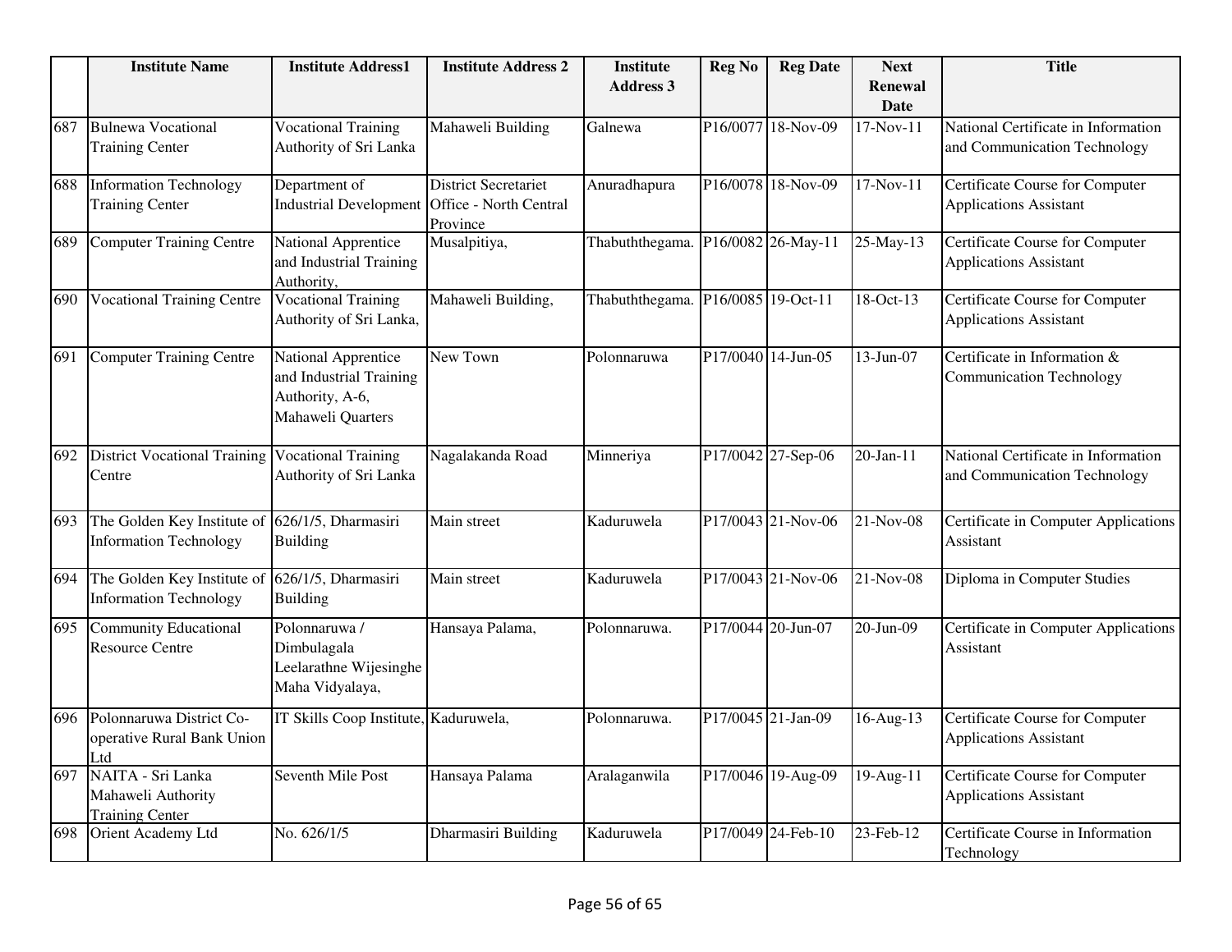| | Institute Name | Institute Address1 | Institute Address 2 | Institute Address 3 | Reg No | Reg Date | Next Renewal Date | Title |
|---|---|---|---|---|---|---|---|---|
| 687 | Bulnewa Vocational Training Center | Vocational Training Authority of Sri Lanka | Mahaweli Building | Galnewa | P16/0077 | 18-Nov-09 | 17-Nov-11 | National Certificate in Information and Communication Technology |
| 688 | Information Technology Training Center | Department of Industrial Development | District Secretariet Office - North Central Province | Anuradhapura | P16/0078 | 18-Nov-09 | 17-Nov-11 | Certificate Course for Computer Applications Assistant |
| 689 | Computer Training Centre | National Apprentice and Industrial Training Authority, | Musalpitiya, | Thabuththegama. | P16/0082 | 26-May-11 | 25-May-13 | Certificate Course for Computer Applications Assistant |
| 690 | Vocational Training Centre | Vocational Training Authority of Sri Lanka, | Mahaweli Building, | Thabuththegama. | P16/0085 | 19-Oct-11 | 18-Oct-13 | Certificate Course for Computer Applications Assistant |
| 691 | Computer Training Centre | National Apprentice and Industrial Training Authority, A-6, Mahaweli Quarters | New Town | Polonnaruwa | P17/0040 | 14-Jun-05 | 13-Jun-07 | Certificate in Information & Communication Technology |
| 692 | District Vocational Training Centre | Vocational Training Authority of Sri Lanka | Nagalakanda Road | Minneriya | P17/0042 | 27-Sep-06 | 20-Jan-11 | National Certificate in Information and Communication Technology |
| 693 | The Golden Key Institute of Information Technology | 626/1/5, Dharmasiri Building | Main street | Kaduruwela | P17/0043 | 21-Nov-06 | 21-Nov-08 | Certificate in Computer Applications Assistant |
| 694 | The Golden Key Institute of Information Technology | 626/1/5, Dharmasiri Building | Main street | Kaduruwela | P17/0043 | 21-Nov-06 | 21-Nov-08 | Diploma in Computer Studies |
| 695 | Community Educational Resource Centre | Polonnaruwa / Dimbulagala Leelarathne Wijesinghe Maha Vidyalaya, | Hansaya Palama, | Polonnaruwa. | P17/0044 | 20-Jun-07 | 20-Jun-09 | Certificate in Computer Applications Assistant |
| 696 | Polonnaruwa District Co-operative Rural Bank Union Ltd | IT Skills Coop Institute, | Kaduruwela, | Polonnaruwa. | P17/0045 | 21-Jan-09 | 16-Aug-13 | Certificate Course for Computer Applications Assistant |
| 697 | NAITA - Sri Lanka Mahaweli Authority Training Center | Seventh Mile Post | Hansaya Palama | Aralaganwila | P17/0046 | 19-Aug-09 | 19-Aug-11 | Certificate Course for Computer Applications Assistant |
| 698 | Orient Academy Ltd | No. 626/1/5 | Dharmasiri Building | Kaduruwela | P17/0049 | 24-Feb-10 | 23-Feb-12 | Certificate Course in Information Technology |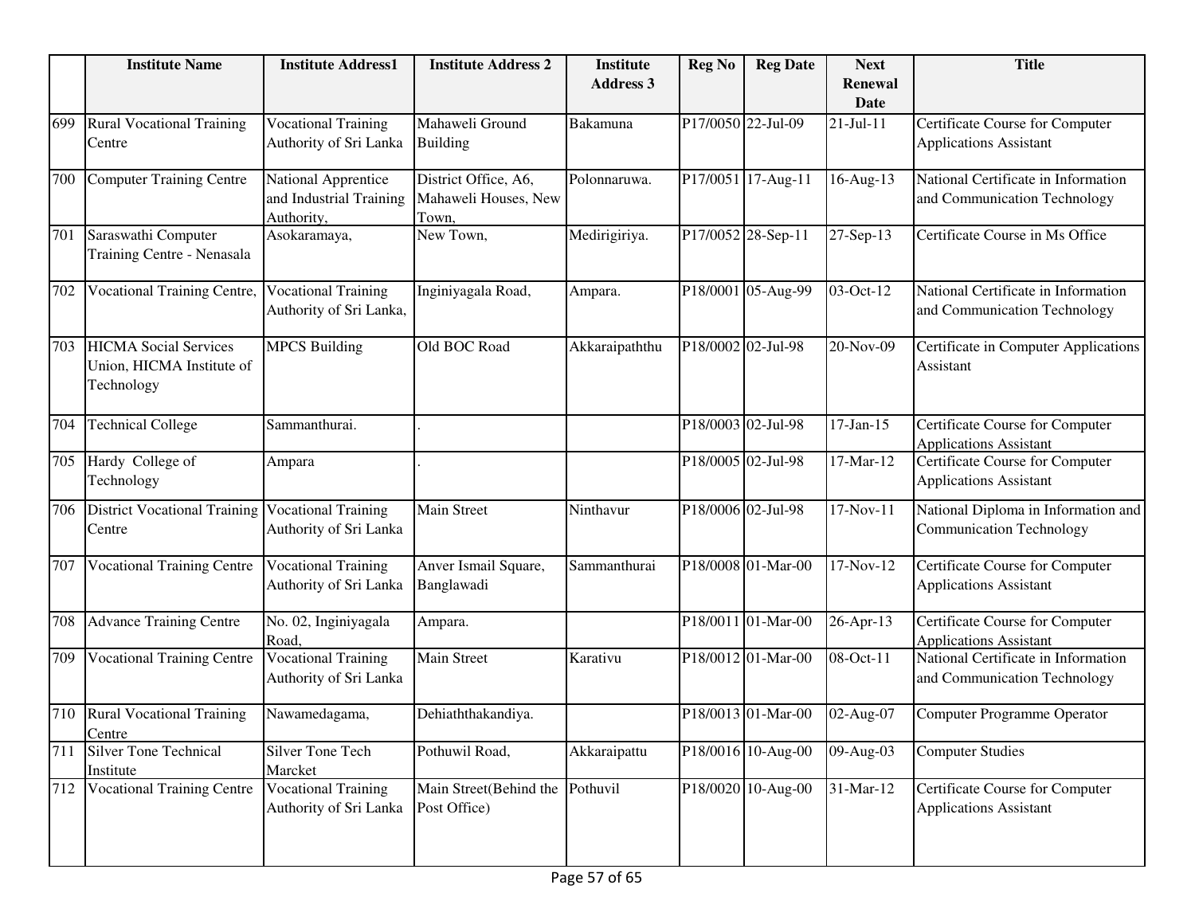| | Institute Name | Institute Address1 | Institute Address 2 | Institute Address 3 | Reg No | Reg Date | Next Renewal Date | Title |
|---|---|---|---|---|---|---|---|---|
| 699 | Rural Vocational Training Centre | Vocational Training Authority of Sri Lanka | Mahaweli Ground Building | Bakamuna | P17/0050 | 22-Jul-09 | 21-Jul-11 | Certificate Course for Computer Applications Assistant |
| 700 | Computer Training Centre | National Apprentice and Industrial Training Authority, | District Office, A6, Mahaweli Houses, New Town, | Polonnaruwa. | P17/0051 | 17-Aug-11 | 16-Aug-13 | National Certificate in Information and Communication Technology |
| 701 | Saraswathi Computer Training Centre - Nenasala | Asokaramaya, | New Town, | Medirigiriya. | P17/0052 | 28-Sep-11 | 27-Sep-13 | Certificate Course in Ms Office |
| 702 | Vocational Training Centre, | Vocational Training Authority of Sri Lanka, | Inginiyagala Road, | Ampara. | P18/0001 | 05-Aug-99 | 03-Oct-12 | National Certificate in Information and Communication Technology |
| 703 | HICMA Social Services Union, HICMA Institute of Technology | MPCS Building | Old BOC Road | Akkaraipaththu | P18/0002 | 02-Jul-98 | 20-Nov-09 | Certificate in Computer Applications Assistant |
| 704 | Technical College | Sammanthurai. | . | | P18/0003 | 02-Jul-98 | 17-Jan-15 | Certificate Course for Computer Applications Assistant |
| 705 | Hardy College of Technology | Ampara | . | | P18/0005 | 02-Jul-98 | 17-Mar-12 | Certificate Course for Computer Applications Assistant |
| 706 | District Vocational Training Centre | Vocational Training Authority of Sri Lanka | Main Street | Ninthavur | P18/0006 | 02-Jul-98 | 17-Nov-11 | National Diploma in Information and Communication Technology |
| 707 | Vocational Training Centre | Vocational Training Authority of Sri Lanka | Anver Ismail Square, Banglawadi | Sammanthurai | P18/0008 | 01-Mar-00 | 17-Nov-12 | Certificate Course for Computer Applications Assistant |
| 708 | Advance Training Centre | No. 02, Inginiyagala Road, | Ampara. | | P18/0011 | 01-Mar-00 | 26-Apr-13 | Certificate Course for Computer Applications Assistant |
| 709 | Vocational Training Centre | Vocational Training Authority of Sri Lanka | Main Street | Karativu | P18/0012 | 01-Mar-00 | 08-Oct-11 | National Certificate in Information and Communication Technology |
| 710 | Rural Vocational Training Centre | Nawamedagama, | Dehiaththakandiya. | | P18/0013 | 01-Mar-00 | 02-Aug-07 | Computer Programme Operator |
| 711 | Silver Tone Technical Institute | Silver Tone Tech Marcket | Pothuwil Road, | Akkaraipattu | P18/0016 | 10-Aug-00 | 09-Aug-03 | Computer Studies |
| 712 | Vocational Training Centre | Vocational Training Authority of Sri Lanka | Main Street(Behind the Post Office) | Pothuvil | P18/0020 | 10-Aug-00 | 31-Mar-12 | Certificate Course for Computer Applications Assistant |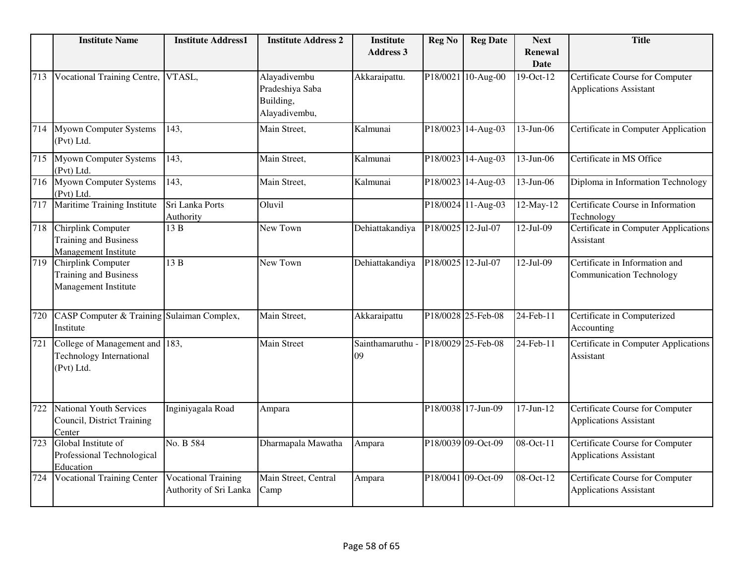|  | Institute Name | Institute Address1 | Institute Address 2 | Institute Address 3 | Reg No | Reg Date | Next Renewal Date | Title |
|---|---|---|---|---|---|---|---|---|
| 713 | Vocational Training Centre, | VTASL, | Alayadivembu Pradeshiya Saba Building, Alayadivembu, | Akkaraipattu. | P18/0021 | 10-Aug-00 | 19-Oct-12 | Certificate Course for Computer Applications Assistant |
| 714 | Myown Computer Systems (Pvt) Ltd. | 143, | Main Street, | Kalmunai | P18/0023 | 14-Aug-03 | 13-Jun-06 | Certificate in Computer Application |
| 715 | Myown Computer Systems (Pvt) Ltd. | 143, | Main Street, | Kalmunai | P18/0023 | 14-Aug-03 | 13-Jun-06 | Certificate in MS Office |
| 716 | Myown Computer Systems (Pvt) Ltd. | 143, | Main Street, | Kalmunai | P18/0023 | 14-Aug-03 | 13-Jun-06 | Diploma in Information Technology |
| 717 | Maritime Training Institute | Sri Lanka Ports Authority | Oluvil |  | P18/0024 | 11-Aug-03 | 12-May-12 | Certificate Course in Information Technology |
| 718 | Chirplink Computer Training and Business Management Institute | 13 B | New Town | Dehiattakandiya | P18/0025 | 12-Jul-07 | 12-Jul-09 | Certificate in Computer Applications Assistant |
| 719 | Chirplink Computer Training and Business Management Institute | 13 B | New Town | Dehiattakandiya | P18/0025 | 12-Jul-07 | 12-Jul-09 | Certificate in Information and Communication Technology |
| 720 | CASP Computer & Training Institute | Sulaiman Complex, | Main Street, | Akkaraipattu | P18/0028 | 25-Feb-08 | 24-Feb-11 | Certificate in Computerized Accounting |
| 721 | College of Management and Technology International (Pvt) Ltd. | 183, | Main Street | Sainthamaruthu - 09 | P18/0029 | 25-Feb-08 | 24-Feb-11 | Certificate in Computer Applications Assistant |
| 722 | National Youth Services Council, District Training Center | Inginiyagala Road | Ampara |  | P18/0038 | 17-Jun-09 | 17-Jun-12 | Certificate Course for Computer Applications Assistant |
| 723 | Global Institute of Professional Technological Education | No. B 584 | Dharmapala Mawatha | Ampara | P18/0039 | 09-Oct-09 | 08-Oct-11 | Certificate Course for Computer Applications Assistant |
| 724 | Vocational Training Center | Vocational Training Authority of Sri Lanka | Main Street, Central Camp | Ampara | P18/0041 | 09-Oct-09 | 08-Oct-12 | Certificate Course for Computer Applications Assistant |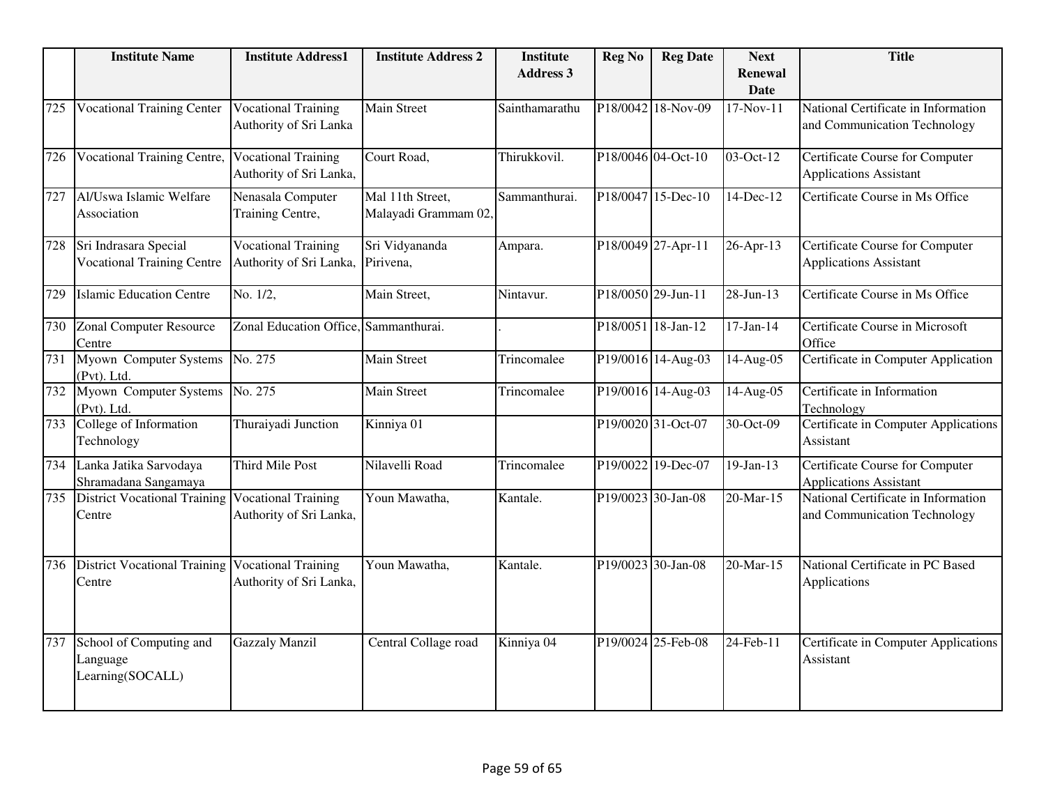|  | Institute Name | Institute Address1 | Institute Address 2 | Institute Address 3 | Reg No | Reg Date | Next Renewal Date | Title |
|---|---|---|---|---|---|---|---|---|
| 725 | Vocational Training Center | Vocational Training Authority of Sri Lanka | Main Street | Sainthamarathu | P18/0042 | 18-Nov-09 | 17-Nov-11 | National Certificate in Information and Communication Technology |
| 726 | Vocational Training Centre, | Vocational Training Authority of Sri Lanka, | Court Road, | Thirukkovil. | P18/0046 | 04-Oct-10 | 03-Oct-12 | Certificate Course for Computer Applications Assistant |
| 727 | Al/Uswa Islamic Welfare Association | Nenasala Computer Training Centre, | Mal 11th Street, Malayadi Grammam 02, | Sammanthurai. | P18/0047 | 15-Dec-10 | 14-Dec-12 | Certificate Course in Ms Office |
| 728 | Sri Indrasara Special Vocational Training Centre | Vocational Training Authority of Sri Lanka, | Sri Vidyananda Pirivena, | Ampara. | P18/0049 | 27-Apr-11 | 26-Apr-13 | Certificate Course for Computer Applications Assistant |
| 729 | Islamic Education Centre | No. 1/2, | Main Street, | Nintavur. | P18/0050 | 29-Jun-11 | 28-Jun-13 | Certificate Course in Ms Office |
| 730 | Zonal Computer Resource Centre | Zonal Education Office, | Sammanthurai. | . | P18/0051 | 18-Jan-12 | 17-Jan-14 | Certificate Course in Microsoft Office |
| 731 | Myown Computer Systems (Pvt). Ltd. | No. 275 | Main Street | Trincomalee | P19/0016 | 14-Aug-03 | 14-Aug-05 | Certificate in Computer Application |
| 732 | Myown Computer Systems (Pvt). Ltd. | No. 275 | Main Street | Trincomalee | P19/0016 | 14-Aug-03 | 14-Aug-05 | Certificate in Information Technology |
| 733 | College of Information Technology | Thuraiyadi Junction | Kinniya 01 |  | P19/0020 | 31-Oct-07 | 30-Oct-09 | Certificate in Computer Applications Assistant |
| 734 | Lanka Jatika Sarvodaya Shramadana Sangamaya | Third Mile Post | Nilavelli Road | Trincomalee | P19/0022 | 19-Dec-07 | 19-Jan-13 | Certificate Course for Computer Applications Assistant |
| 735 | District Vocational Training Centre | Vocational Training Authority of Sri Lanka, | Youn Mawatha, | Kantale. | P19/0023 | 30-Jan-08 | 20-Mar-15 | National Certificate in Information and Communication Technology |
| 736 | District Vocational Training Centre | Vocational Training Authority of Sri Lanka, | Youn Mawatha, | Kantale. | P19/0023 | 30-Jan-08 | 20-Mar-15 | National Certificate in PC Based Applications |
| 737 | School of Computing and Language Learning(SOCALL) | Gazzaly Manzil | Central Collage road | Kinniya 04 | P19/0024 | 25-Feb-08 | 24-Feb-11 | Certificate in Computer Applications Assistant |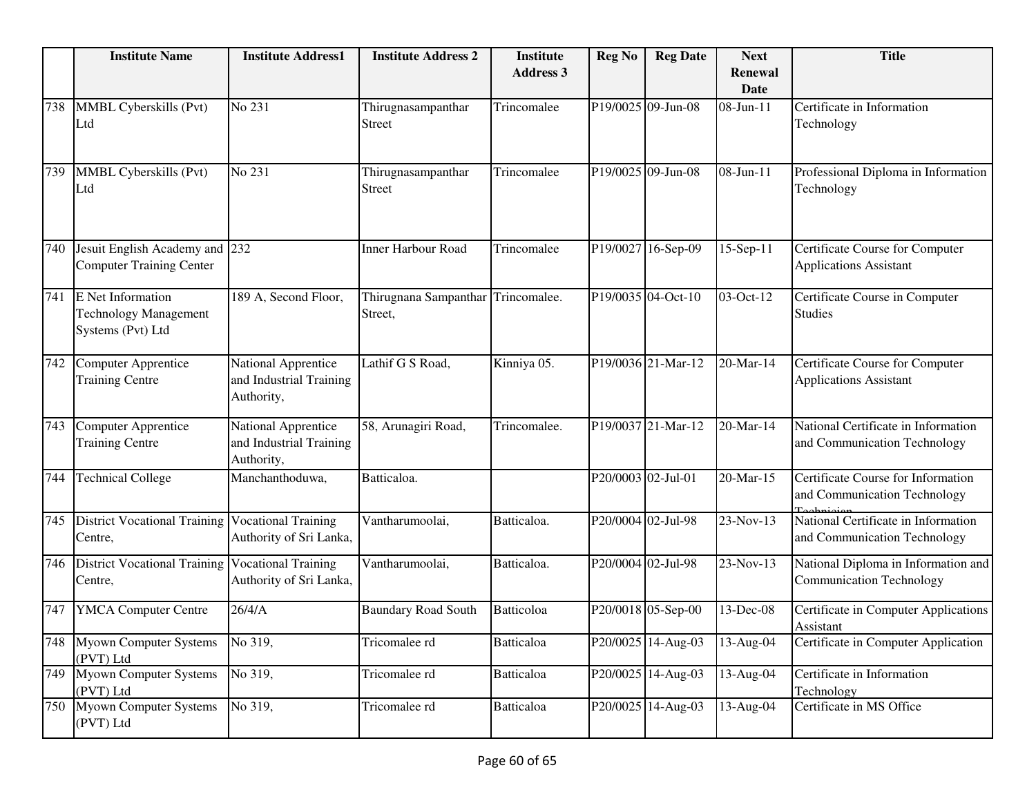| | Institute Name | Institute Address1 | Institute Address 2 | Institute Address 3 | Reg No | Reg Date | Next Renewal Date | Title |
|---|---|---|---|---|---|---|---|---|
| 738 | MMBL Cyberskills (Pvt) Ltd | No 231 | Thirugnasampanthar Street | Trincomalee | P19/0025 | 09-Jun-08 | 08-Jun-11 | Certificate in Information Technology |
| 739 | MMBL Cyberskills (Pvt) Ltd | No 231 | Thirugnasampanthar Street | Trincomalee | P19/0025 | 09-Jun-08 | 08-Jun-11 | Professional Diploma in Information Technology |
| 740 | Jesuit English Academy and Computer Training Center | 232 | Inner Harbour Road | Trincomalee | P19/0027 | 16-Sep-09 | 15-Sep-11 | Certificate Course for Computer Applications Assistant |
| 741 | E Net Information Technology Management Systems (Pvt) Ltd | 189 A, Second Floor, | Thirugnana Sampanthar Street, | Trincomalee. | P19/0035 | 04-Oct-10 | 03-Oct-12 | Certificate Course in Computer Studies |
| 742 | Computer Apprentice Training Centre | National Apprentice and Industrial Training Authority, | Lathif G S Road, | Kinniya 05. | P19/0036 | 21-Mar-12 | 20-Mar-14 | Certificate Course for Computer Applications Assistant |
| 743 | Computer Apprentice Training Centre | National Apprentice and Industrial Training Authority, | 58, Arunagiri Road, | Trincomalee. | P19/0037 | 21-Mar-12 | 20-Mar-14 | National Certificate in Information and Communication Technology |
| 744 | Technical College | Manchanthoduwa, | Batticaloa. | | P20/0003 | 02-Jul-01 | 20-Mar-15 | Certificate Course for Information and Communication Technology Technician |
| 745 | District Vocational Training Centre, | Vocational Training Authority of Sri Lanka, | Vantharumoolai, | Batticaloa. | P20/0004 | 02-Jul-98 | 23-Nov-13 | National Certificate in Information and Communication Technology |
| 746 | District Vocational Training Centre, | Vocational Training Authority of Sri Lanka, | Vantharumoolai, | Batticaloa. | P20/0004 | 02-Jul-98 | 23-Nov-13 | National Diploma in Information and Communication Technology |
| 747 | YMCA Computer Centre | 26/4/A | Baundary Road South | Batticoloa | P20/0018 | 05-Sep-00 | 13-Dec-08 | Certificate in Computer Applications Assistant |
| 748 | Myown Computer Systems (PVT) Ltd | No 319, | Tricomalee rd | Batticaloa | P20/0025 | 14-Aug-03 | 13-Aug-04 | Certificate in Computer Application |
| 749 | Myown Computer Systems (PVT) Ltd | No 319, | Tricomalee rd | Batticaloa | P20/0025 | 14-Aug-03 | 13-Aug-04 | Certificate in Information Technology |
| 750 | Myown Computer Systems (PVT) Ltd | No 319, | Tricomalee rd | Batticaloa | P20/0025 | 14-Aug-03 | 13-Aug-04 | Certificate in MS Office |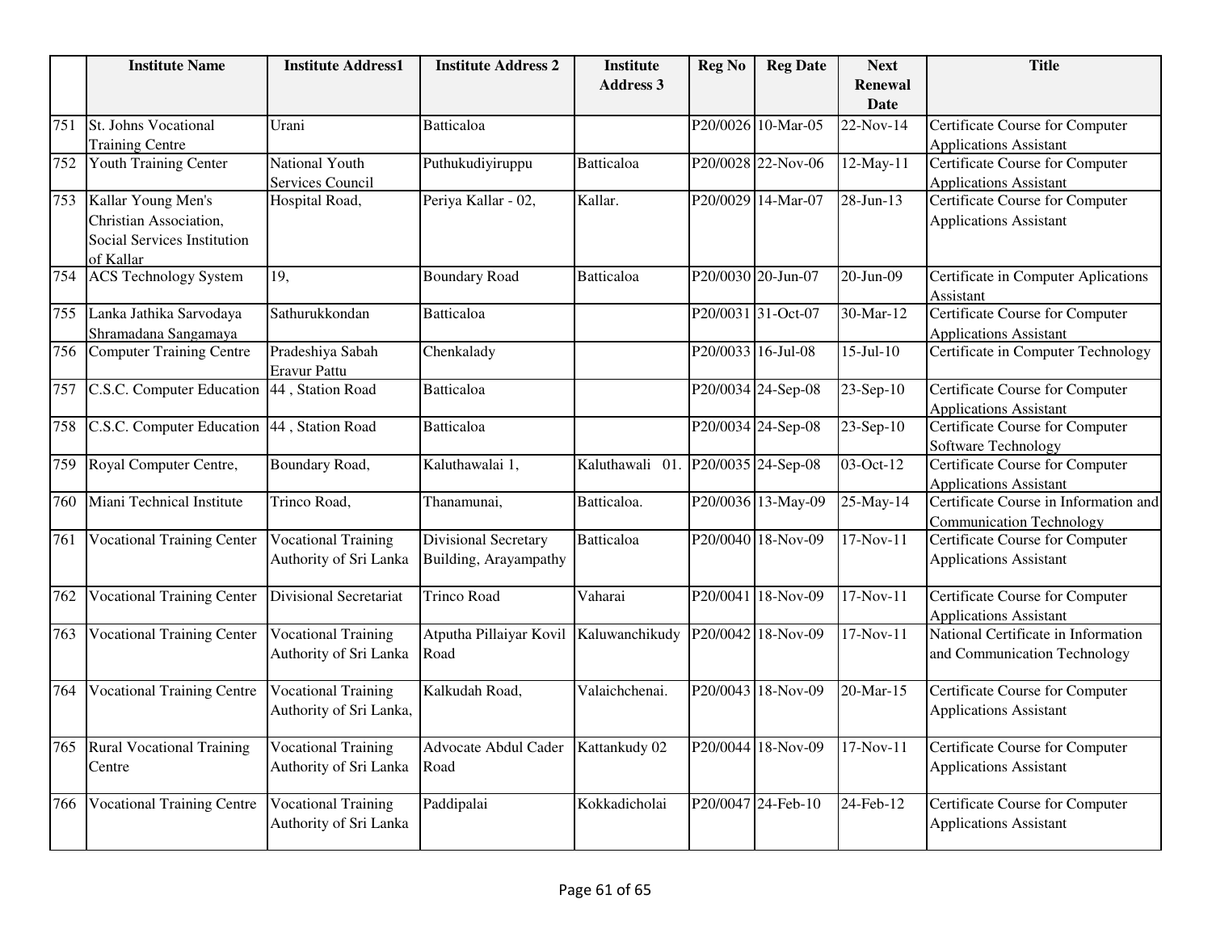|  | Institute Name | Institute Address1 | Institute Address 2 | Institute Address 3 | Reg No | Reg Date | Next Renewal Date | Title |
|---|---|---|---|---|---|---|---|---|
| 751 | St. Johns Vocational Training Centre | Urani | Batticaloa |  | P20/0026 | 10-Mar-05 | 22-Nov-14 | Certificate Course for Computer Applications Assistant |
| 752 | Youth Training Center | National Youth Services Council | Puthukudiyiruppu | Batticaloa | P20/0028 | 22-Nov-06 | 12-May-11 | Certificate Course for Computer Applications Assistant |
| 753 | Kallar Young Men's Christian Association, Social Services Institution of Kallar | Hospital Road, | Periya Kallar - 02, | Kallar. | P20/0029 | 14-Mar-07 | 28-Jun-13 | Certificate Course for Computer Applications Assistant |
| 754 | ACS Technology System | 19, | Boundary Road | Batticaloa | P20/0030 | 20-Jun-07 | 20-Jun-09 | Certificate in Computer Aplications Assistant |
| 755 | Lanka Jathika Sarvodaya Shramadana Sangamaya | Sathurukkondan | Batticaloa |  | P20/0031 | 31-Oct-07 | 30-Mar-12 | Certificate Course for Computer Applications Assistant |
| 756 | Computer Training Centre | Pradeshiya Sabah Eravur Pattu | Chenkalady |  | P20/0033 | 16-Jul-08 | 15-Jul-10 | Certificate in Computer Technology |
| 757 | C.S.C. Computer Education | 44 , Station Road | Batticaloa |  | P20/0034 | 24-Sep-08 | 23-Sep-10 | Certificate Course for Computer Applications Assistant |
| 758 | C.S.C. Computer Education | 44 , Station Road | Batticaloa |  | P20/0034 | 24-Sep-08 | 23-Sep-10 | Certificate Course for Computer Software Technology |
| 759 | Royal Computer Centre, | Boundary Road, | Kaluthawalai 1, | Kaluthawali 01. | P20/0035 | 24-Sep-08 | 03-Oct-12 | Certificate Course for Computer Applications Assistant |
| 760 | Miani Technical Institute | Trinco Road, | Thanamunai, | Batticaloa. | P20/0036 | 13-May-09 | 25-May-14 | Certificate Course in Information and Communication Technology |
| 761 | Vocational Training Center | Vocational Training Authority of Sri Lanka | Divisional Secretary Building, Arayampathy | Batticaloa | P20/0040 | 18-Nov-09 | 17-Nov-11 | Certificate Course for Computer Applications Assistant |
| 762 | Vocational Training Center | Divisional Secretariat | Trinco Road | Vaharai | P20/0041 | 18-Nov-09 | 17-Nov-11 | Certificate Course for Computer Applications Assistant |
| 763 | Vocational Training Center | Vocational Training Authority of Sri Lanka | Atputha Pillaiyar Kovil Road | Kaluwanchikudy | P20/0042 | 18-Nov-09 | 17-Nov-11 | National Certificate in Information and Communication Technology |
| 764 | Vocational Training Centre | Vocational Training Authority of Sri Lanka, | Kalkudah Road, | Valaichchenai. | P20/0043 | 18-Nov-09 | 20-Mar-15 | Certificate Course for Computer Applications Assistant |
| 765 | Rural Vocational Training Centre | Vocational Training Authority of Sri Lanka | Advocate Abdul Cader Road | Kattankudy 02 | P20/0044 | 18-Nov-09 | 17-Nov-11 | Certificate Course for Computer Applications Assistant |
| 766 | Vocational Training Centre | Vocational Training Authority of Sri Lanka | Paddipalai | Kokkadicholai | P20/0047 | 24-Feb-10 | 24-Feb-12 | Certificate Course for Computer Applications Assistant |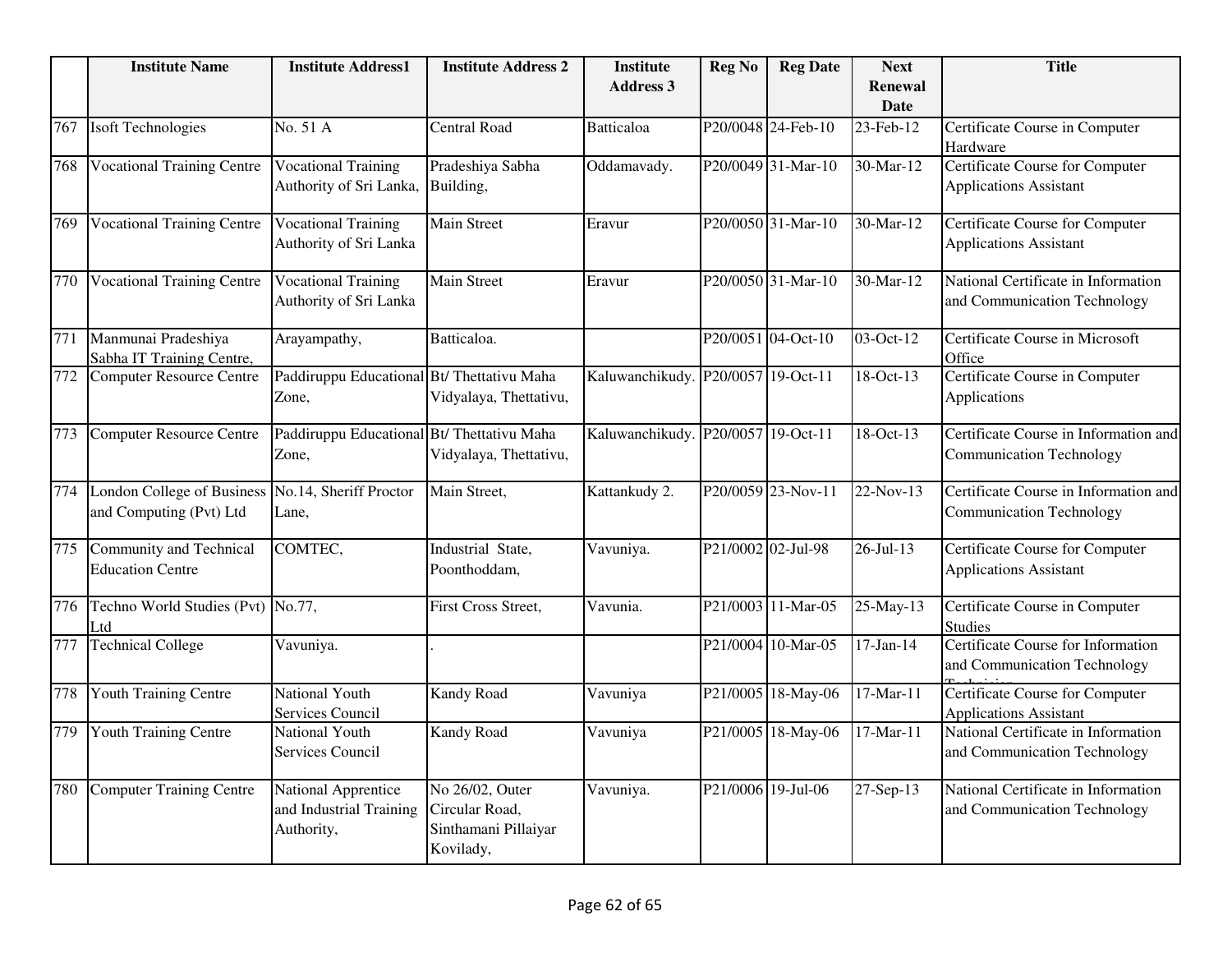| | Institute Name | Institute Address1 | Institute Address 2 | Institute Address 3 | Reg No | Reg Date | Next Renewal Date | Title |
|---|---|---|---|---|---|---|---|---|
| 767 | Isoft Technologies | No. 51 A | Central Road | Batticaloa | P20/0048 | 24-Feb-10 | 23-Feb-12 | Certificate Course in Computer Hardware |
| 768 | Vocational Training Centre | Vocational Training Authority of Sri Lanka, | Pradeshiya Sabha Building, | Oddamavady. | P20/0049 | 31-Mar-10 | 30-Mar-12 | Certificate Course for Computer Applications Assistant |
| 769 | Vocational Training Centre | Vocational Training Authority of Sri Lanka | Main Street | Eravur | P20/0050 | 31-Mar-10 | 30-Mar-12 | Certificate Course for Computer Applications Assistant |
| 770 | Vocational Training Centre | Vocational Training Authority of Sri Lanka | Main Street | Eravur | P20/0050 | 31-Mar-10 | 30-Mar-12 | National Certificate in Information and Communication Technology |
| 771 | Manmunai Pradeshiya Sabha IT Training Centre, | Arayampathy, | Batticaloa. | | P20/0051 | 04-Oct-10 | 03-Oct-12 | Certificate Course in Microsoft Office |
| 772 | Computer Resource Centre | Paddiruppu Educational Zone, | Bt/ Thettativu Maha Vidyalaya, Thettativu, | Kaluwanchikudy. | P20/0057 | 19-Oct-11 | 18-Oct-13 | Certificate Course in Computer Applications |
| 773 | Computer Resource Centre | Paddiruppu Educational Zone, | Bt/ Thettativu Maha Vidyalaya, Thettativu, | Kaluwanchikudy. | P20/0057 | 19-Oct-11 | 18-Oct-13 | Certificate Course in Information and Communication Technology |
| 774 | London College of Business and Computing (Pvt) Ltd | No.14, Sheriff Proctor Lane, | Main Street, | Kattankudy 2. | P20/0059 | 23-Nov-11 | 22-Nov-13 | Certificate Course in Information and Communication Technology |
| 775 | Community and Technical Education Centre | COMTEC, | Industrial State, Poonthoddam, | Vavuniya. | P21/0002 | 02-Jul-98 | 26-Jul-13 | Certificate Course for Computer Applications Assistant |
| 776 | Techno World Studies (Pvt) Ltd | No.77, | First Cross Street, | Vavunia. | P21/0003 | 11-Mar-05 | 25-May-13 | Certificate Course in Computer Studies |
| 777 | Technical College | Vavuniya. | . | | P21/0004 | 10-Mar-05 | 17-Jan-14 | Certificate Course for Information and Communication Technology Technician |
| 778 | Youth Training Centre | National Youth Services Council | Kandy Road | Vavuniya | P21/0005 | 18-May-06 | 17-Mar-11 | Certificate Course for Computer Applications Assistant |
| 779 | Youth Training Centre | National Youth Services Council | Kandy Road | Vavuniya | P21/0005 | 18-May-06 | 17-Mar-11 | National Certificate in Information and Communication Technology |
| 780 | Computer Training Centre | National Apprentice and Industrial Training Authority, | No 26/02, Outer Circular Road, Sinthamani Pillaiyar Kovilady, | Vavuniya. | P21/0006 | 19-Jul-06 | 27-Sep-13 | National Certificate in Information and Communication Technology |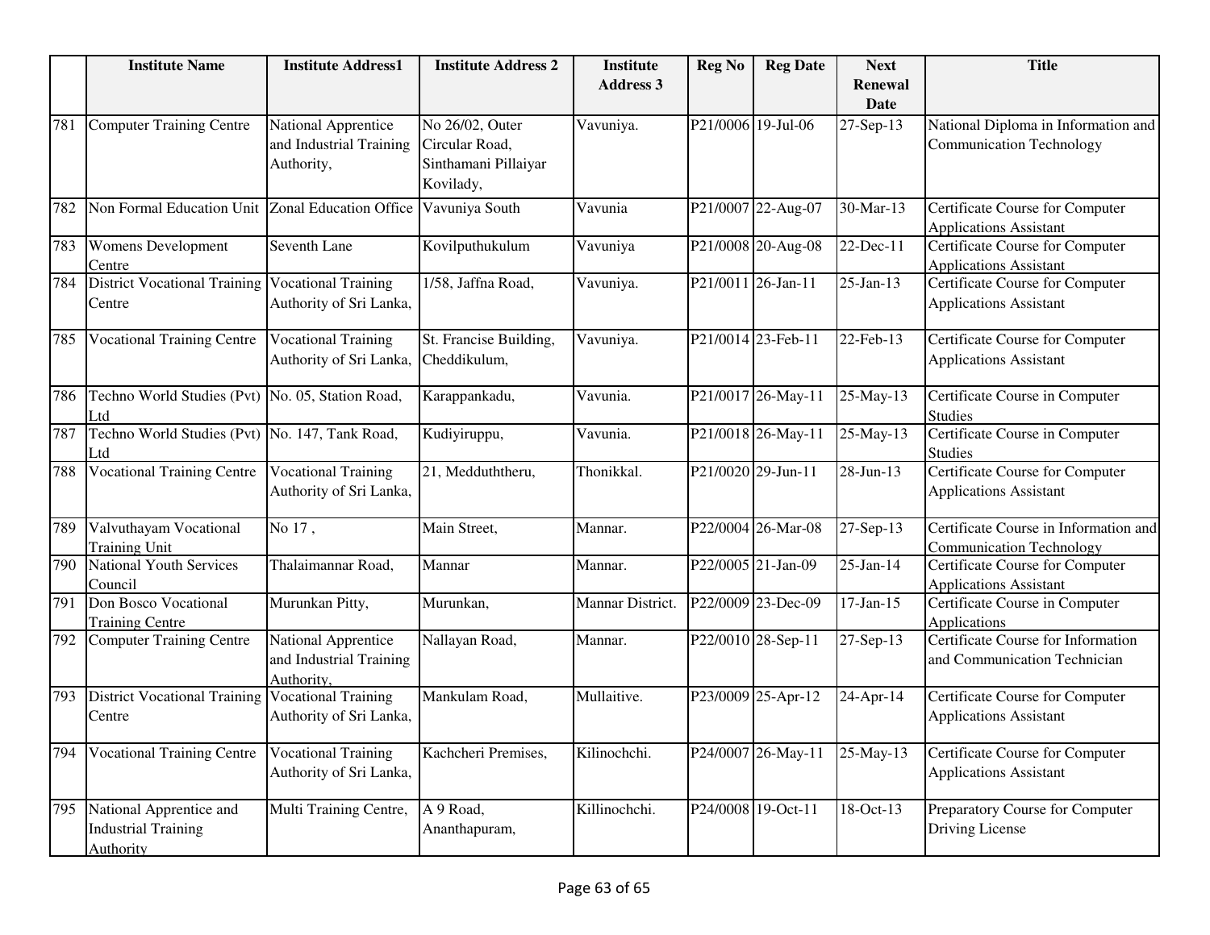| | Institute Name | Institute Address1 | Institute Address 2 | Institute Address 3 | Reg No | Reg Date | Next Renewal Date | Title |
|---|---|---|---|---|---|---|---|---|
| 781 | Computer Training Centre | National Apprentice and Industrial Training Authority, | No 26/02, Outer Circular Road, Sinthamani Pillaiyar Kovilady, | Vavuniya. | P21/0006 | 19-Jul-06 | 27-Sep-13 | National Diploma in Information and Communication Technology |
| 782 | Non Formal Education Unit | Zonal Education Office | Vavuniya South | Vavunia | P21/0007 | 22-Aug-07 | 30-Mar-13 | Certificate Course for Computer Applications Assistant |
| 783 | Womens Development Centre | Seventh Lane | Kovilputhukulum | Vavuniya | P21/0008 | 20-Aug-08 | 22-Dec-11 | Certificate Course for Computer Applications Assistant |
| 784 | District Vocational Training Centre | Vocational Training Authority of Sri Lanka, | 1/58, Jaffna Road, | Vavuniya. | P21/0011 | 26-Jan-11 | 25-Jan-13 | Certificate Course for Computer Applications Assistant |
| 785 | Vocational Training Centre | Vocational Training Authority of Sri Lanka, | St. Francise Building, Cheddikulum, | Vavuniya. | P21/0014 | 23-Feb-11 | 22-Feb-13 | Certificate Course for Computer Applications Assistant |
| 786 | Techno World Studies (Pvt) Ltd | No. 05, Station Road, | Karappankadu, | Vavunia. | P21/0017 | 26-May-11 | 25-May-13 | Certificate Course in Computer Studies |
| 787 | Techno World Studies (Pvt) Ltd | No. 147, Tank Road, | Kudiyiruppu, | Vavunia. | P21/0018 | 26-May-11 | 25-May-13 | Certificate Course in Computer Studies |
| 788 | Vocational Training Centre | Vocational Training Authority of Sri Lanka, | 21, Medduththeru, | Thonikkal. | P21/0020 | 29-Jun-11 | 28-Jun-13 | Certificate Course for Computer Applications Assistant |
| 789 | Valvuthayam Vocational Training Unit | No 17 , | Main Street, | Mannar. | P22/0004 | 26-Mar-08 | 27-Sep-13 | Certificate Course in Information and Communication Technology |
| 790 | National Youth Services Council | Thalaimannar Road, | Mannar | Mannar. | P22/0005 | 21-Jan-09 | 25-Jan-14 | Certificate Course for Computer Applications Assistant |
| 791 | Don Bosco Vocational Training Centre | Murunkan Pitty, | Murunkan, | Mannar District. | P22/0009 | 23-Dec-09 | 17-Jan-15 | Certificate Course in Computer Applications |
| 792 | Computer Training Centre | National Apprentice and Industrial Training Authority, | Nallayan Road, | Mannar. | P22/0010 | 28-Sep-11 | 27-Sep-13 | Certificate Course for Information and Communication Technician |
| 793 | District Vocational Training Centre | Vocational Training Authority of Sri Lanka, | Mankulam Road, | Mullaitive. | P23/0009 | 25-Apr-12 | 24-Apr-14 | Certificate Course for Computer Applications Assistant |
| 794 | Vocational Training Centre | Vocational Training Authority of Sri Lanka, | Kachcheri Premises, | Kilinochchi. | P24/0007 | 26-May-11 | 25-May-13 | Certificate Course for Computer Applications Assistant |
| 795 | National Apprentice and Industrial Training Authority | Multi Training Centre, | A 9 Road, Ananthapuram, | Killinochchi. | P24/0008 | 19-Oct-11 | 18-Oct-13 | Preparatory Course for Computer Driving License |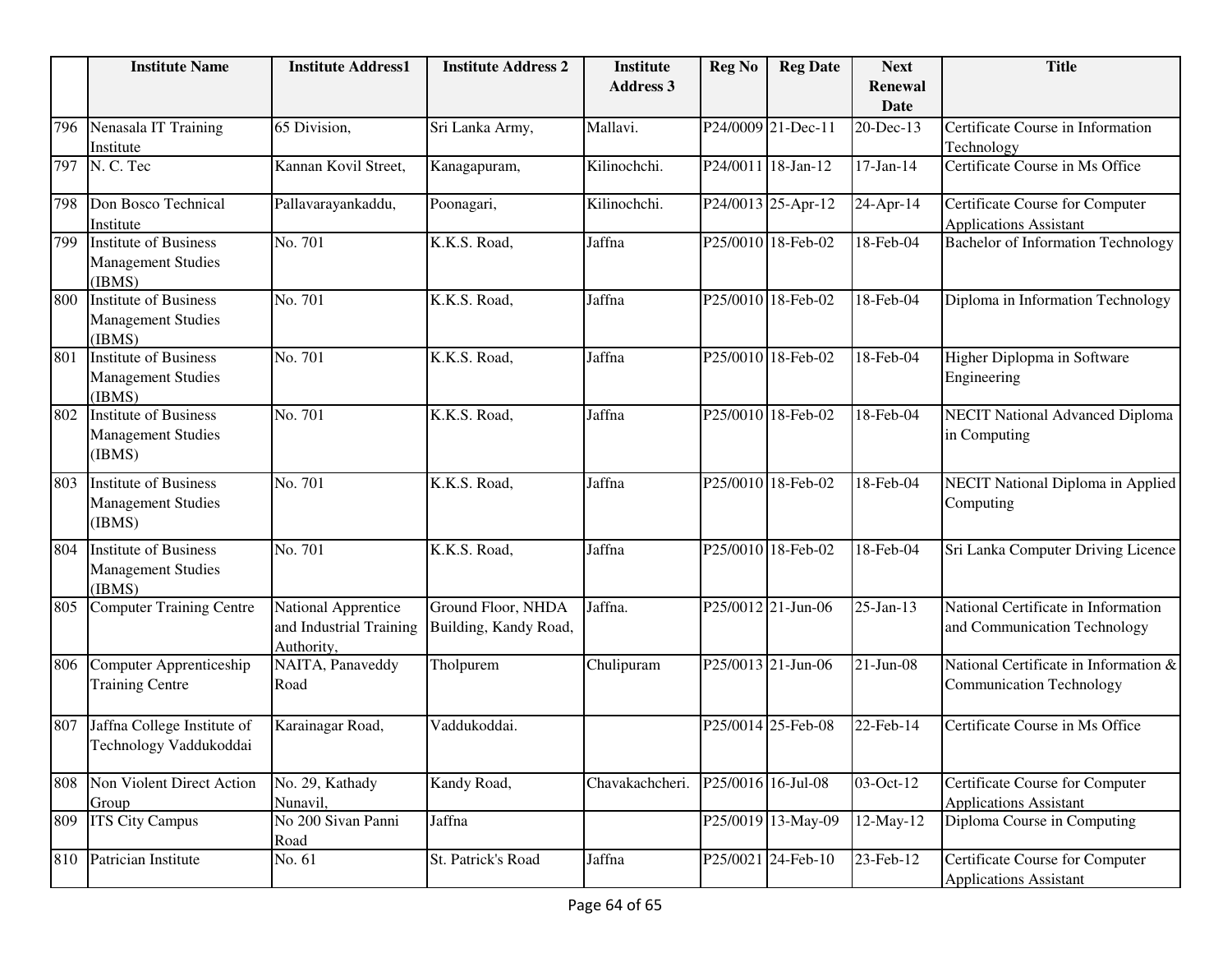|  | Institute Name | Institute Address1 | Institute Address 2 | Institute Address 3 | Reg No | Reg Date | Next Renewal Date | Title |
|---|---|---|---|---|---|---|---|---|
| 796 | Nenasala IT Training Institute | 65 Division, | Sri Lanka Army, | Mallavi. | P24/0009 | 21-Dec-11 | 20-Dec-13 | Certificate Course in Information Technology |
| 797 | N. C. Tec | Kannan Kovil Street, | Kanagapuram, | Kilinochchi. | P24/0011 | 18-Jan-12 | 17-Jan-14 | Certificate Course in Ms Office |
| 798 | Don Bosco Technical Institute | Pallavarayankaddu, | Poonagari, | Kilinochchi. | P24/0013 | 25-Apr-12 | 24-Apr-14 | Certificate Course for Computer Applications Assistant |
| 799 | Institute of Business Management Studies (IBMS) | No. 701 | K.K.S. Road, | Jaffna | P25/0010 | 18-Feb-02 | 18-Feb-04 | Bachelor of Information Technology |
| 800 | Institute of Business Management Studies (IBMS) | No. 701 | K.K.S. Road, | Jaffna | P25/0010 | 18-Feb-02 | 18-Feb-04 | Diploma in Information Technology |
| 801 | Institute of Business Management Studies (IBMS) | No. 701 | K.K.S. Road, | Jaffna | P25/0010 | 18-Feb-02 | 18-Feb-04 | Higher Diplopma in Software Engineering |
| 802 | Institute of Business Management Studies (IBMS) | No. 701 | K.K.S. Road, | Jaffna | P25/0010 | 18-Feb-02 | 18-Feb-04 | NECIT National Advanced Diploma in Computing |
| 803 | Institute of Business Management Studies (IBMS) | No. 701 | K.K.S. Road, | Jaffna | P25/0010 | 18-Feb-02 | 18-Feb-04 | NECIT National Diploma in Applied Computing |
| 804 | Institute of Business Management Studies (IBMS) | No. 701 | K.K.S. Road, | Jaffna | P25/0010 | 18-Feb-02 | 18-Feb-04 | Sri Lanka Computer Driving Licence |
| 805 | Computer Training Centre | National Apprentice and Industrial Training Authority, | Ground Floor, NHDA Building, Kandy Road, | Jaffna. | P25/0012 | 21-Jun-06 | 25-Jan-13 | National Certificate in Information and Communication Technology |
| 806 | Computer Apprenticeship Training Centre | NAITA, Panaveddy Road | Tholpurem | Chulipuram | P25/0013 | 21-Jun-06 | 21-Jun-08 | National Certificate in Information & Communication Technology |
| 807 | Jaffna College Institute of Technology Vaddukoddai | Karainagar Road, | Vaddukoddai. |  | P25/0014 | 25-Feb-08 | 22-Feb-14 | Certificate Course in Ms Office |
| 808 | Non Violent Direct Action Group | No. 29, Kathady Nunavil, | Kandy Road, | Chavakachcheri. | P25/0016 | 16-Jul-08 | 03-Oct-12 | Certificate Course for Computer Applications Assistant |
| 809 | ITS City Campus | No 200 Sivan Panni Road | Jaffna |  | P25/0019 | 13-May-09 | 12-May-12 | Diploma Course in Computing |
| 810 | Patrician Institute | No. 61 | St. Patrick's Road | Jaffna | P25/0021 | 24-Feb-10 | 23-Feb-12 | Certificate Course for Computer Applications Assistant |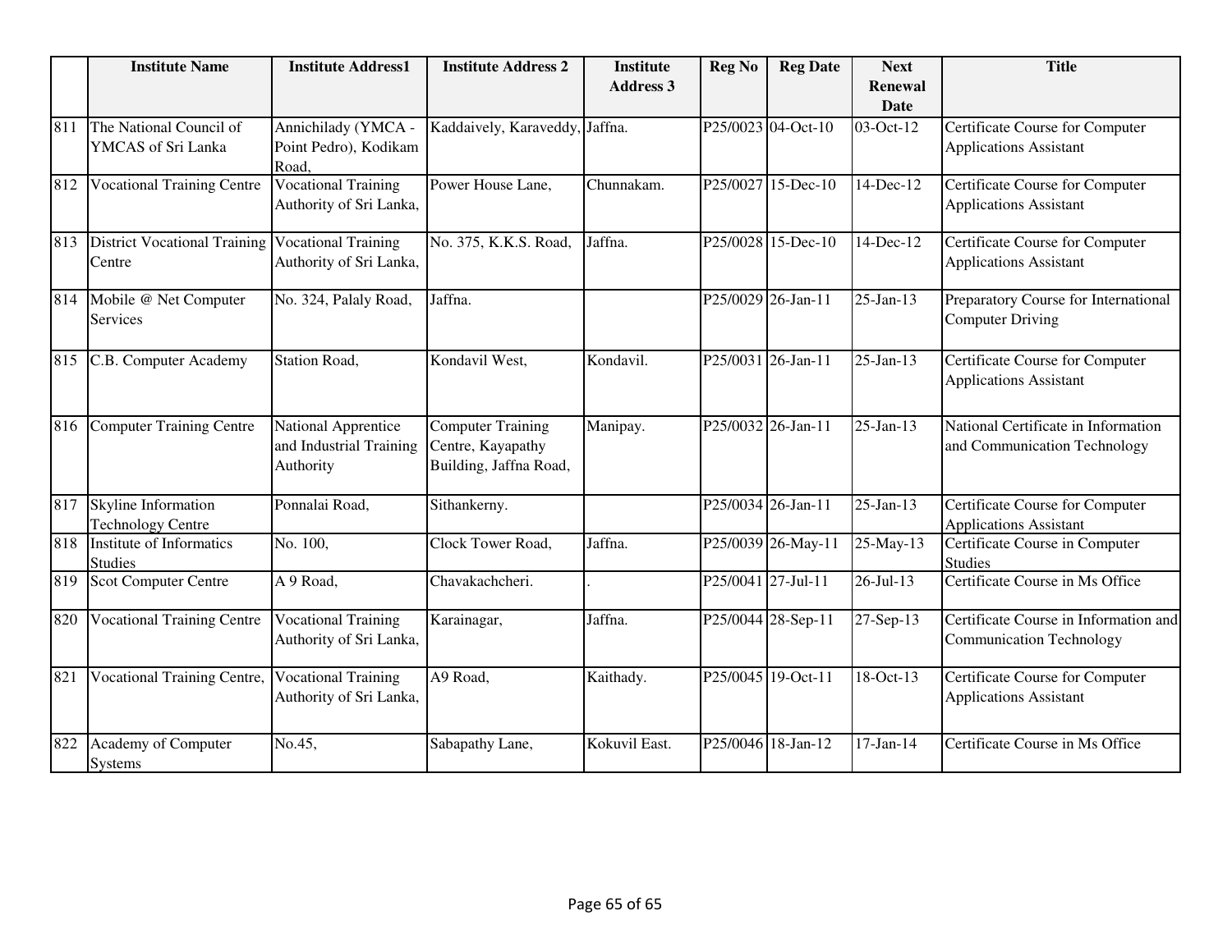| | Institute Name | Institute Address1 | Institute Address 2 | Institute Address 3 | Reg No | Reg Date | Next Renewal Date | Title |
|---|---|---|---|---|---|---|---|---|
| 811 | The National Council of YMCAS of Sri Lanka | Annichilady (YMCA - Point Pedro), Kodikam Road, | Kaddaively, Karaveddy, | Jaffna. | P25/0023 | 04-Oct-10 | 03-Oct-12 | Certificate Course for Computer Applications Assistant |
| 812 | Vocational Training Centre | Vocational Training Authority of Sri Lanka, | Power House Lane, | Chunnakam. | P25/0027 | 15-Dec-10 | 14-Dec-12 | Certificate Course for Computer Applications Assistant |
| 813 | District Vocational Training Centre | Vocational Training Authority of Sri Lanka, | No. 375, K.K.S. Road, | Jaffna. | P25/0028 | 15-Dec-10 | 14-Dec-12 | Certificate Course for Computer Applications Assistant |
| 814 | Mobile @ Net Computer Services | No. 324, Palaly Road, | Jaffna. | | P25/0029 | 26-Jan-11 | 25-Jan-13 | Preparatory Course for International Computer Driving |
| 815 | C.B. Computer Academy | Station Road, | Kondavil West, | Kondavil. | P25/0031 | 26-Jan-11 | 25-Jan-13 | Certificate Course for Computer Applications Assistant |
| 816 | Computer Training Centre | National Apprentice and Industrial Training Authority | Computer Training Centre, Kayapathy Building, Jaffna Road, | Manipay. | P25/0032 | 26-Jan-11 | 25-Jan-13 | National Certificate in Information and Communication Technology |
| 817 | Skyline Information Technology Centre | Ponnalai Road, | Sithankerny. | | P25/0034 | 26-Jan-11 | 25-Jan-13 | Certificate Course for Computer Applications Assistant |
| 818 | Institute of Informatics Studies | No. 100, | Clock Tower Road, | Jaffna. | P25/0039 | 26-May-11 | 25-May-13 | Certificate Course in Computer Studies |
| 819 | Scot Computer Centre | A 9 Road, | Chavakachcheri. | . | P25/0041 | 27-Jul-11 | 26-Jul-13 | Certificate Course in Ms Office |
| 820 | Vocational Training Centre | Vocational Training Authority of Sri Lanka, | Karainagar, | Jaffna. | P25/0044 | 28-Sep-11 | 27-Sep-13 | Certificate Course in Information and Communication Technology |
| 821 | Vocational Training Centre, | Vocational Training Authority of Sri Lanka, | A9 Road, | Kaithady. | P25/0045 | 19-Oct-11 | 18-Oct-13 | Certificate Course for Computer Applications Assistant |
| 822 | Academy of Computer Systems | No.45, | Sabapathy Lane, | Kokuvil East. | P25/0046 | 18-Jan-12 | 17-Jan-14 | Certificate Course in Ms Office |